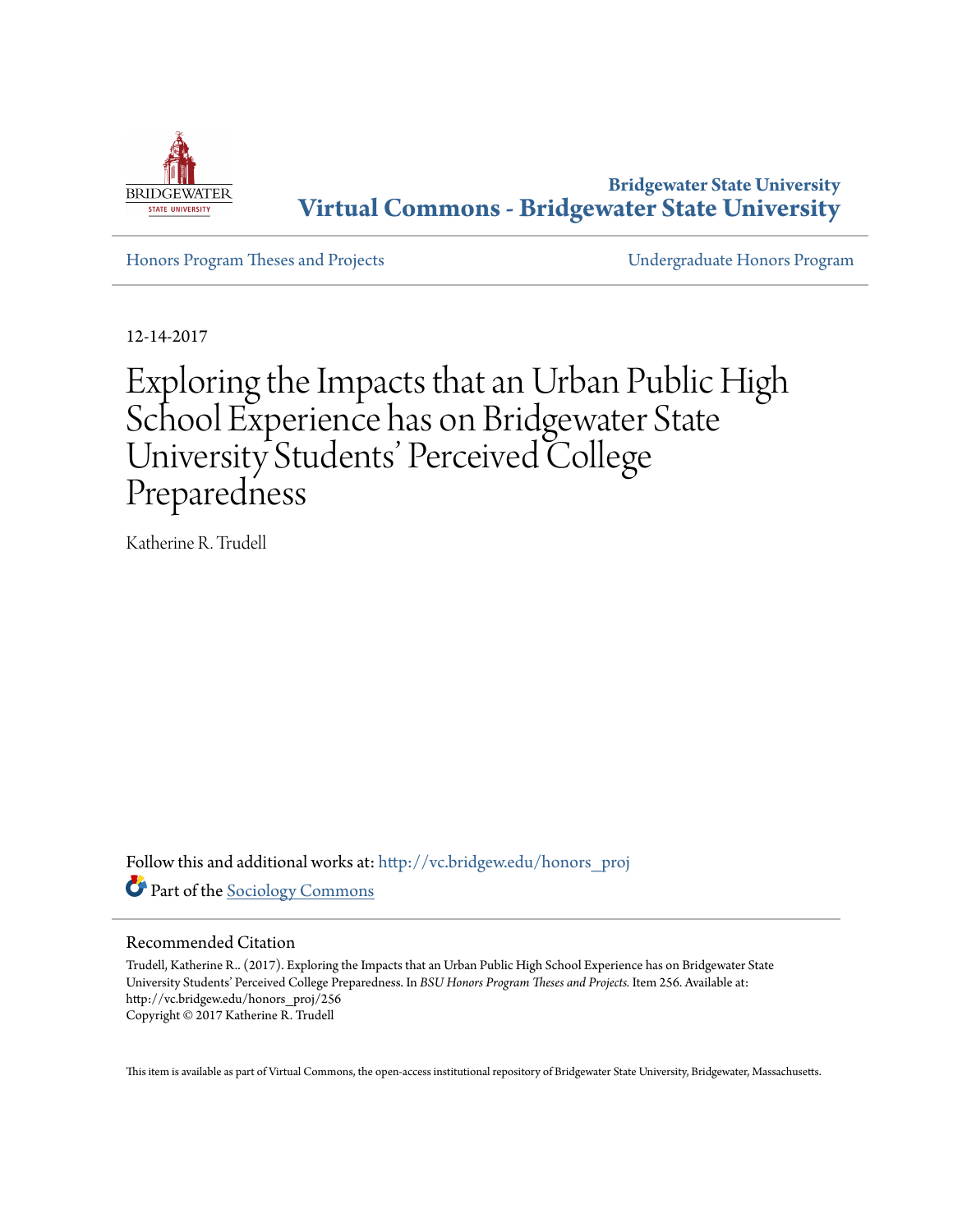Bridgewater State University
**Virtual Commons - Bridgewater State University**

Honors Program Theses and Projects | Undergraduate Honors Program

12-14-2017

# Exploring the Impacts that an Urban Public High School Experience has on Bridgewater State University Students' Perceived College Preparedness

Katherine R. Trudell

Follow this and additional works at: http://vc.bridgew.edu/honors_proj

Part of the Sociology Commons

## Recommended Citation

Trudell, Katherine R.. (2017). Exploring the Impacts that an Urban Public High School Experience has on Bridgewater State University Students' Perceived College Preparedness. In *BSU Honors Program Theses and Projects*. Item 256. Available at: http://vc.bridgew.edu/honors_proj/256

Copyright © 2017 Katherine R. Trudell

This item is available as part of Virtual Commons, the open-access institutional repository of Bridgewater State University, Bridgewater, Massachusetts.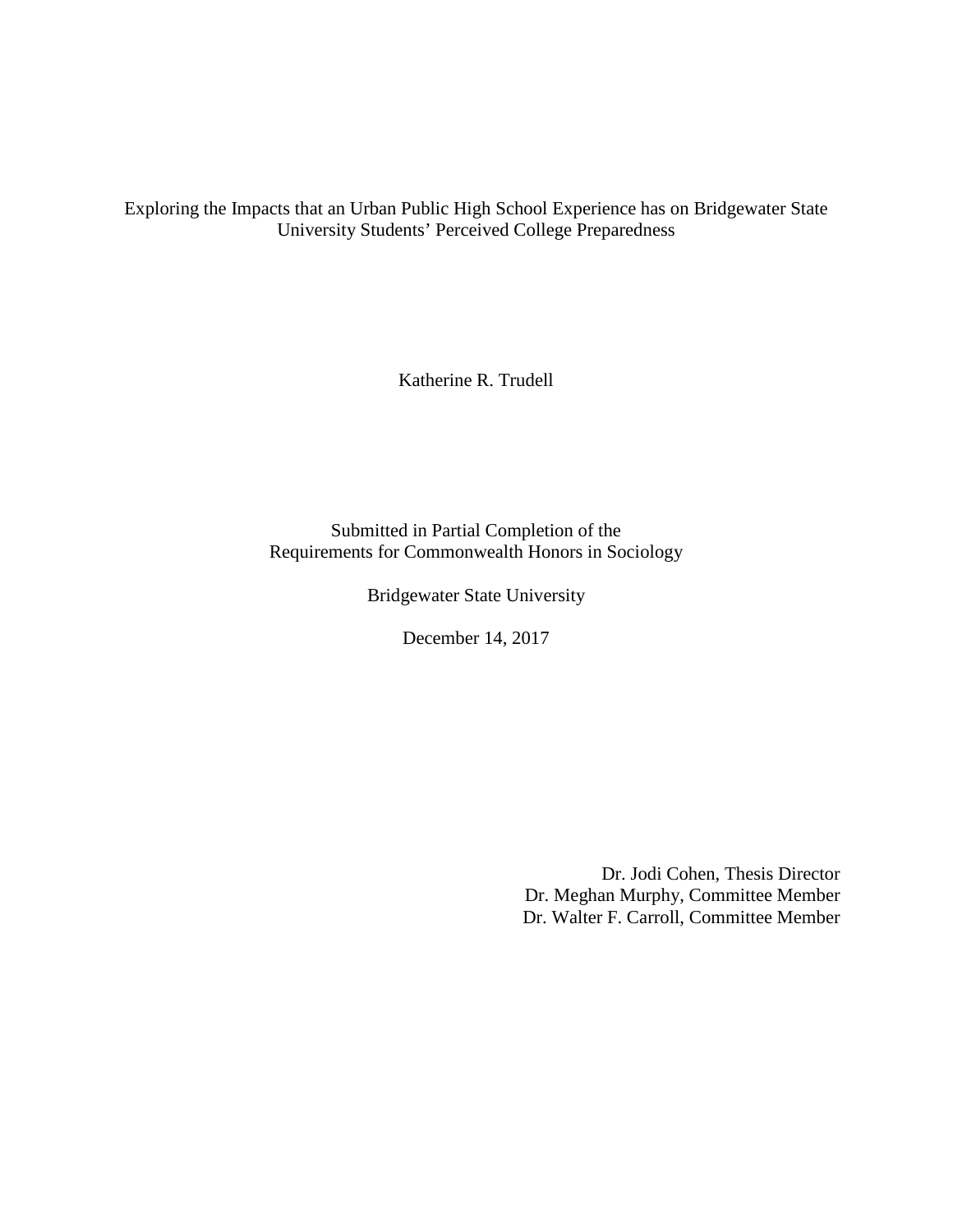Exploring the Impacts that an Urban Public High School Experience has on Bridgewater State University Students' Perceived College Preparedness

Katherine R. Trudell

Submitted in Partial Completion of the
Requirements for Commonwealth Honors in Sociology

Bridgewater State University

December 14, 2017

Dr. Jodi Cohen, Thesis Director
Dr. Meghan Murphy, Committee Member
Dr. Walter F. Carroll, Committee Member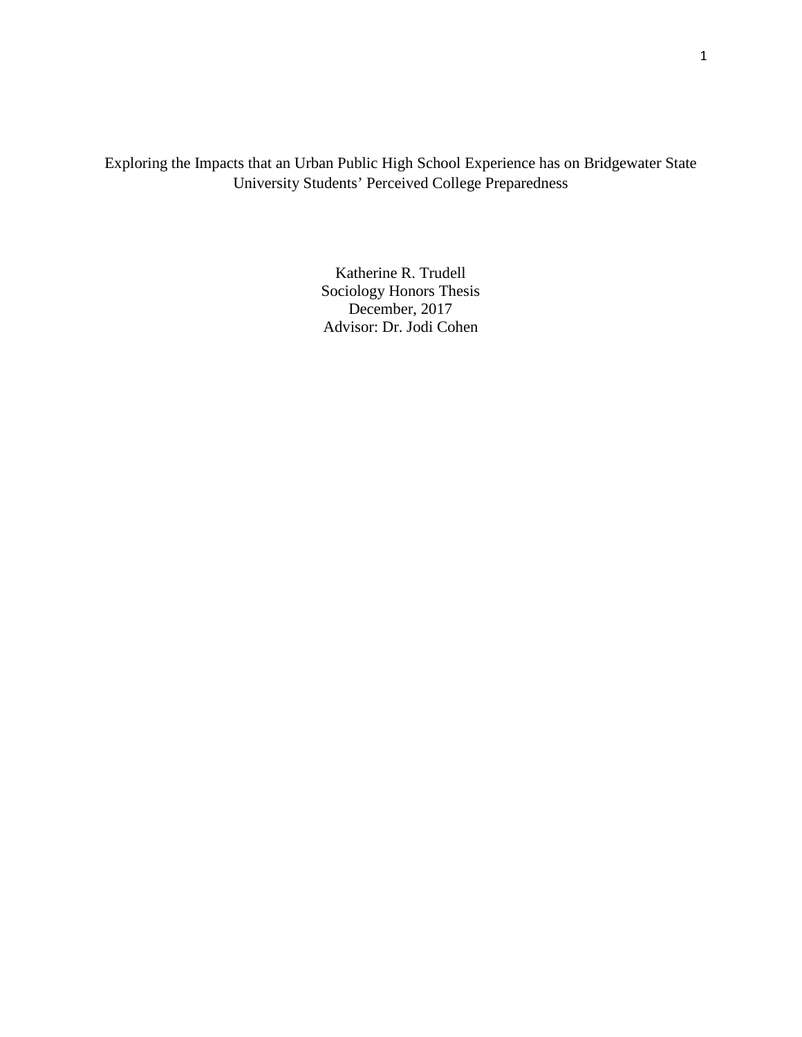# Exploring the Impacts that an Urban Public High School Experience has on Bridgewater State University Students' Perceived College Preparedness

Katherine R. Trudell
Sociology Honors Thesis
December, 2017
Advisor: Dr. Jodi Cohen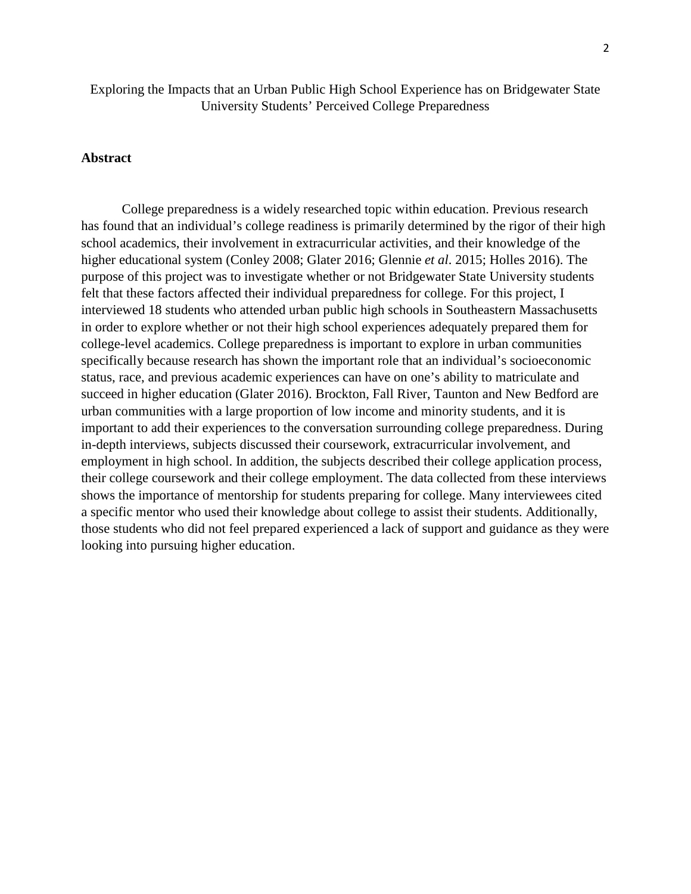Exploring the Impacts that an Urban Public High School Experience has on Bridgewater State University Students' Perceived College Preparedness

## Abstract

College preparedness is a widely researched topic within education. Previous research has found that an individual's college readiness is primarily determined by the rigor of their high school academics, their involvement in extracurricular activities, and their knowledge of the higher educational system (Conley 2008; Glater 2016; Glennie *et al*. 2015; Holles 2016). The purpose of this project was to investigate whether or not Bridgewater State University students felt that these factors affected their individual preparedness for college. For this project, I interviewed 18 students who attended urban public high schools in Southeastern Massachusetts in order to explore whether or not their high school experiences adequately prepared them for college-level academics. College preparedness is important to explore in urban communities specifically because research has shown the important role that an individual's socioeconomic status, race, and previous academic experiences can have on one's ability to matriculate and succeed in higher education (Glater 2016). Brockton, Fall River, Taunton and New Bedford are urban communities with a large proportion of low income and minority students, and it is important to add their experiences to the conversation surrounding college preparedness. During in-depth interviews, subjects discussed their coursework, extracurricular involvement, and employment in high school. In addition, the subjects described their college application process, their college coursework and their college employment. The data collected from these interviews shows the importance of mentorship for students preparing for college. Many interviewees cited a specific mentor who used their knowledge about college to assist their students. Additionally, those students who did not feel prepared experienced a lack of support and guidance as they were looking into pursuing higher education.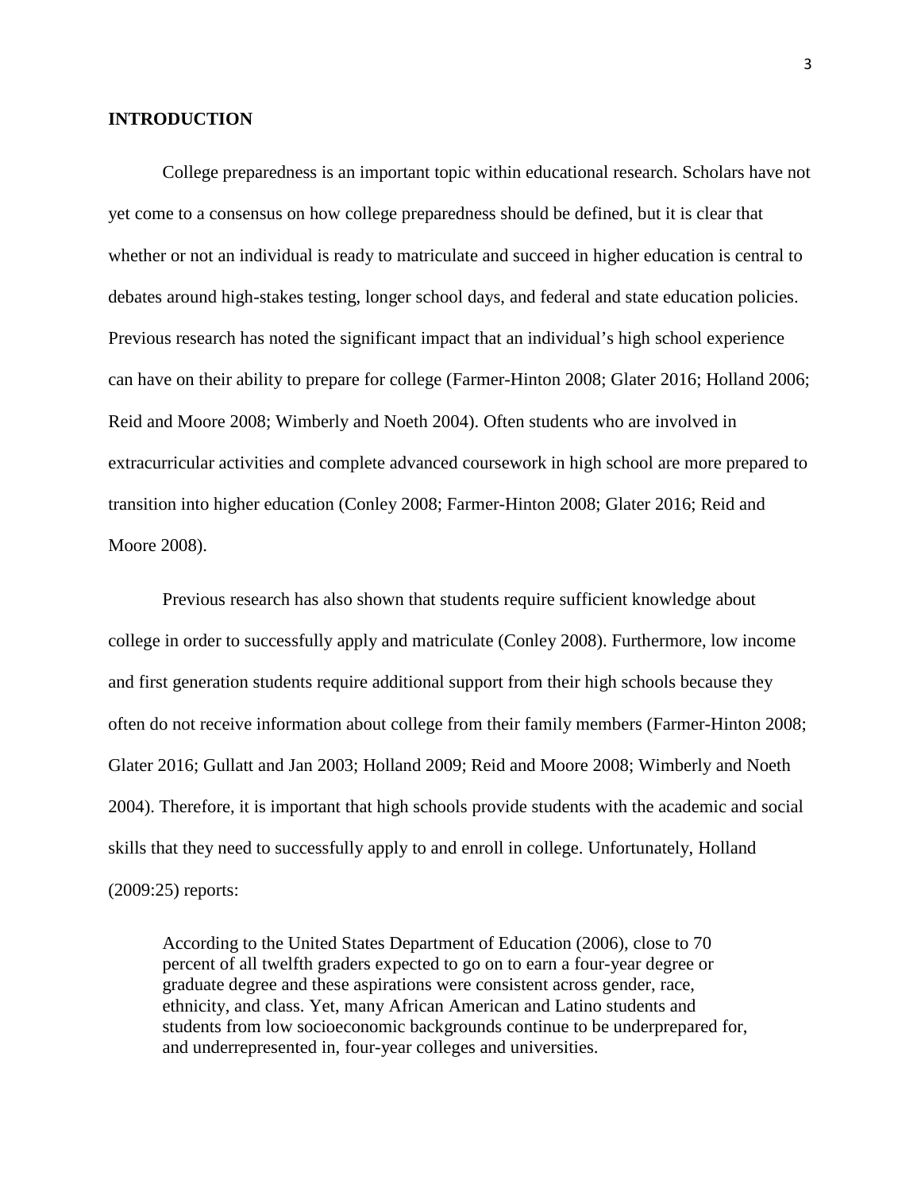## INTRODUCTION

College preparedness is an important topic within educational research. Scholars have not yet come to a consensus on how college preparedness should be defined, but it is clear that whether or not an individual is ready to matriculate and succeed in higher education is central to debates around high-stakes testing, longer school days, and federal and state education policies. Previous research has noted the significant impact that an individual's high school experience can have on their ability to prepare for college (Farmer-Hinton 2008; Glater 2016; Holland 2006; Reid and Moore 2008; Wimberly and Noeth 2004). Often students who are involved in extracurricular activities and complete advanced coursework in high school are more prepared to transition into higher education (Conley 2008; Farmer-Hinton 2008; Glater 2016; Reid and Moore 2008).

Previous research has also shown that students require sufficient knowledge about college in order to successfully apply and matriculate (Conley 2008). Furthermore, low income and first generation students require additional support from their high schools because they often do not receive information about college from their family members (Farmer-Hinton 2008; Glater 2016; Gullatt and Jan 2003; Holland 2009; Reid and Moore 2008; Wimberly and Noeth 2004). Therefore, it is important that high schools provide students with the academic and social skills that they need to successfully apply to and enroll in college. Unfortunately, Holland (2009:25) reports:

> According to the United States Department of Education (2006), close to 70 percent of all twelfth graders expected to go on to earn a four-year degree or graduate degree and these aspirations were consistent across gender, race, ethnicity, and class. Yet, many African American and Latino students and students from low socioeconomic backgrounds continue to be underprepared for, and underrepresented in, four-year colleges and universities.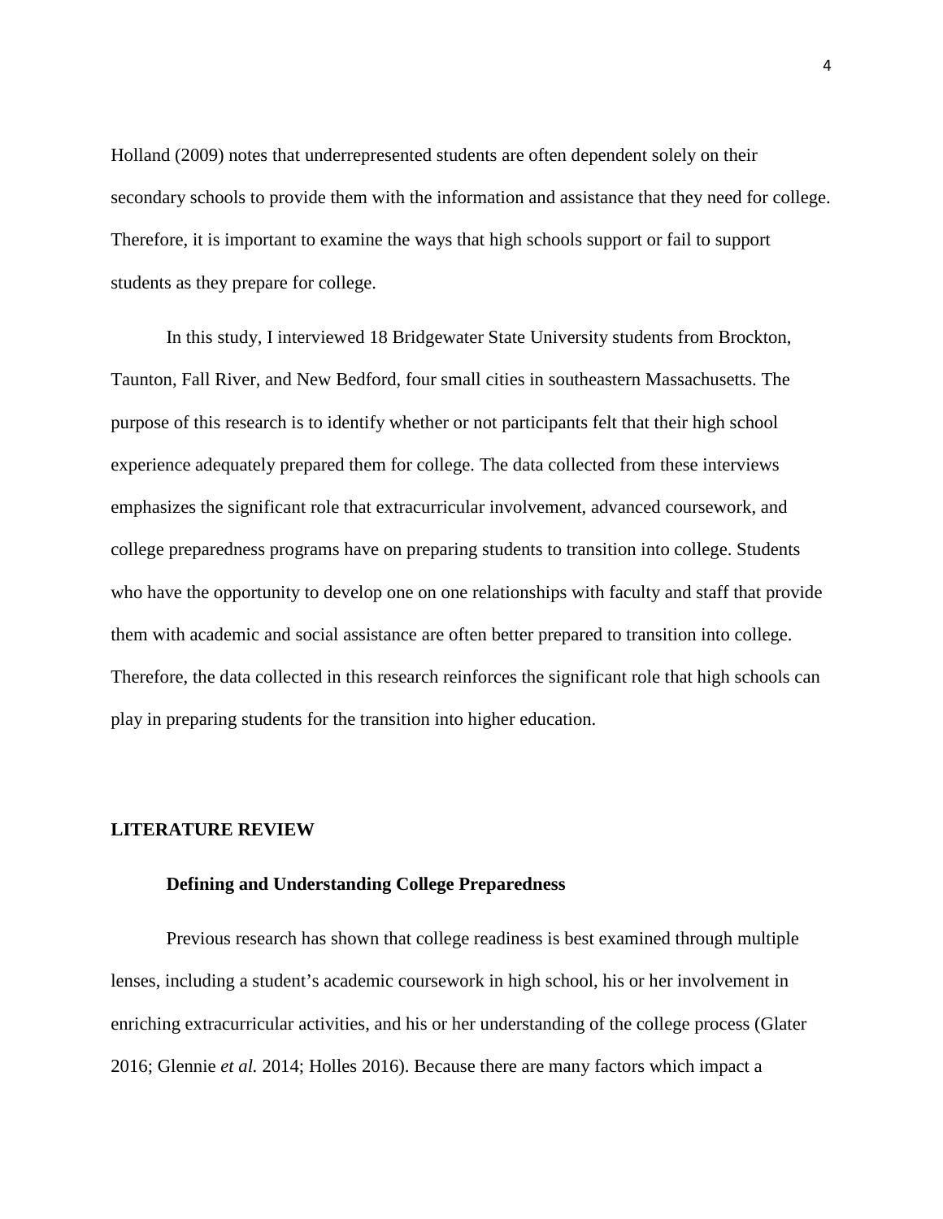Holland (2009) notes that underrepresented students are often dependent solely on their secondary schools to provide them with the information and assistance that they need for college. Therefore, it is important to examine the ways that high schools support or fail to support students as they prepare for college.

In this study, I interviewed 18 Bridgewater State University students from Brockton, Taunton, Fall River, and New Bedford, four small cities in southeastern Massachusetts. The purpose of this research is to identify whether or not participants felt that their high school experience adequately prepared them for college. The data collected from these interviews emphasizes the significant role that extracurricular involvement, advanced coursework, and college preparedness programs have on preparing students to transition into college. Students who have the opportunity to develop one on one relationships with faculty and staff that provide them with academic and social assistance are often better prepared to transition into college. Therefore, the data collected in this research reinforces the significant role that high schools can play in preparing students for the transition into higher education.

## LITERATURE REVIEW

### Defining and Understanding College Preparedness

Previous research has shown that college readiness is best examined through multiple lenses, including a student's academic coursework in high school, his or her involvement in enriching extracurricular activities, and his or her understanding of the college process (Glater 2016; Glennie *et al.* 2014; Holles 2016). Because there are many factors which impact a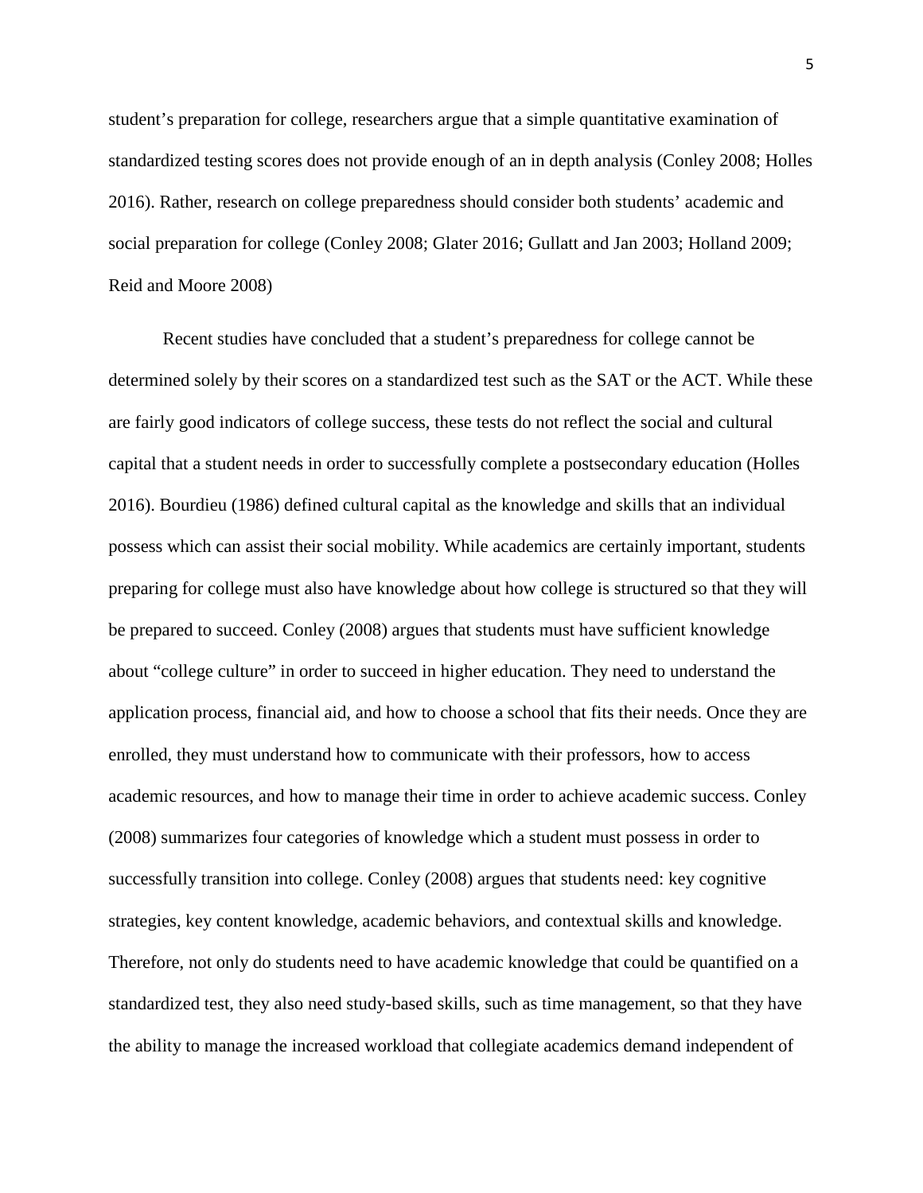student's preparation for college, researchers argue that a simple quantitative examination of standardized testing scores does not provide enough of an in depth analysis (Conley 2008; Holles 2016). Rather, research on college preparedness should consider both students' academic and social preparation for college (Conley 2008; Glater 2016; Gullatt and Jan 2003; Holland 2009; Reid and Moore 2008)

Recent studies have concluded that a student's preparedness for college cannot be determined solely by their scores on a standardized test such as the SAT or the ACT. While these are fairly good indicators of college success, these tests do not reflect the social and cultural capital that a student needs in order to successfully complete a postsecondary education (Holles 2016). Bourdieu (1986) defined cultural capital as the knowledge and skills that an individual possess which can assist their social mobility. While academics are certainly important, students preparing for college must also have knowledge about how college is structured so that they will be prepared to succeed. Conley (2008) argues that students must have sufficient knowledge about "college culture" in order to succeed in higher education. They need to understand the application process, financial aid, and how to choose a school that fits their needs. Once they are enrolled, they must understand how to communicate with their professors, how to access academic resources, and how to manage their time in order to achieve academic success. Conley (2008) summarizes four categories of knowledge which a student must possess in order to successfully transition into college. Conley (2008) argues that students need: key cognitive strategies, key content knowledge, academic behaviors, and contextual skills and knowledge. Therefore, not only do students need to have academic knowledge that could be quantified on a standardized test, they also need study-based skills, such as time management, so that they have the ability to manage the increased workload that collegiate academics demand independent of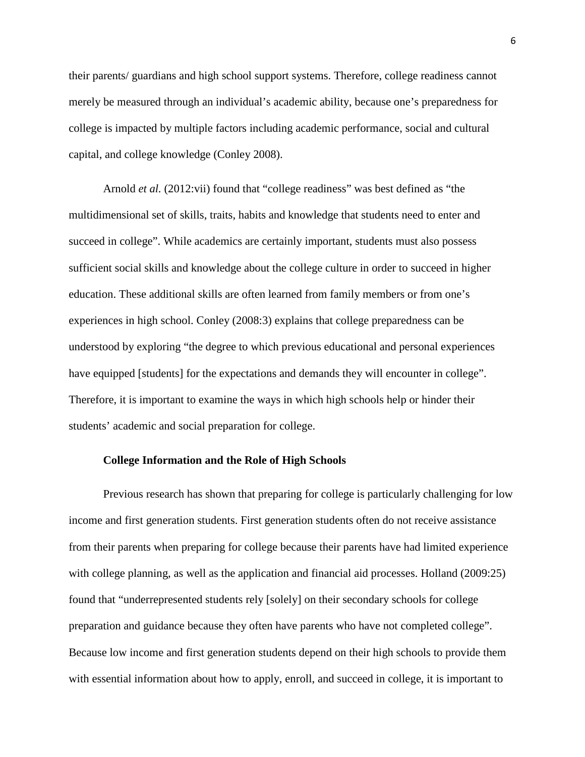their parents/ guardians and high school support systems. Therefore, college readiness cannot merely be measured through an individual's academic ability, because one's preparedness for college is impacted by multiple factors including academic performance, social and cultural capital, and college knowledge (Conley 2008).

Arnold *et al.* (2012:vii) found that "college readiness" was best defined as "the multidimensional set of skills, traits, habits and knowledge that students need to enter and succeed in college". While academics are certainly important, students must also possess sufficient social skills and knowledge about the college culture in order to succeed in higher education. These additional skills are often learned from family members or from one's experiences in high school. Conley (2008:3) explains that college preparedness can be understood by exploring "the degree to which previous educational and personal experiences have equipped [students] for the expectations and demands they will encounter in college". Therefore, it is important to examine the ways in which high schools help or hinder their students' academic and social preparation for college.

### College Information and the Role of High Schools

Previous research has shown that preparing for college is particularly challenging for low income and first generation students. First generation students often do not receive assistance from their parents when preparing for college because their parents have had limited experience with college planning, as well as the application and financial aid processes. Holland (2009:25) found that "underrepresented students rely [solely] on their secondary schools for college preparation and guidance because they often have parents who have not completed college". Because low income and first generation students depend on their high schools to provide them with essential information about how to apply, enroll, and succeed in college, it is important to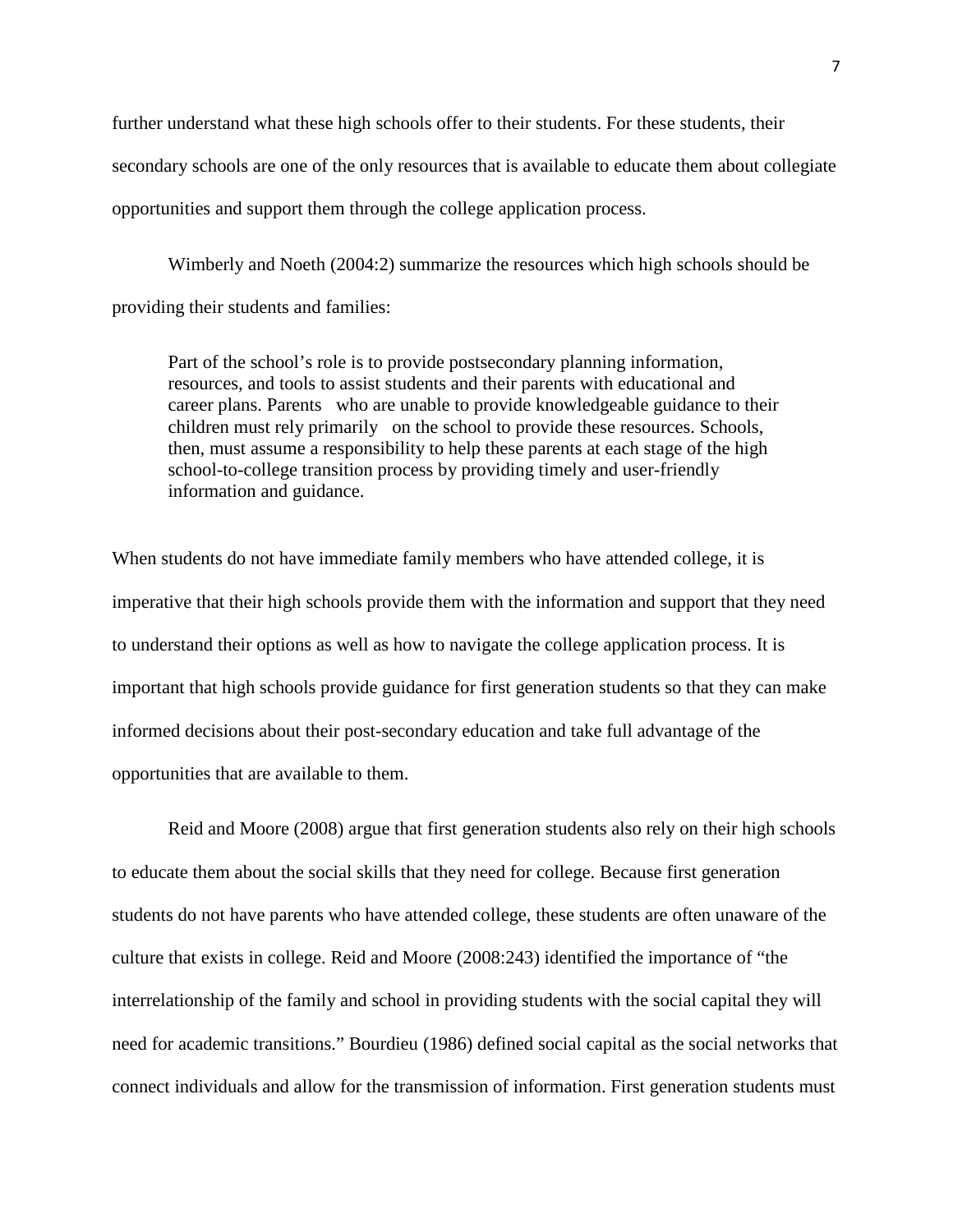further understand what these high schools offer to their students. For these students, their secondary schools are one of the only resources that is available to educate them about collegiate opportunities and support them through the college application process.

Wimberly and Noeth (2004:2) summarize the resources which high schools should be providing their students and families:

> Part of the school's role is to provide postsecondary planning information, resources, and tools to assist students and their parents with educational and career plans. Parents who are unable to provide knowledgeable guidance to their children must rely primarily on the school to provide these resources. Schools, then, must assume a responsibility to help these parents at each stage of the high school-to-college transition process by providing timely and user-friendly information and guidance.

When students do not have immediate family members who have attended college, it is imperative that their high schools provide them with the information and support that they need to understand their options as well as how to navigate the college application process. It is important that high schools provide guidance for first generation students so that they can make informed decisions about their post-secondary education and take full advantage of the opportunities that are available to them.

Reid and Moore (2008) argue that first generation students also rely on their high schools to educate them about the social skills that they need for college. Because first generation students do not have parents who have attended college, these students are often unaware of the culture that exists in college. Reid and Moore (2008:243) identified the importance of "the interrelationship of the family and school in providing students with the social capital they will need for academic transitions." Bourdieu (1986) defined social capital as the social networks that connect individuals and allow for the transmission of information. First generation students must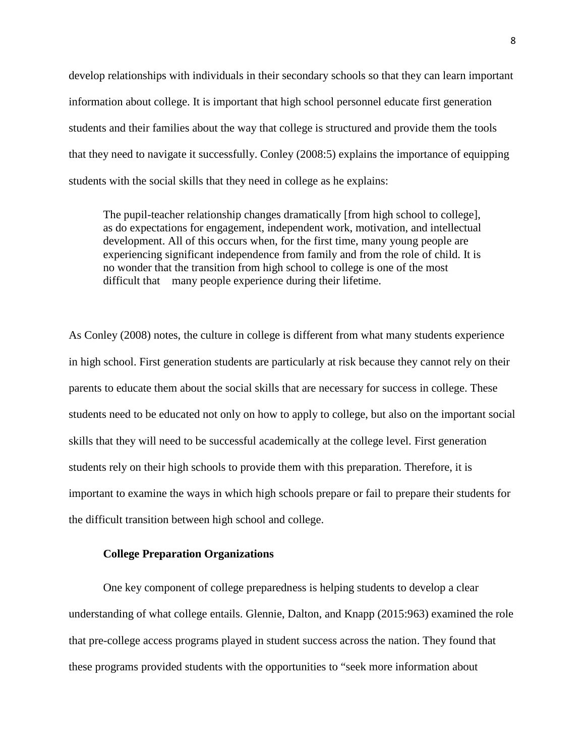develop relationships with individuals in their secondary schools so that they can learn important information about college. It is important that high school personnel educate first generation students and their families about the way that college is structured and provide them the tools that they need to navigate it successfully. Conley (2008:5) explains the importance of equipping students with the social skills that they need in college as he explains:

> The pupil-teacher relationship changes dramatically [from high school to college], as do expectations for engagement, independent work, motivation, and intellectual development. All of this occurs when, for the first time, many young people are experiencing significant independence from family and from the role of child. It is no wonder that the transition from high school to college is one of the most difficult that many people experience during their lifetime.

As Conley (2008) notes, the culture in college is different from what many students experience in high school. First generation students are particularly at risk because they cannot rely on their parents to educate them about the social skills that are necessary for success in college. These students need to be educated not only on how to apply to college, but also on the important social skills that they will need to be successful academically at the college level. First generation students rely on their high schools to provide them with this preparation. Therefore, it is important to examine the ways in which high schools prepare or fail to prepare their students for the difficult transition between high school and college.

### College Preparation Organizations

One key component of college preparedness is helping students to develop a clear understanding of what college entails. Glennie, Dalton, and Knapp (2015:963) examined the role that pre-college access programs played in student success across the nation. They found that these programs provided students with the opportunities to "seek more information about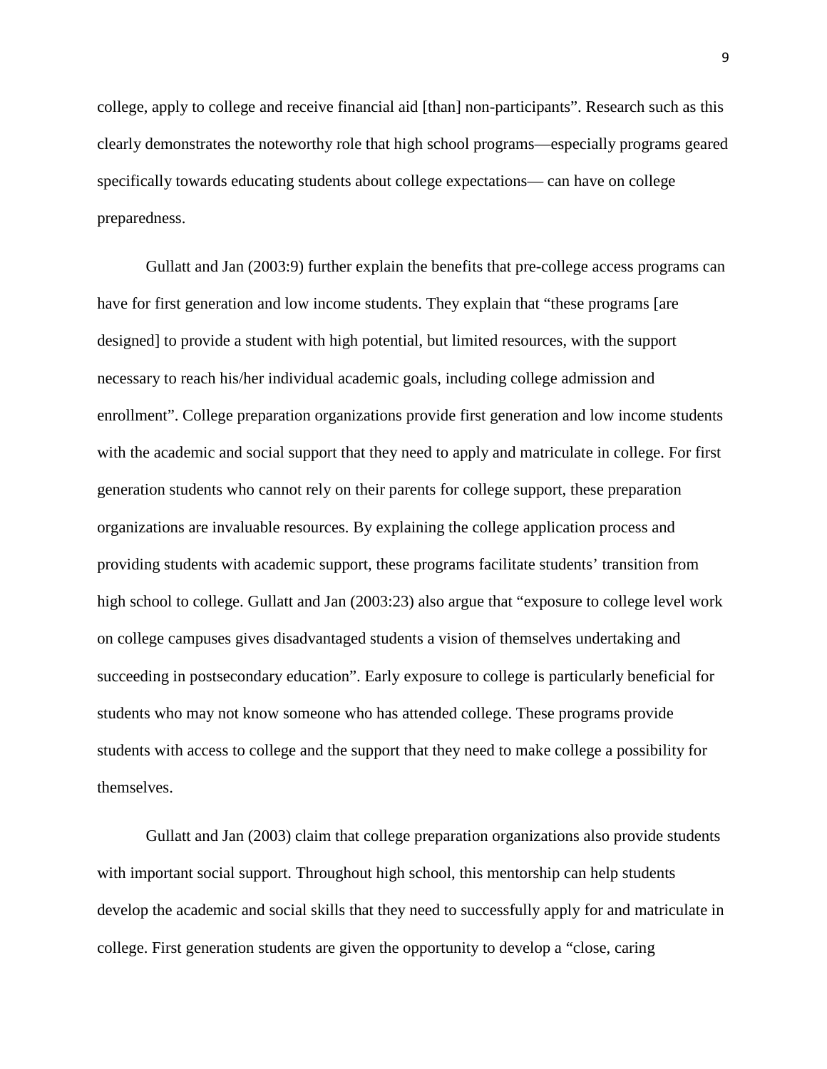college, apply to college and receive financial aid [than] non-participants". Research such as this clearly demonstrates the noteworthy role that high school programs—especially programs geared specifically towards educating students about college expectations— can have on college preparedness.

Gullatt and Jan (2003:9) further explain the benefits that pre-college access programs can have for first generation and low income students. They explain that "these programs [are designed] to provide a student with high potential, but limited resources, with the support necessary to reach his/her individual academic goals, including college admission and enrollment". College preparation organizations provide first generation and low income students with the academic and social support that they need to apply and matriculate in college. For first generation students who cannot rely on their parents for college support, these preparation organizations are invaluable resources. By explaining the college application process and providing students with academic support, these programs facilitate students' transition from high school to college. Gullatt and Jan (2003:23) also argue that "exposure to college level work on college campuses gives disadvantaged students a vision of themselves undertaking and succeeding in postsecondary education". Early exposure to college is particularly beneficial for students who may not know someone who has attended college. These programs provide students with access to college and the support that they need to make college a possibility for themselves.

Gullatt and Jan (2003) claim that college preparation organizations also provide students with important social support. Throughout high school, this mentorship can help students develop the academic and social skills that they need to successfully apply for and matriculate in college. First generation students are given the opportunity to develop a "close, caring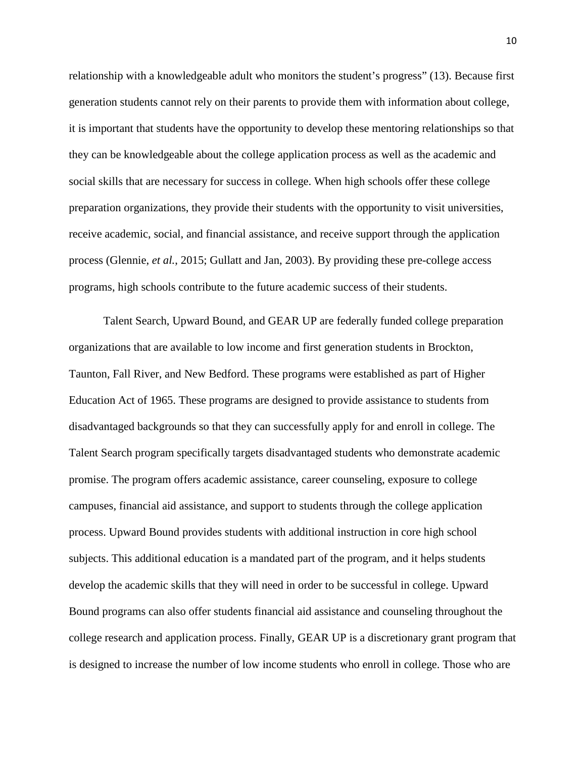relationship with a knowledgeable adult who monitors the student's progress" (13). Because first generation students cannot rely on their parents to provide them with information about college, it is important that students have the opportunity to develop these mentoring relationships so that they can be knowledgeable about the college application process as well as the academic and social skills that are necessary for success in college. When high schools offer these college preparation organizations, they provide their students with the opportunity to visit universities, receive academic, social, and financial assistance, and receive support through the application process (Glennie, *et al.*, 2015; Gullatt and Jan, 2003). By providing these pre-college access programs, high schools contribute to the future academic success of their students.

Talent Search, Upward Bound, and GEAR UP are federally funded college preparation organizations that are available to low income and first generation students in Brockton, Taunton, Fall River, and New Bedford. These programs were established as part of Higher Education Act of 1965. These programs are designed to provide assistance to students from disadvantaged backgrounds so that they can successfully apply for and enroll in college. The Talent Search program specifically targets disadvantaged students who demonstrate academic promise. The program offers academic assistance, career counseling, exposure to college campuses, financial aid assistance, and support to students through the college application process. Upward Bound provides students with additional instruction in core high school subjects. This additional education is a mandated part of the program, and it helps students develop the academic skills that they will need in order to be successful in college. Upward Bound programs can also offer students financial aid assistance and counseling throughout the college research and application process. Finally, GEAR UP is a discretionary grant program that is designed to increase the number of low income students who enroll in college. Those who are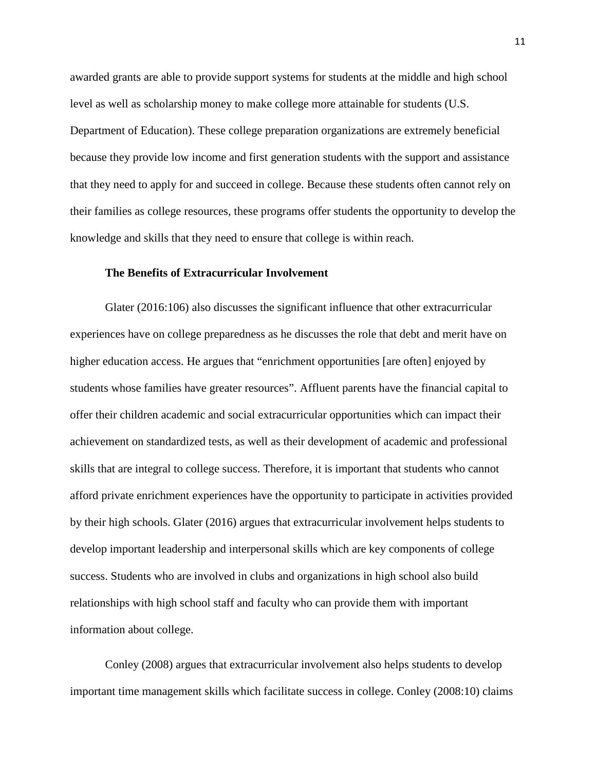awarded grants are able to provide support systems for students at the middle and high school level as well as scholarship money to make college more attainable for students (U.S. Department of Education). These college preparation organizations are extremely beneficial because they provide low income and first generation students with the support and assistance that they need to apply for and succeed in college. Because these students often cannot rely on their families as college resources, these programs offer students the opportunity to develop the knowledge and skills that they need to ensure that college is within reach.

### The Benefits of Extracurricular Involvement

Glater (2016:106) also discusses the significant influence that other extracurricular experiences have on college preparedness as he discusses the role that debt and merit have on higher education access. He argues that "enrichment opportunities [are often] enjoyed by students whose families have greater resources". Affluent parents have the financial capital to offer their children academic and social extracurricular opportunities which can impact their achievement on standardized tests, as well as their development of academic and professional skills that are integral to college success. Therefore, it is important that students who cannot afford private enrichment experiences have the opportunity to participate in activities provided by their high schools. Glater (2016) argues that extracurricular involvement helps students to develop important leadership and interpersonal skills which are key components of college success. Students who are involved in clubs and organizations in high school also build relationships with high school staff and faculty who can provide them with important information about college.

Conley (2008) argues that extracurricular involvement also helps students to develop important time management skills which facilitate success in college. Conley (2008:10) claims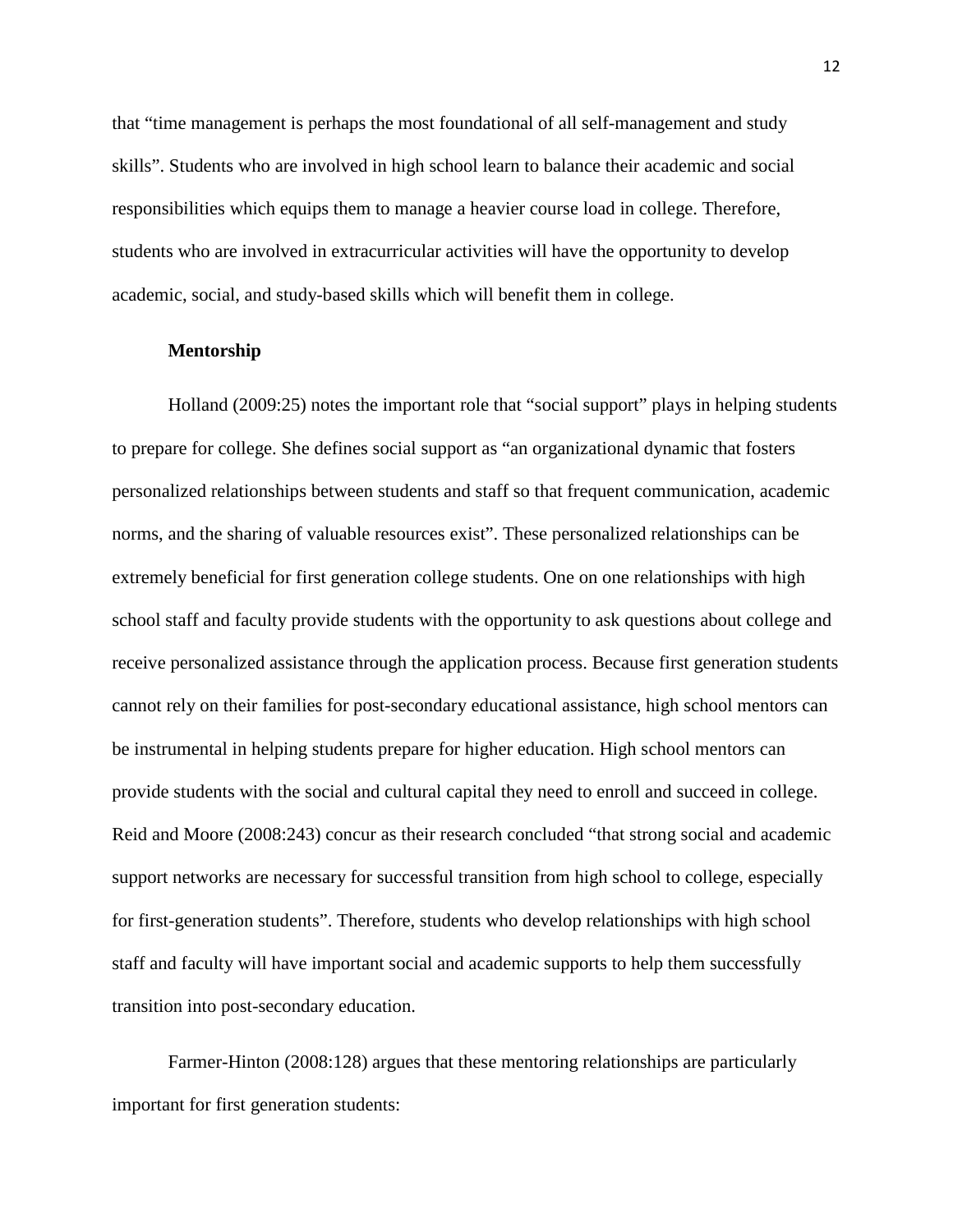that "time management is perhaps the most foundational of all self-management and study skills". Students who are involved in high school learn to balance their academic and social responsibilities which equips them to manage a heavier course load in college. Therefore, students who are involved in extracurricular activities will have the opportunity to develop academic, social, and study-based skills which will benefit them in college.

**Mentorship**

Holland (2009:25) notes the important role that "social support" plays in helping students to prepare for college. She defines social support as "an organizational dynamic that fosters personalized relationships between students and staff so that frequent communication, academic norms, and the sharing of valuable resources exist". These personalized relationships can be extremely beneficial for first generation college students. One on one relationships with high school staff and faculty provide students with the opportunity to ask questions about college and receive personalized assistance through the application process. Because first generation students cannot rely on their families for post-secondary educational assistance, high school mentors can be instrumental in helping students prepare for higher education. High school mentors can provide students with the social and cultural capital they need to enroll and succeed in college. Reid and Moore (2008:243) concur as their research concluded "that strong social and academic support networks are necessary for successful transition from high school to college, especially for first-generation students". Therefore, students who develop relationships with high school staff and faculty will have important social and academic supports to help them successfully transition into post-secondary education.

Farmer-Hinton (2008:128) argues that these mentoring relationships are particularly important for first generation students: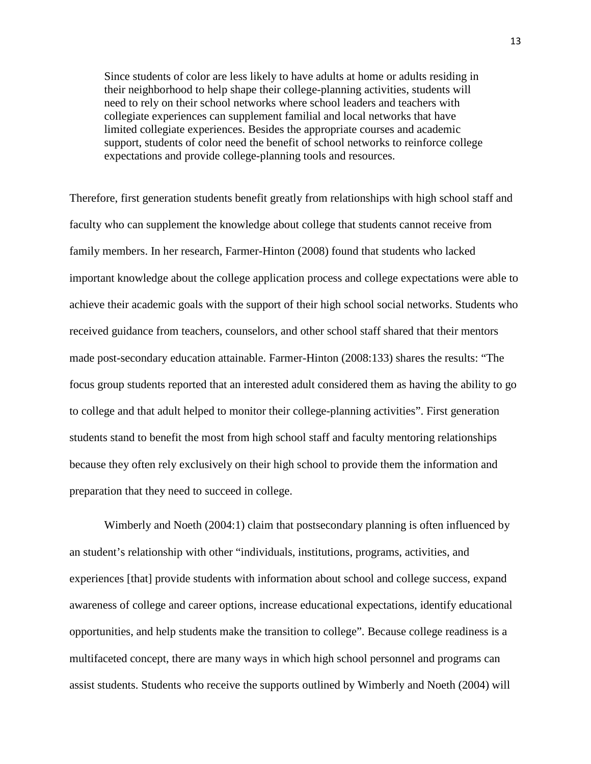> Since students of color are less likely to have adults at home or adults residing in their neighborhood to help shape their college-planning activities, students will need to rely on their school networks where school leaders and teachers with collegiate experiences can supplement familial and local networks that have limited collegiate experiences. Besides the appropriate courses and academic support, students of color need the benefit of school networks to reinforce college expectations and provide college-planning tools and resources.

Therefore, first generation students benefit greatly from relationships with high school staff and faculty who can supplement the knowledge about college that students cannot receive from family members. In her research, Farmer-Hinton (2008) found that students who lacked important knowledge about the college application process and college expectations were able to achieve their academic goals with the support of their high school social networks. Students who received guidance from teachers, counselors, and other school staff shared that their mentors made post-secondary education attainable. Farmer-Hinton (2008:133) shares the results: "The focus group students reported that an interested adult considered them as having the ability to go to college and that adult helped to monitor their college-planning activities". First generation students stand to benefit the most from high school staff and faculty mentoring relationships because they often rely exclusively on their high school to provide them the information and preparation that they need to succeed in college.

Wimberly and Noeth (2004:1) claim that postsecondary planning is often influenced by an student's relationship with other "individuals, institutions, programs, activities, and experiences [that] provide students with information about school and college success, expand awareness of college and career options, increase educational expectations, identify educational opportunities, and help students make the transition to college". Because college readiness is a multifaceted concept, there are many ways in which high school personnel and programs can assist students. Students who receive the supports outlined by Wimberly and Noeth (2004) will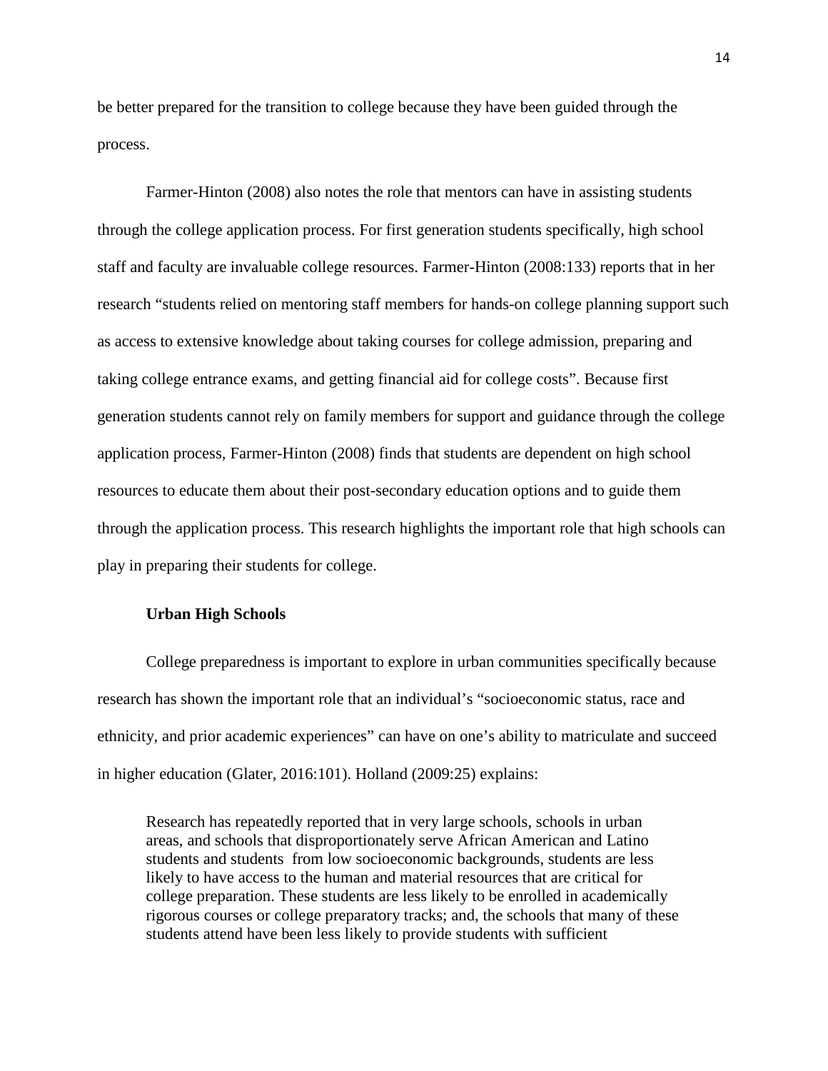be better prepared for the transition to college because they have been guided through the process.

Farmer-Hinton (2008) also notes the role that mentors can have in assisting students through the college application process. For first generation students specifically, high school staff and faculty are invaluable college resources. Farmer-Hinton (2008:133) reports that in her research "students relied on mentoring staff members for hands-on college planning support such as access to extensive knowledge about taking courses for college admission, preparing and taking college entrance exams, and getting financial aid for college costs". Because first generation students cannot rely on family members for support and guidance through the college application process, Farmer-Hinton (2008) finds that students are dependent on high school resources to educate them about their post-secondary education options and to guide them through the application process. This research highlights the important role that high schools can play in preparing their students for college.

**Urban High Schools**

College preparedness is important to explore in urban communities specifically because research has shown the important role that an individual's "socioeconomic status, race and ethnicity, and prior academic experiences" can have on one's ability to matriculate and succeed in higher education (Glater, 2016:101). Holland (2009:25) explains:

> Research has repeatedly reported that in very large schools, schools in urban areas, and schools that disproportionately serve African American and Latino students and students from low socioeconomic backgrounds, students are less likely to have access to the human and material resources that are critical for college preparation. These students are less likely to be enrolled in academically rigorous courses or college preparatory tracks; and, the schools that many of these students attend have been less likely to provide students with sufficient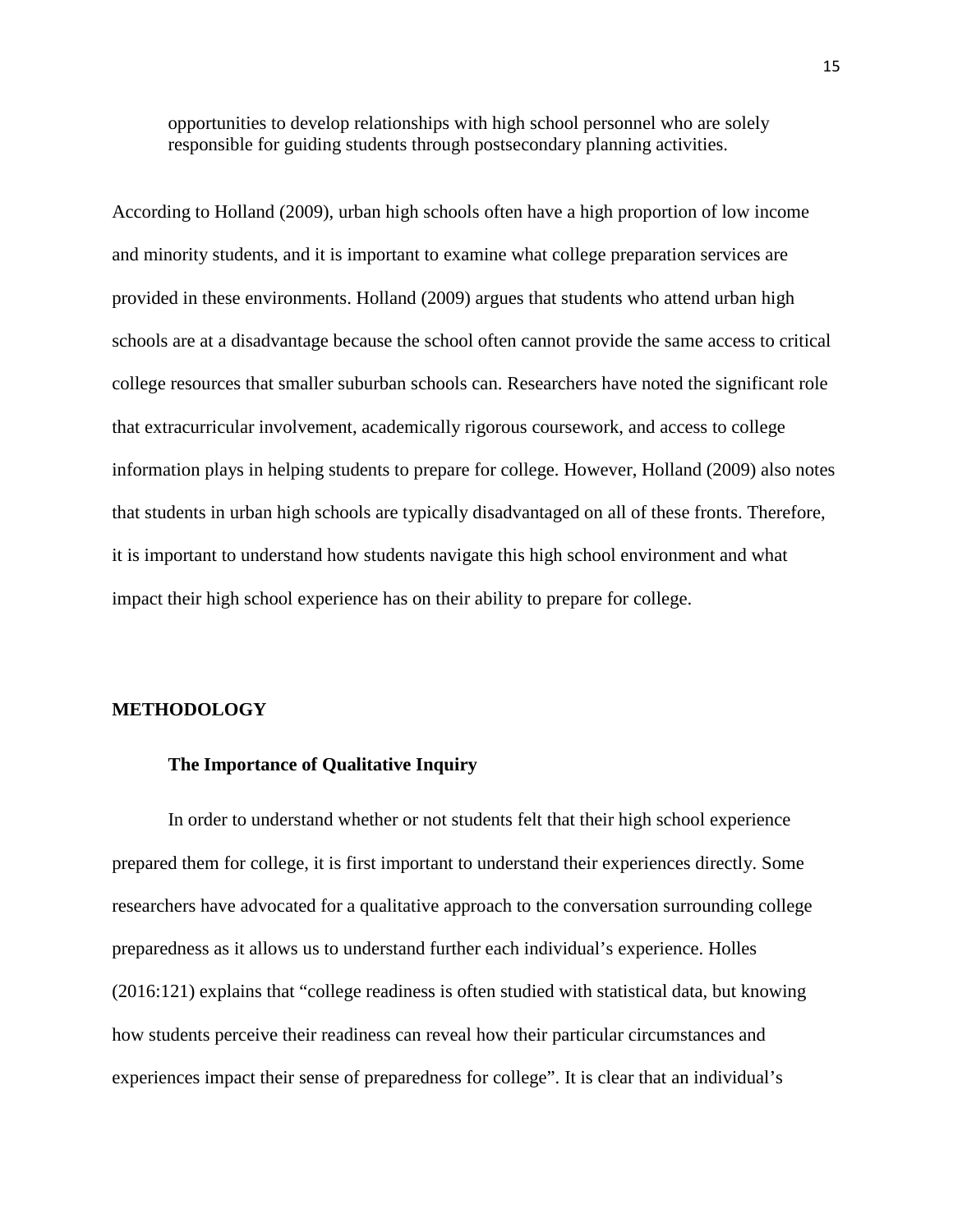> opportunities to develop relationships with high school personnel who are solely responsible for guiding students through postsecondary planning activities.

According to Holland (2009), urban high schools often have a high proportion of low income and minority students, and it is important to examine what college preparation services are provided in these environments. Holland (2009) argues that students who attend urban high schools are at a disadvantage because the school often cannot provide the same access to critical college resources that smaller suburban schools can. Researchers have noted the significant role that extracurricular involvement, academically rigorous coursework, and access to college information plays in helping students to prepare for college. However, Holland (2009) also notes that students in urban high schools are typically disadvantaged on all of these fronts. Therefore, it is important to understand how students navigate this high school environment and what impact their high school experience has on their ability to prepare for college.

## METHODOLOGY

### The Importance of Qualitative Inquiry

In order to understand whether or not students felt that their high school experience prepared them for college, it is first important to understand their experiences directly. Some researchers have advocated for a qualitative approach to the conversation surrounding college preparedness as it allows us to understand further each individual's experience. Holles (2016:121) explains that "college readiness is often studied with statistical data, but knowing how students perceive their readiness can reveal how their particular circumstances and experiences impact their sense of preparedness for college". It is clear that an individual's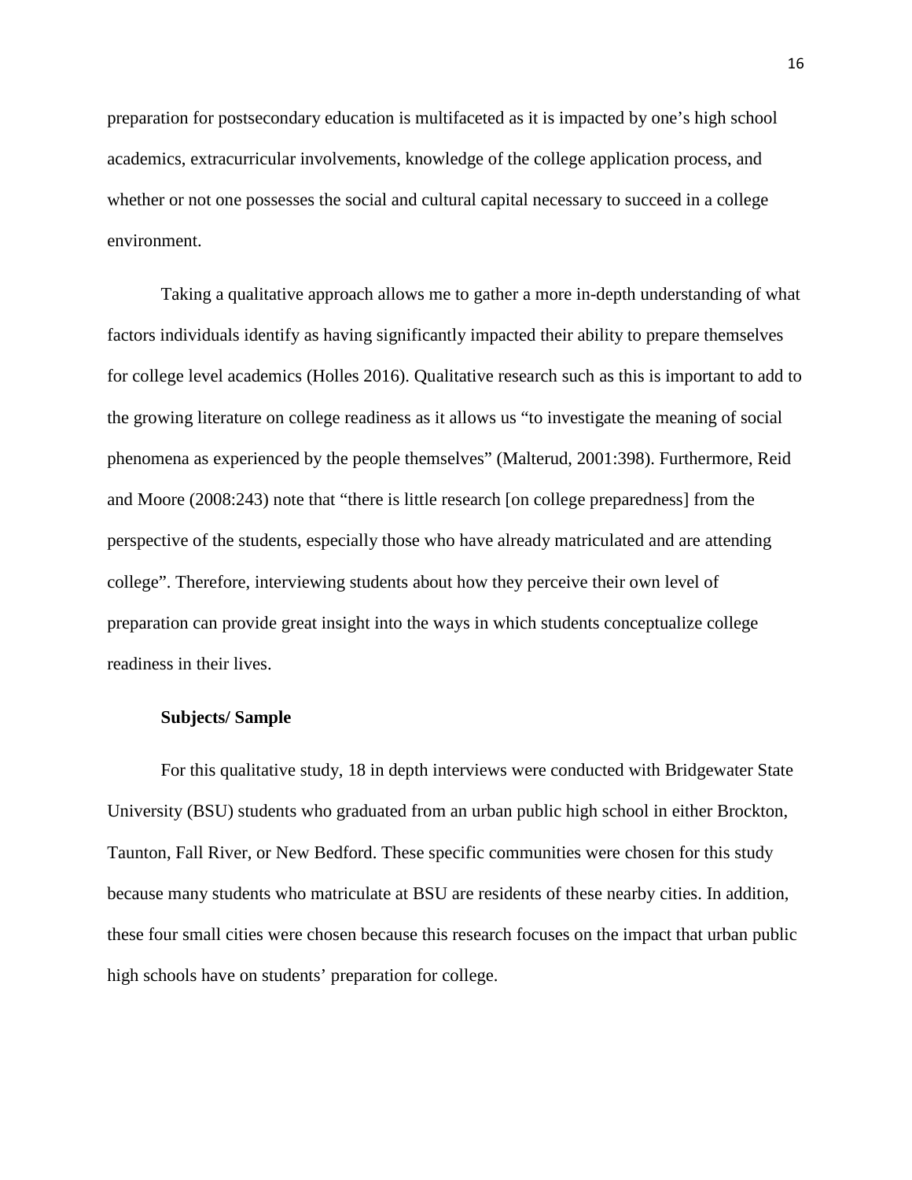preparation for postsecondary education is multifaceted as it is impacted by one's high school academics, extracurricular involvements, knowledge of the college application process, and whether or not one possesses the social and cultural capital necessary to succeed in a college environment.

Taking a qualitative approach allows me to gather a more in-depth understanding of what factors individuals identify as having significantly impacted their ability to prepare themselves for college level academics (Holles 2016). Qualitative research such as this is important to add to the growing literature on college readiness as it allows us "to investigate the meaning of social phenomena as experienced by the people themselves" (Malterud, 2001:398). Furthermore, Reid and Moore (2008:243) note that "there is little research [on college preparedness] from the perspective of the students, especially those who have already matriculated and are attending college". Therefore, interviewing students about how they perceive their own level of preparation can provide great insight into the ways in which students conceptualize college readiness in their lives.

**Subjects/ Sample**

For this qualitative study, 18 in depth interviews were conducted with Bridgewater State University (BSU) students who graduated from an urban public high school in either Brockton, Taunton, Fall River, or New Bedford. These specific communities were chosen for this study because many students who matriculate at BSU are residents of these nearby cities. In addition, these four small cities were chosen because this research focuses on the impact that urban public high schools have on students' preparation for college.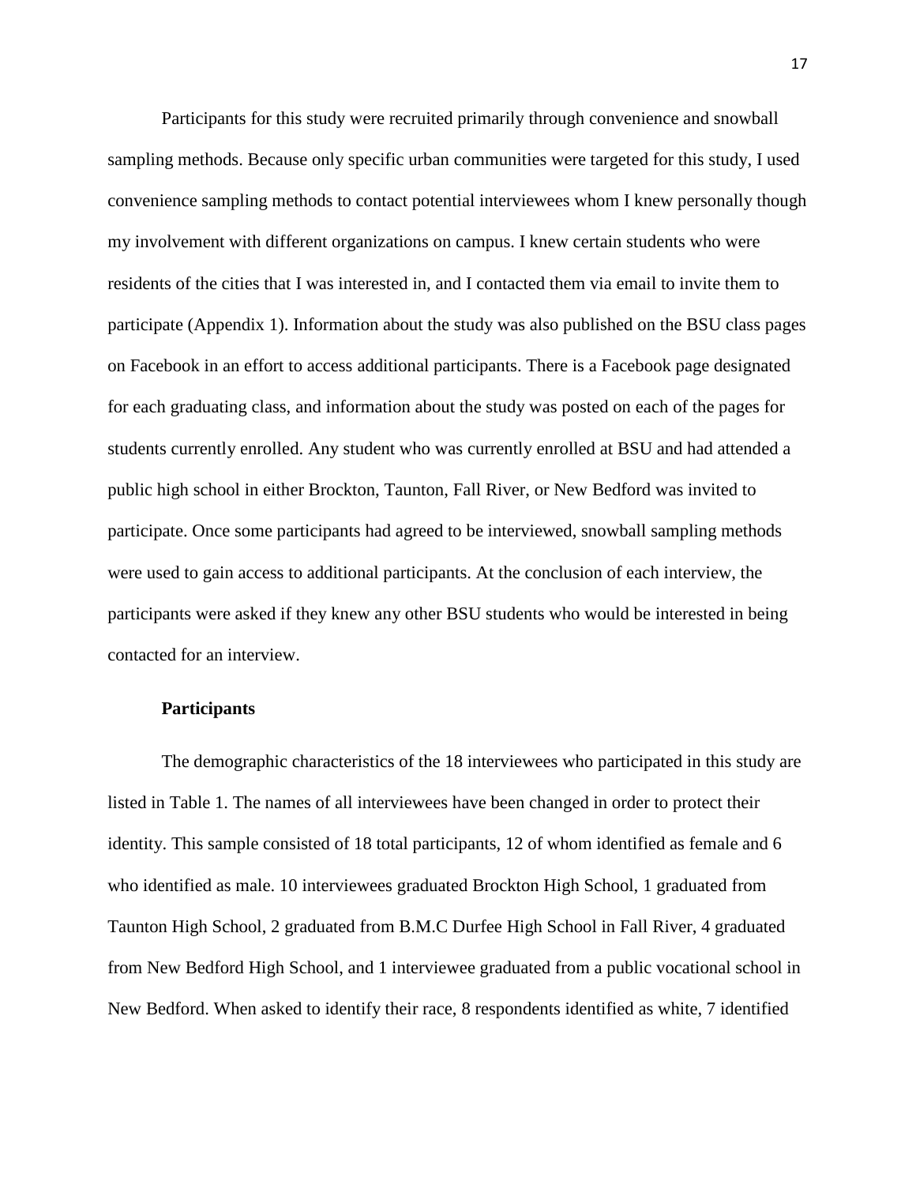Participants for this study were recruited primarily through convenience and snowball sampling methods. Because only specific urban communities were targeted for this study, I used convenience sampling methods to contact potential interviewees whom I knew personally though my involvement with different organizations on campus. I knew certain students who were residents of the cities that I was interested in, and I contacted them via email to invite them to participate (Appendix 1). Information about the study was also published on the BSU class pages on Facebook in an effort to access additional participants. There is a Facebook page designated for each graduating class, and information about the study was posted on each of the pages for students currently enrolled. Any student who was currently enrolled at BSU and had attended a public high school in either Brockton, Taunton, Fall River, or New Bedford was invited to participate. Once some participants had agreed to be interviewed, snowball sampling methods were used to gain access to additional participants. At the conclusion of each interview, the participants were asked if they knew any other BSU students who would be interested in being contacted for an interview.

**Participants**

The demographic characteristics of the 18 interviewees who participated in this study are listed in Table 1. The names of all interviewees have been changed in order to protect their identity. This sample consisted of 18 total participants, 12 of whom identified as female and 6 who identified as male. 10 interviewees graduated Brockton High School, 1 graduated from Taunton High School, 2 graduated from B.M.C Durfee High School in Fall River, 4 graduated from New Bedford High School, and 1 interviewee graduated from a public vocational school in New Bedford. When asked to identify their race, 8 respondents identified as white, 7 identified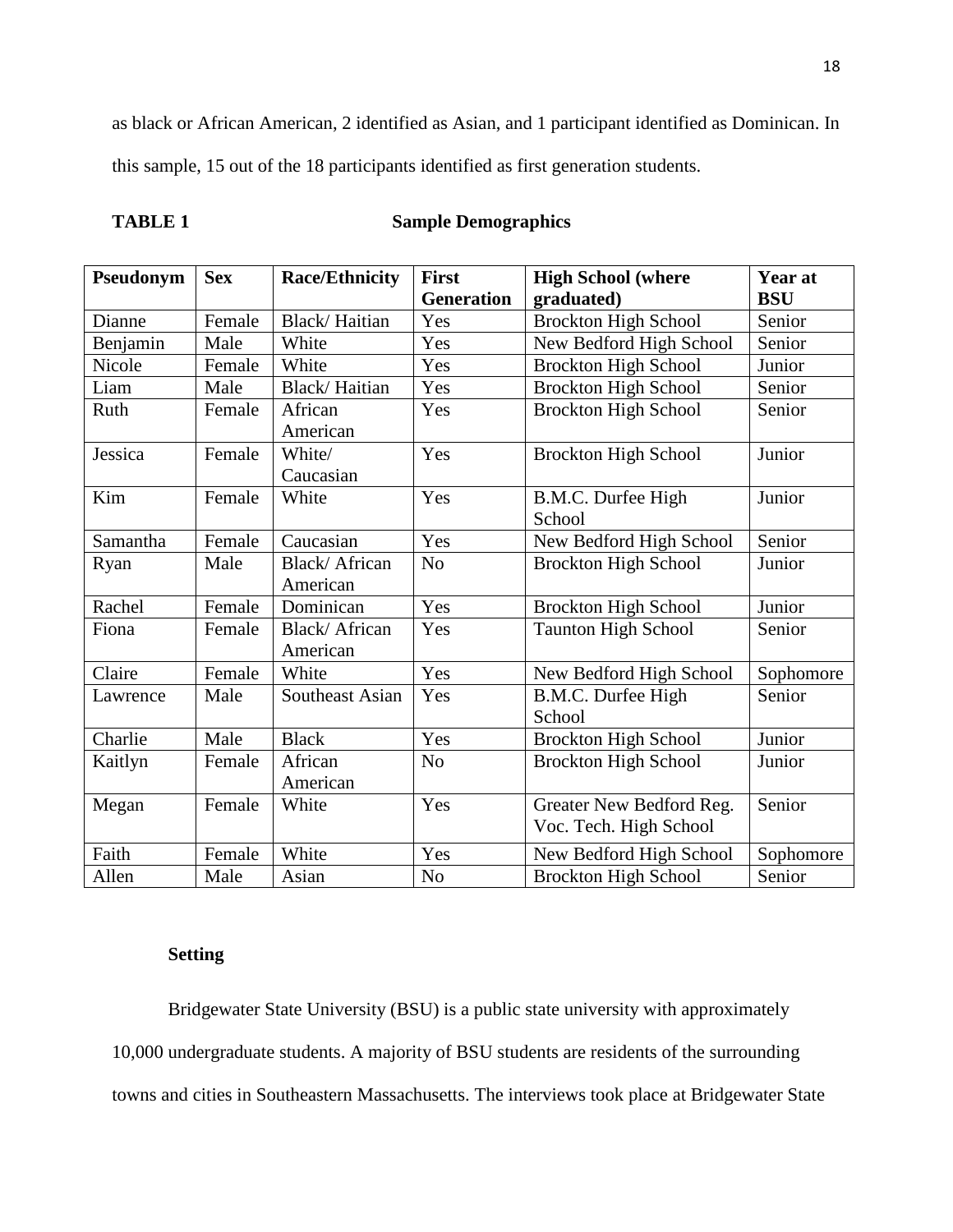as black or African American, 2 identified as Asian, and 1 participant identified as Dominican. In this sample, 15 out of the 18 participants identified as first generation students.

**TABLE 1** **Sample Demographics**

| Pseudonym | Sex | Race/Ethnicity | First Generation | High School (where graduated) | Year at BSU |
|---|---|---|---|---|---|
| Dianne | Female | Black/ Haitian | Yes | Brockton High School | Senior |
| Benjamin | Male | White | Yes | New Bedford High School | Senior |
| Nicole | Female | White | Yes | Brockton High School | Junior |
| Liam | Male | Black/ Haitian | Yes | Brockton High School | Senior |
| Ruth | Female | African American | Yes | Brockton High School | Senior |
| Jessica | Female | White/ Caucasian | Yes | Brockton High School | Junior |
| Kim | Female | White | Yes | B.M.C. Durfee High School | Junior |
| Samantha | Female | Caucasian | Yes | New Bedford High School | Senior |
| Ryan | Male | Black/ African American | No | Brockton High School | Junior |
| Rachel | Female | Dominican | Yes | Brockton High School | Junior |
| Fiona | Female | Black/ African American | Yes | Taunton High School | Senior |
| Claire | Female | White | Yes | New Bedford High School | Sophomore |
| Lawrence | Male | Southeast Asian | Yes | B.M.C. Durfee High School | Senior |
| Charlie | Male | Black | Yes | Brockton High School | Junior |
| Kaitlyn | Female | African American | No | Brockton High School | Junior |
| Megan | Female | White | Yes | Greater New Bedford Reg. Voc. Tech. High School | Senior |
| Faith | Female | White | Yes | New Bedford High School | Sophomore |
| Allen | Male | Asian | No | Brockton High School | Senior |

**Setting**

Bridgewater State University (BSU) is a public state university with approximately 10,000 undergraduate students. A majority of BSU students are residents of the surrounding towns and cities in Southeastern Massachusetts. The interviews took place at Bridgewater State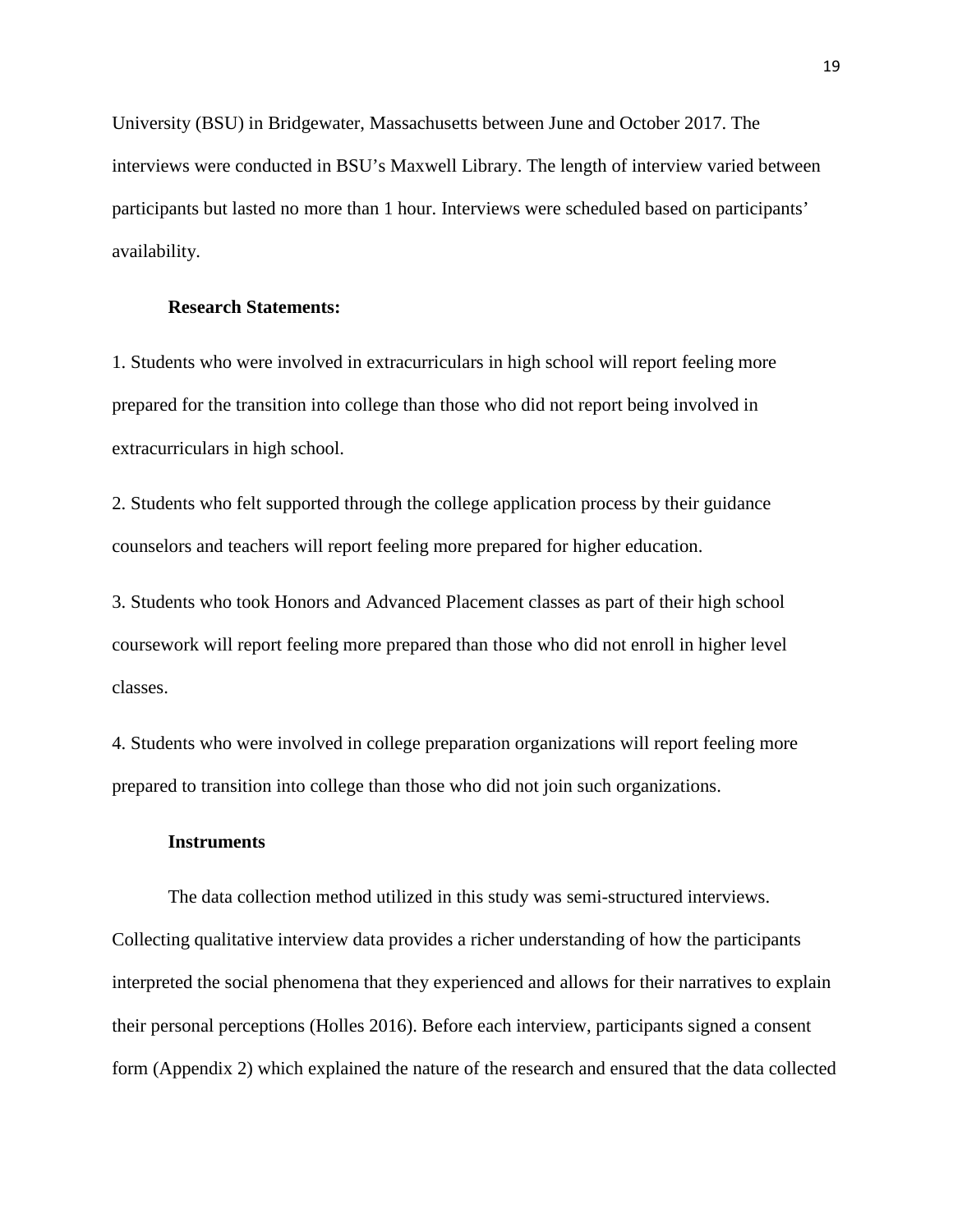University (BSU) in Bridgewater, Massachusetts between June and October 2017. The interviews were conducted in BSU's Maxwell Library. The length of interview varied between participants but lasted no more than 1 hour. Interviews were scheduled based on participants' availability.

**Research Statements:**

1. Students who were involved in extracurriculars in high school will report feeling more prepared for the transition into college than those who did not report being involved in extracurriculars in high school.

2. Students who felt supported through the college application process by their guidance counselors and teachers will report feeling more prepared for higher education.

3. Students who took Honors and Advanced Placement classes as part of their high school coursework will report feeling more prepared than those who did not enroll in higher level classes.

4. Students who were involved in college preparation organizations will report feeling more prepared to transition into college than those who did not join such organizations.

**Instruments**

The data collection method utilized in this study was semi-structured interviews. Collecting qualitative interview data provides a richer understanding of how the participants interpreted the social phenomena that they experienced and allows for their narratives to explain their personal perceptions (Holles 2016). Before each interview, participants signed a consent form (Appendix 2) which explained the nature of the research and ensured that the data collected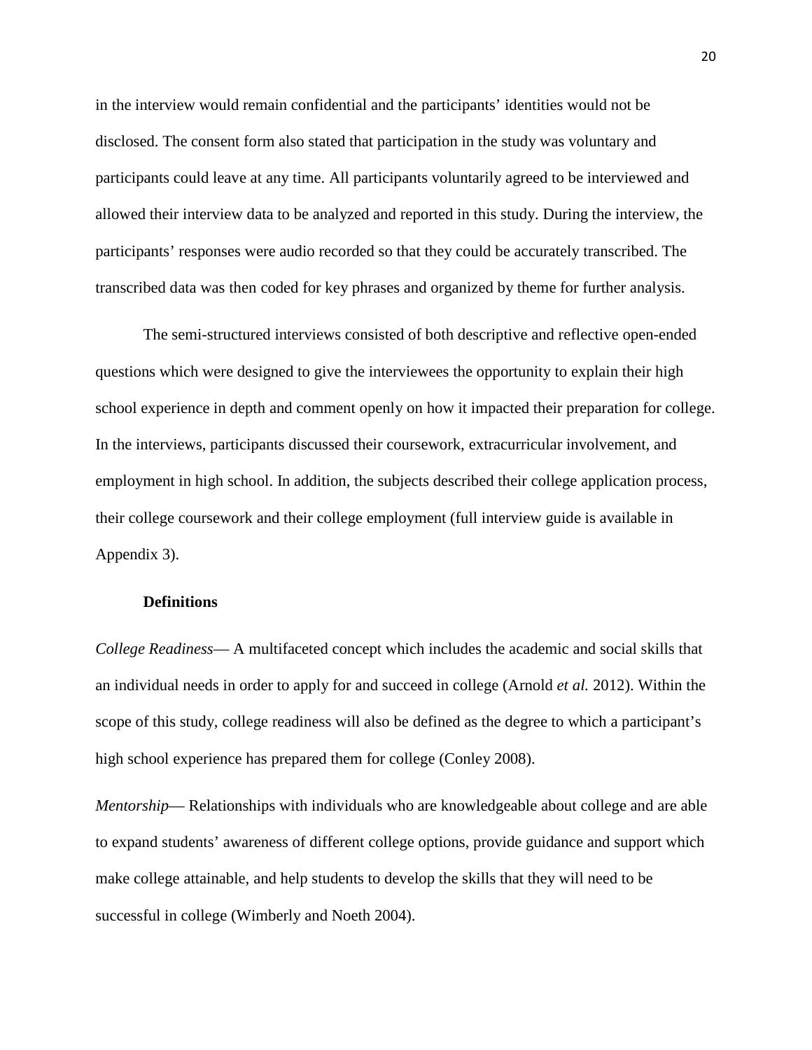in the interview would remain confidential and the participants' identities would not be disclosed. The consent form also stated that participation in the study was voluntary and participants could leave at any time. All participants voluntarily agreed to be interviewed and allowed their interview data to be analyzed and reported in this study. During the interview, the participants' responses were audio recorded so that they could be accurately transcribed. The transcribed data was then coded for key phrases and organized by theme for further analysis.

The semi-structured interviews consisted of both descriptive and reflective open-ended questions which were designed to give the interviewees the opportunity to explain their high school experience in depth and comment openly on how it impacted their preparation for college. In the interviews, participants discussed their coursework, extracurricular involvement, and employment in high school. In addition, the subjects described their college application process, their college coursework and their college employment (full interview guide is available in Appendix 3).

### Definitions

*College Readiness*— A multifaceted concept which includes the academic and social skills that an individual needs in order to apply for and succeed in college (Arnold *et al.* 2012). Within the scope of this study, college readiness will also be defined as the degree to which a participant's high school experience has prepared them for college (Conley 2008).

*Mentorship*— Relationships with individuals who are knowledgeable about college and are able to expand students' awareness of different college options, provide guidance and support which make college attainable, and help students to develop the skills that they will need to be successful in college (Wimberly and Noeth 2004).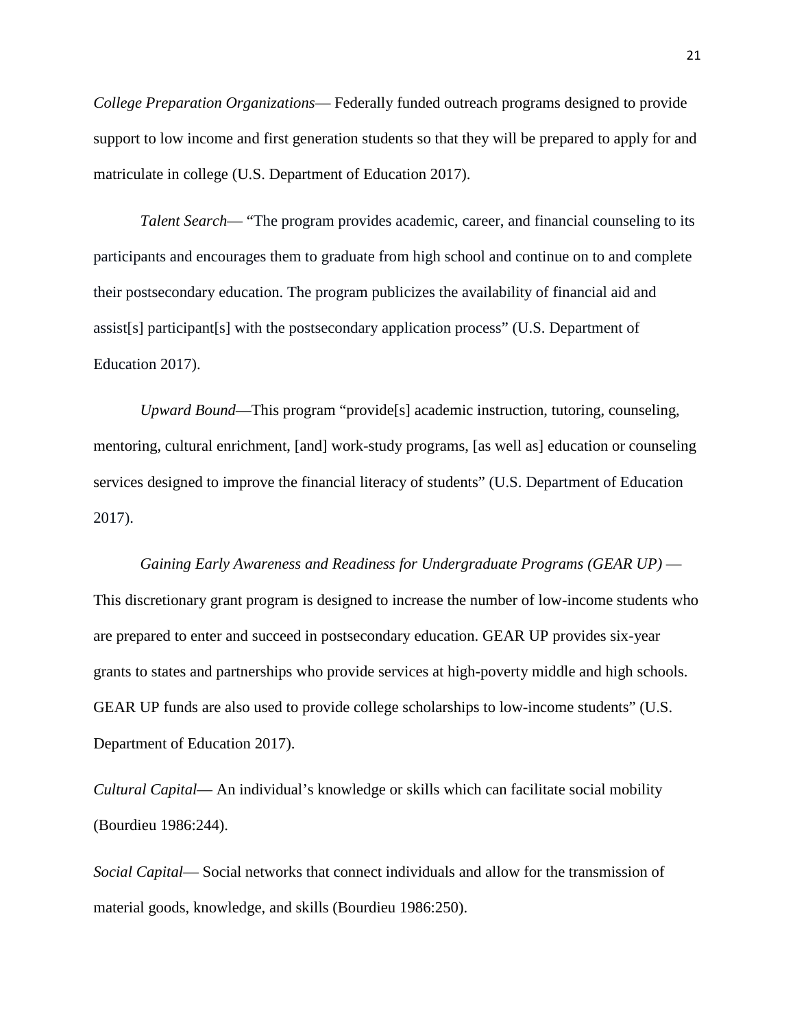*College Preparation Organizations*— Federally funded outreach programs designed to provide support to low income and first generation students so that they will be prepared to apply for and matriculate in college (U.S. Department of Education 2017).

*Talent Search*— "The program provides academic, career, and financial counseling to its participants and encourages them to graduate from high school and continue on to and complete their postsecondary education. The program publicizes the availability of financial aid and assist[s] participant[s] with the postsecondary application process" (U.S. Department of Education 2017).

*Upward Bound*—This program "provide[s] academic instruction, tutoring, counseling, mentoring, cultural enrichment, [and] work-study programs, [as well as] education or counseling services designed to improve the financial literacy of students" (U.S. Department of Education 2017).

*Gaining Early Awareness and Readiness for Undergraduate Programs (GEAR UP)* — This discretionary grant program is designed to increase the number of low-income students who are prepared to enter and succeed in postsecondary education. GEAR UP provides six-year grants to states and partnerships who provide services at high-poverty middle and high schools. GEAR UP funds are also used to provide college scholarships to low-income students" (U.S. Department of Education 2017).

*Cultural Capital*— An individual's knowledge or skills which can facilitate social mobility (Bourdieu 1986:244).

*Social Capital*— Social networks that connect individuals and allow for the transmission of material goods, knowledge, and skills (Bourdieu 1986:250).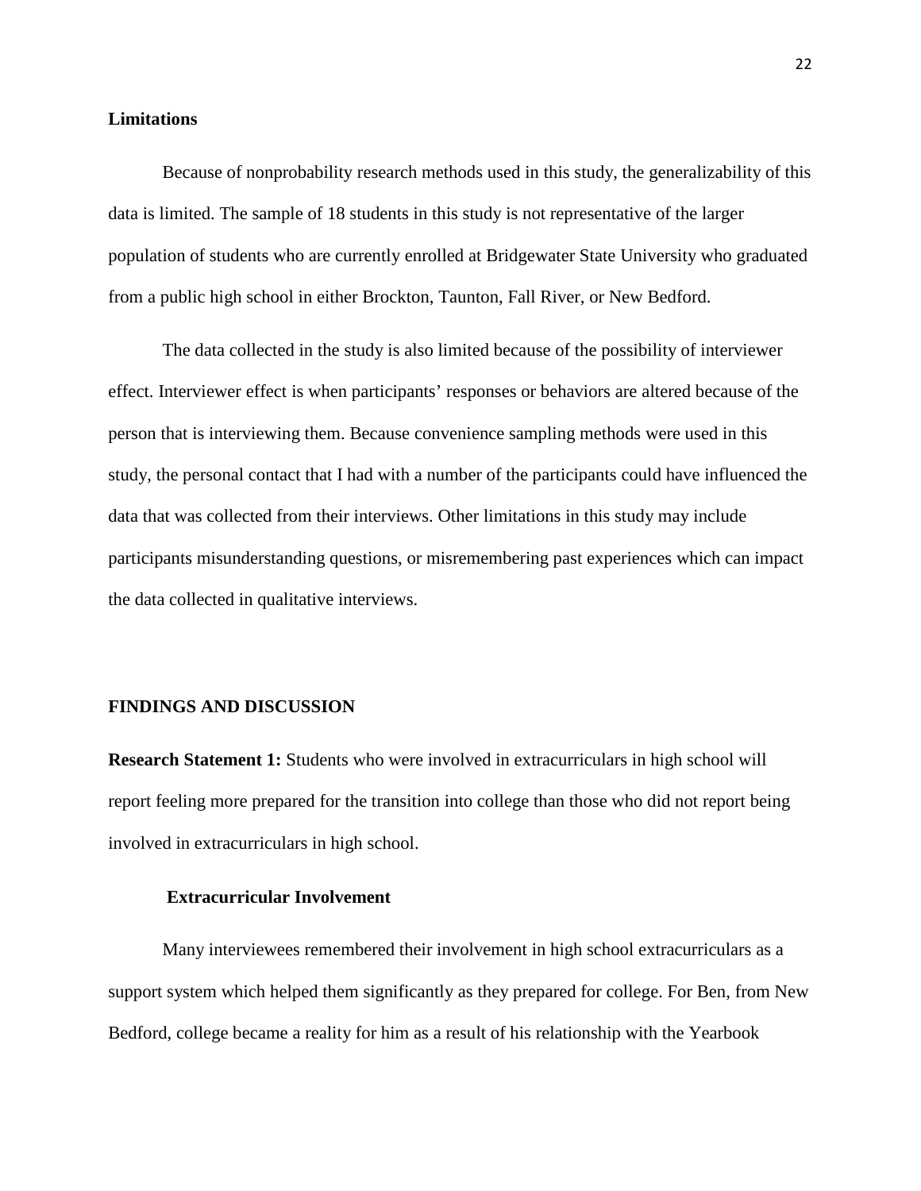**Limitations**

Because of nonprobability research methods used in this study, the generalizability of this data is limited. The sample of 18 students in this study is not representative of the larger population of students who are currently enrolled at Bridgewater State University who graduated from a public high school in either Brockton, Taunton, Fall River, or New Bedford.

The data collected in the study is also limited because of the possibility of interviewer effect. Interviewer effect is when participants' responses or behaviors are altered because of the person that is interviewing them. Because convenience sampling methods were used in this study, the personal contact that I had with a number of the participants could have influenced the data that was collected from their interviews. Other limitations in this study may include participants misunderstanding questions, or misremembering past experiences which can impact the data collected in qualitative interviews.

## FINDINGS AND DISCUSSION

**Research Statement 1:** Students who were involved in extracurriculars in high school will report feeling more prepared for the transition into college than those who did not report being involved in extracurriculars in high school.

### Extracurricular Involvement

Many interviewees remembered their involvement in high school extracurriculars as a support system which helped them significantly as they prepared for college. For Ben, from New Bedford, college became a reality for him as a result of his relationship with the Yearbook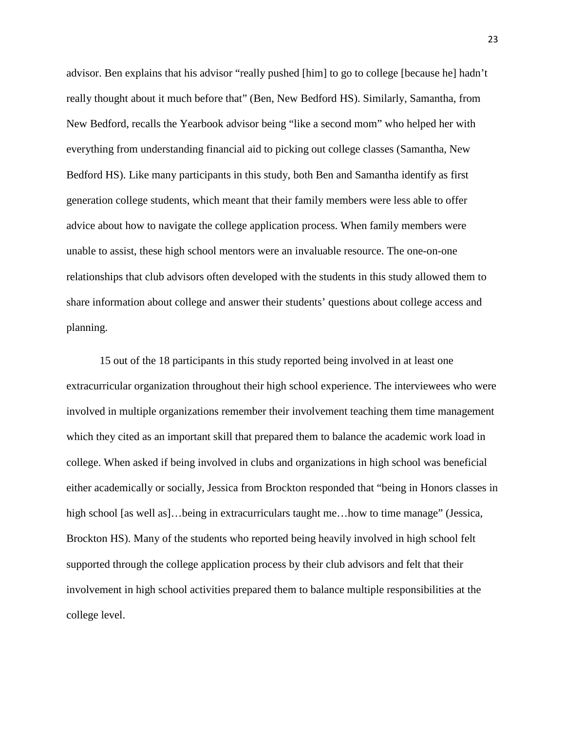advisor. Ben explains that his advisor "really pushed [him] to go to college [because he] hadn't really thought about it much before that" (Ben, New Bedford HS). Similarly, Samantha, from New Bedford, recalls the Yearbook advisor being "like a second mom" who helped her with everything from understanding financial aid to picking out college classes (Samantha, New Bedford HS). Like many participants in this study, both Ben and Samantha identify as first generation college students, which meant that their family members were less able to offer advice about how to navigate the college application process. When family members were unable to assist, these high school mentors were an invaluable resource. The one-on-one relationships that club advisors often developed with the students in this study allowed them to share information about college and answer their students' questions about college access and planning.

15 out of the 18 participants in this study reported being involved in at least one extracurricular organization throughout their high school experience. The interviewees who were involved in multiple organizations remember their involvement teaching them time management which they cited as an important skill that prepared them to balance the academic work load in college. When asked if being involved in clubs and organizations in high school was beneficial either academically or socially, Jessica from Brockton responded that "being in Honors classes in high school [as well as]…being in extracurriculars taught me…how to time manage" (Jessica, Brockton HS). Many of the students who reported being heavily involved in high school felt supported through the college application process by their club advisors and felt that their involvement in high school activities prepared them to balance multiple responsibilities at the college level.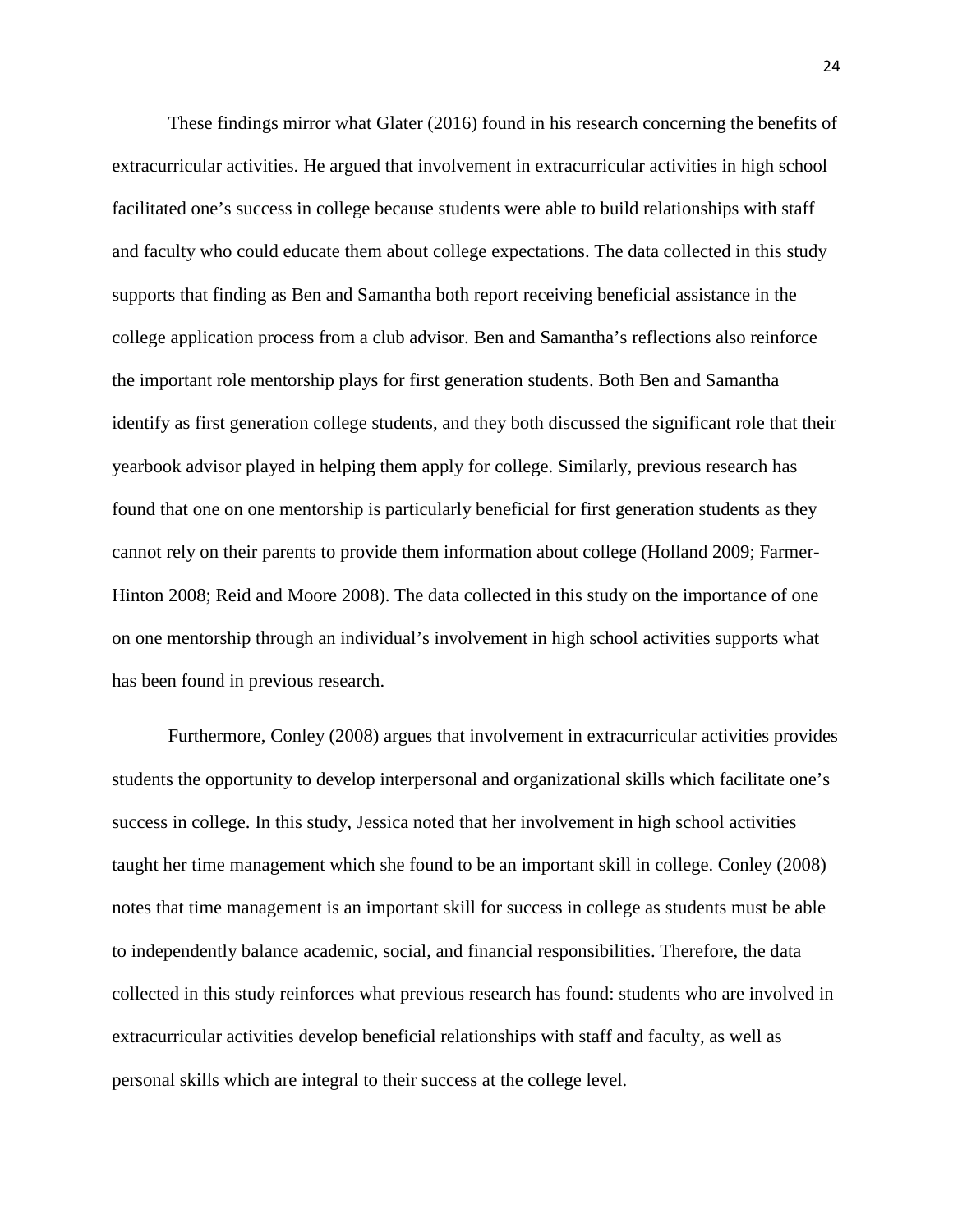These findings mirror what Glater (2016) found in his research concerning the benefits of extracurricular activities. He argued that involvement in extracurricular activities in high school facilitated one's success in college because students were able to build relationships with staff and faculty who could educate them about college expectations. The data collected in this study supports that finding as Ben and Samantha both report receiving beneficial assistance in the college application process from a club advisor. Ben and Samantha's reflections also reinforce the important role mentorship plays for first generation students. Both Ben and Samantha identify as first generation college students, and they both discussed the significant role that their yearbook advisor played in helping them apply for college. Similarly, previous research has found that one on one mentorship is particularly beneficial for first generation students as they cannot rely on their parents to provide them information about college (Holland 2009; Farmer-Hinton 2008; Reid and Moore 2008). The data collected in this study on the importance of one on one mentorship through an individual's involvement in high school activities supports what has been found in previous research.

Furthermore, Conley (2008) argues that involvement in extracurricular activities provides students the opportunity to develop interpersonal and organizational skills which facilitate one's success in college. In this study, Jessica noted that her involvement in high school activities taught her time management which she found to be an important skill in college. Conley (2008) notes that time management is an important skill for success in college as students must be able to independently balance academic, social, and financial responsibilities. Therefore, the data collected in this study reinforces what previous research has found: students who are involved in extracurricular activities develop beneficial relationships with staff and faculty, as well as personal skills which are integral to their success at the college level.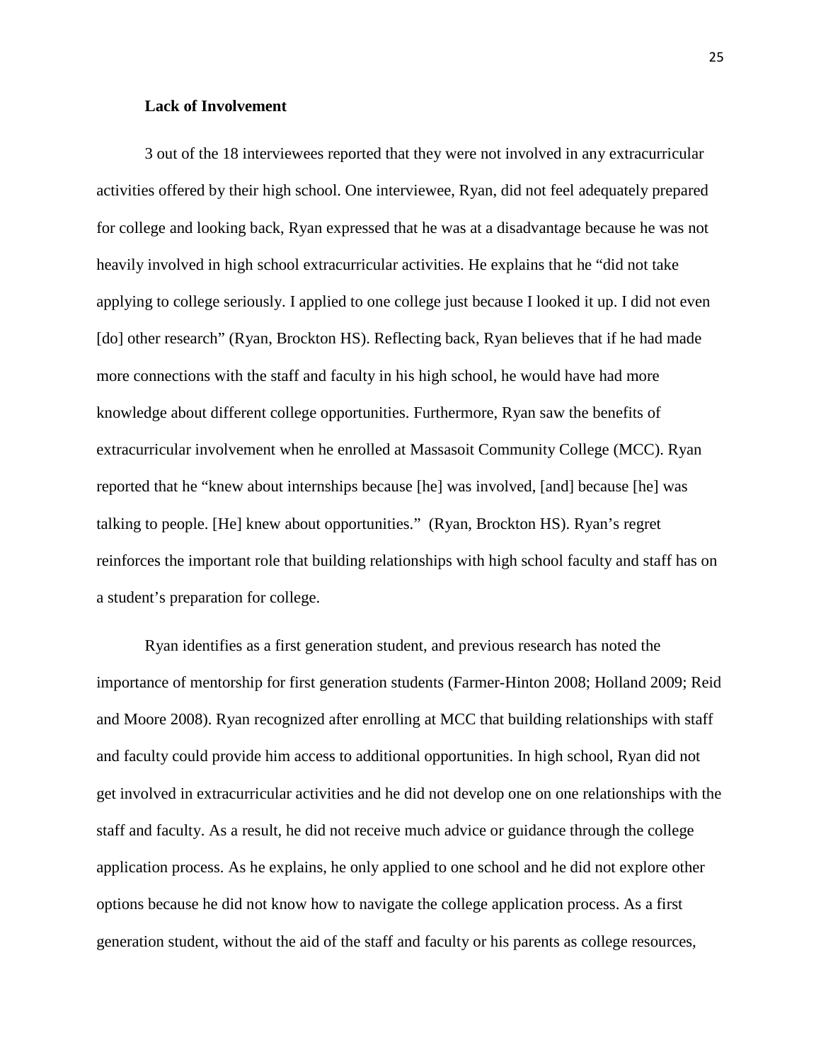**Lack of Involvement**

3 out of the 18 interviewees reported that they were not involved in any extracurricular activities offered by their high school. One interviewee, Ryan, did not feel adequately prepared for college and looking back, Ryan expressed that he was at a disadvantage because he was not heavily involved in high school extracurricular activities. He explains that he "did not take applying to college seriously. I applied to one college just because I looked it up. I did not even [do] other research" (Ryan, Brockton HS). Reflecting back, Ryan believes that if he had made more connections with the staff and faculty in his high school, he would have had more knowledge about different college opportunities. Furthermore, Ryan saw the benefits of extracurricular involvement when he enrolled at Massasoit Community College (MCC). Ryan reported that he "knew about internships because [he] was involved, [and] because [he] was talking to people. [He] knew about opportunities." (Ryan, Brockton HS). Ryan's regret reinforces the important role that building relationships with high school faculty and staff has on a student's preparation for college.

Ryan identifies as a first generation student, and previous research has noted the importance of mentorship for first generation students (Farmer-Hinton 2008; Holland 2009; Reid and Moore 2008). Ryan recognized after enrolling at MCC that building relationships with staff and faculty could provide him access to additional opportunities. In high school, Ryan did not get involved in extracurricular activities and he did not develop one on one relationships with the staff and faculty. As a result, he did not receive much advice or guidance through the college application process. As he explains, he only applied to one school and he did not explore other options because he did not know how to navigate the college application process. As a first generation student, without the aid of the staff and faculty or his parents as college resources,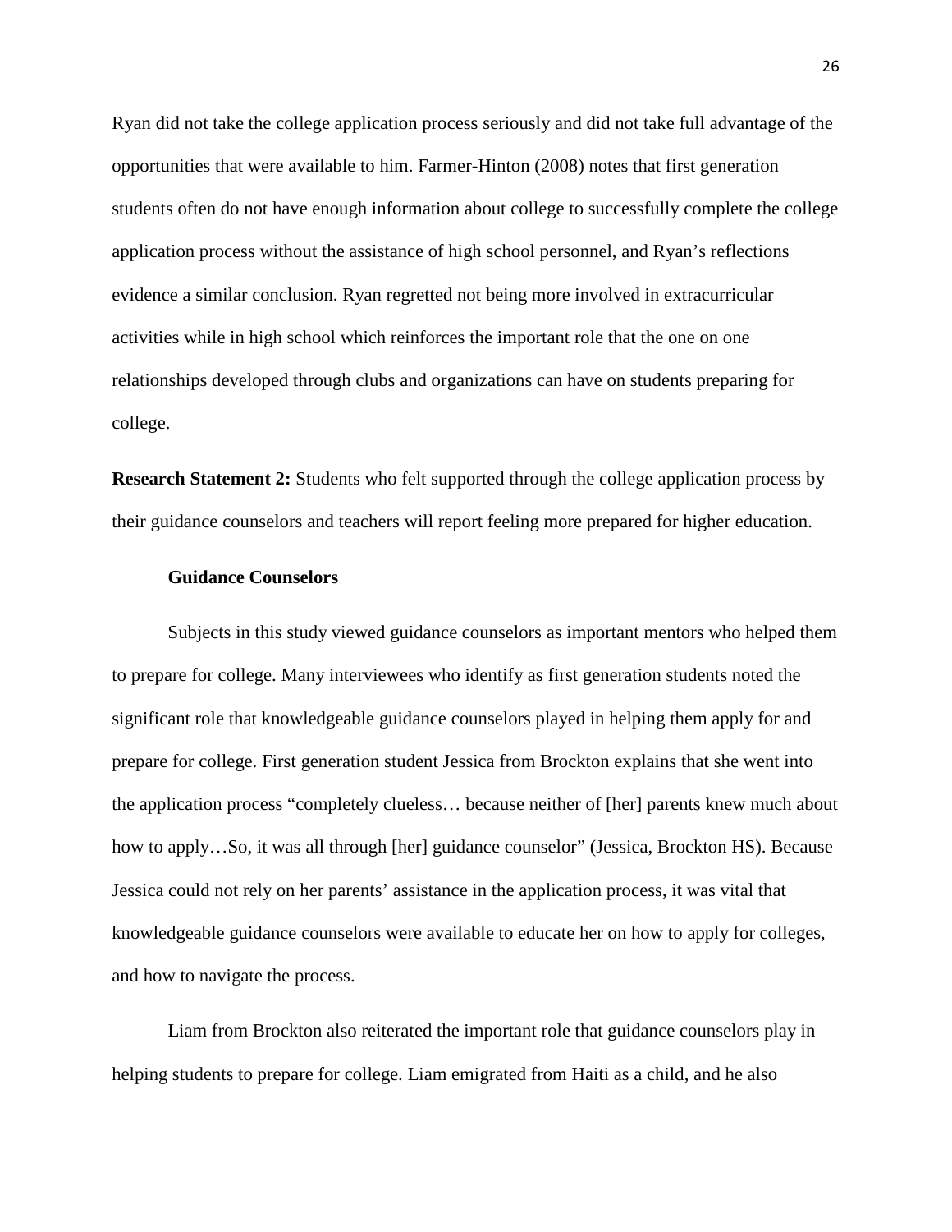Ryan did not take the college application process seriously and did not take full advantage of the opportunities that were available to him. Farmer-Hinton (2008) notes that first generation students often do not have enough information about college to successfully complete the college application process without the assistance of high school personnel, and Ryan's reflections evidence a similar conclusion. Ryan regretted not being more involved in extracurricular activities while in high school which reinforces the important role that the one on one relationships developed through clubs and organizations can have on students preparing for college.

**Research Statement 2:** Students who felt supported through the college application process by their guidance counselors and teachers will report feeling more prepared for higher education.

**Guidance Counselors**

Subjects in this study viewed guidance counselors as important mentors who helped them to prepare for college. Many interviewees who identify as first generation students noted the significant role that knowledgeable guidance counselors played in helping them apply for and prepare for college. First generation student Jessica from Brockton explains that she went into the application process "completely clueless… because neither of [her] parents knew much about how to apply…So, it was all through [her] guidance counselor" (Jessica, Brockton HS). Because Jessica could not rely on her parents' assistance in the application process, it was vital that knowledgeable guidance counselors were available to educate her on how to apply for colleges, and how to navigate the process.

Liam from Brockton also reiterated the important role that guidance counselors play in helping students to prepare for college. Liam emigrated from Haiti as a child, and he also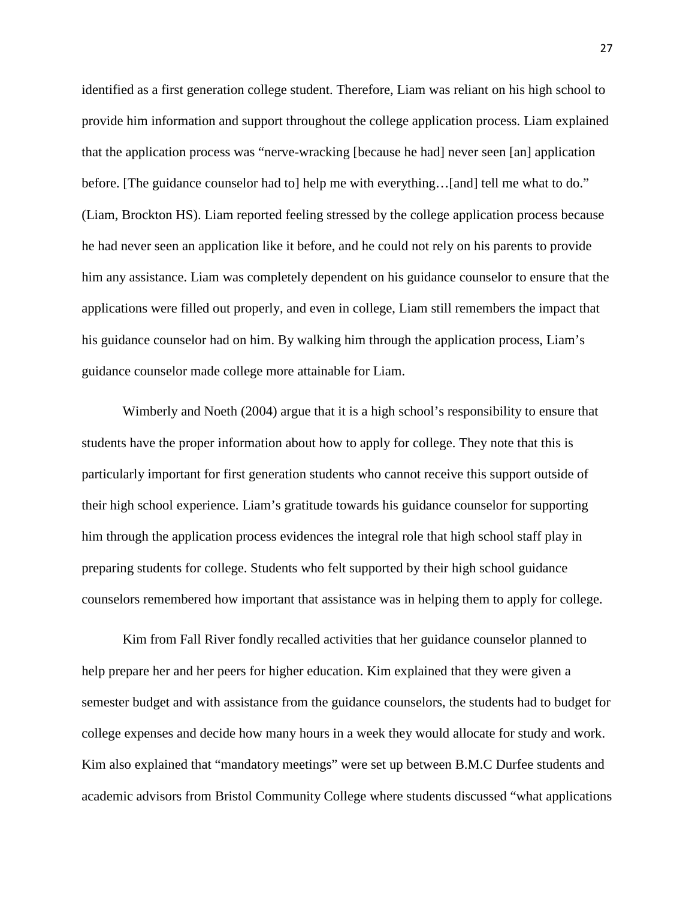identified as a first generation college student. Therefore, Liam was reliant on his high school to provide him information and support throughout the college application process. Liam explained that the application process was "nerve-wracking [because he had] never seen [an] application before. [The guidance counselor had to] help me with everything…[and] tell me what to do." (Liam, Brockton HS). Liam reported feeling stressed by the college application process because he had never seen an application like it before, and he could not rely on his parents to provide him any assistance. Liam was completely dependent on his guidance counselor to ensure that the applications were filled out properly, and even in college, Liam still remembers the impact that his guidance counselor had on him. By walking him through the application process, Liam's guidance counselor made college more attainable for Liam.

Wimberly and Noeth (2004) argue that it is a high school's responsibility to ensure that students have the proper information about how to apply for college. They note that this is particularly important for first generation students who cannot receive this support outside of their high school experience. Liam's gratitude towards his guidance counselor for supporting him through the application process evidences the integral role that high school staff play in preparing students for college. Students who felt supported by their high school guidance counselors remembered how important that assistance was in helping them to apply for college.

Kim from Fall River fondly recalled activities that her guidance counselor planned to help prepare her and her peers for higher education. Kim explained that they were given a semester budget and with assistance from the guidance counselors, the students had to budget for college expenses and decide how many hours in a week they would allocate for study and work. Kim also explained that "mandatory meetings" were set up between B.M.C Durfee students and academic advisors from Bristol Community College where students discussed "what applications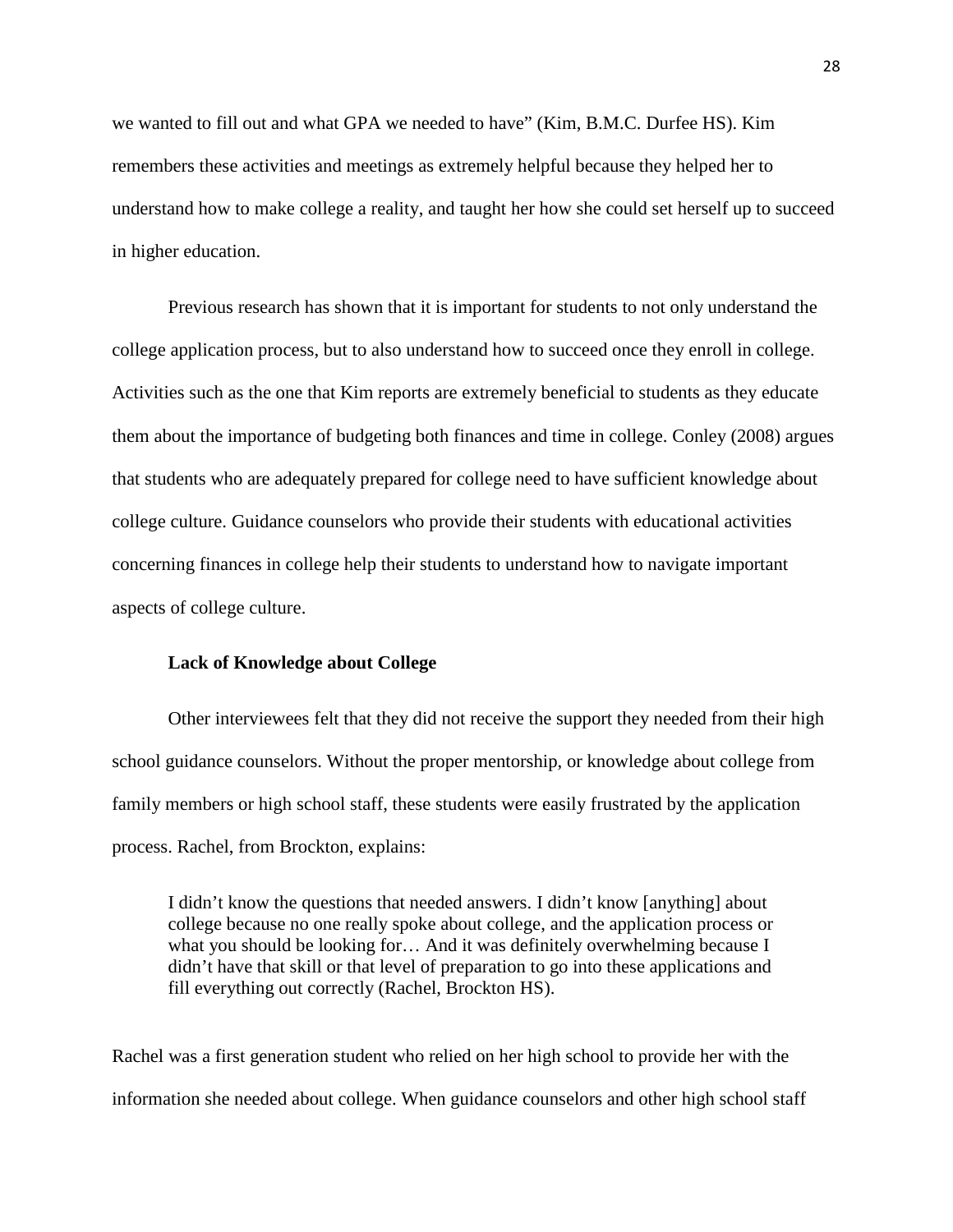we wanted to fill out and what GPA we needed to have" (Kim, B.M.C. Durfee HS). Kim remembers these activities and meetings as extremely helpful because they helped her to understand how to make college a reality, and taught her how she could set herself up to succeed in higher education.

Previous research has shown that it is important for students to not only understand the college application process, but to also understand how to succeed once they enroll in college. Activities such as the one that Kim reports are extremely beneficial to students as they educate them about the importance of budgeting both finances and time in college. Conley (2008) argues that students who are adequately prepared for college need to have sufficient knowledge about college culture. Guidance counselors who provide their students with educational activities concerning finances in college help their students to understand how to navigate important aspects of college culture.

### Lack of Knowledge about College

Other interviewees felt that they did not receive the support they needed from their high school guidance counselors. Without the proper mentorship, or knowledge about college from family members or high school staff, these students were easily frustrated by the application process. Rachel, from Brockton, explains:

> I didn't know the questions that needed answers. I didn't know [anything] about college because no one really spoke about college, and the application process or what you should be looking for… And it was definitely overwhelming because I didn't have that skill or that level of preparation to go into these applications and fill everything out correctly (Rachel, Brockton HS).

Rachel was a first generation student who relied on her high school to provide her with the information she needed about college. When guidance counselors and other high school staff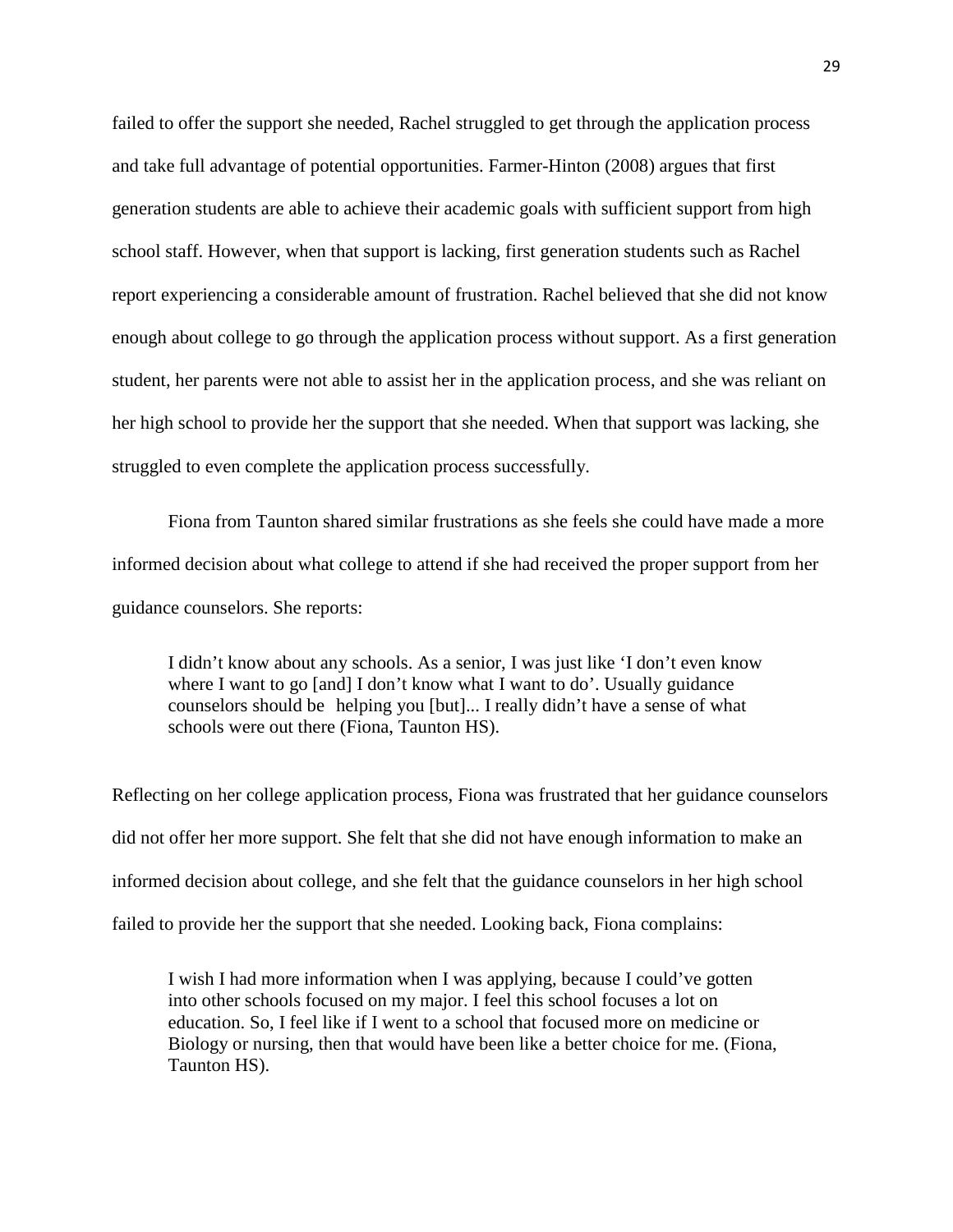failed to offer the support she needed, Rachel struggled to get through the application process and take full advantage of potential opportunities. Farmer-Hinton (2008) argues that first generation students are able to achieve their academic goals with sufficient support from high school staff. However, when that support is lacking, first generation students such as Rachel report experiencing a considerable amount of frustration. Rachel believed that she did not know enough about college to go through the application process without support. As a first generation student, her parents were not able to assist her in the application process, and she was reliant on her high school to provide her the support that she needed. When that support was lacking, she struggled to even complete the application process successfully.

Fiona from Taunton shared similar frustrations as she feels she could have made a more informed decision about what college to attend if she had received the proper support from her guidance counselors. She reports:

> I didn't know about any schools. As a senior, I was just like 'I don't even know where I want to go [and] I don't know what I want to do'. Usually guidance counselors should be helping you [but]... I really didn't have a sense of what schools were out there (Fiona, Taunton HS).

Reflecting on her college application process, Fiona was frustrated that her guidance counselors did not offer her more support. She felt that she did not have enough information to make an informed decision about college, and she felt that the guidance counselors in her high school failed to provide her the support that she needed. Looking back, Fiona complains:

> I wish I had more information when I was applying, because I could've gotten into other schools focused on my major. I feel this school focuses a lot on education. So, I feel like if I went to a school that focused more on medicine or Biology or nursing, then that would have been like a better choice for me. (Fiona, Taunton HS).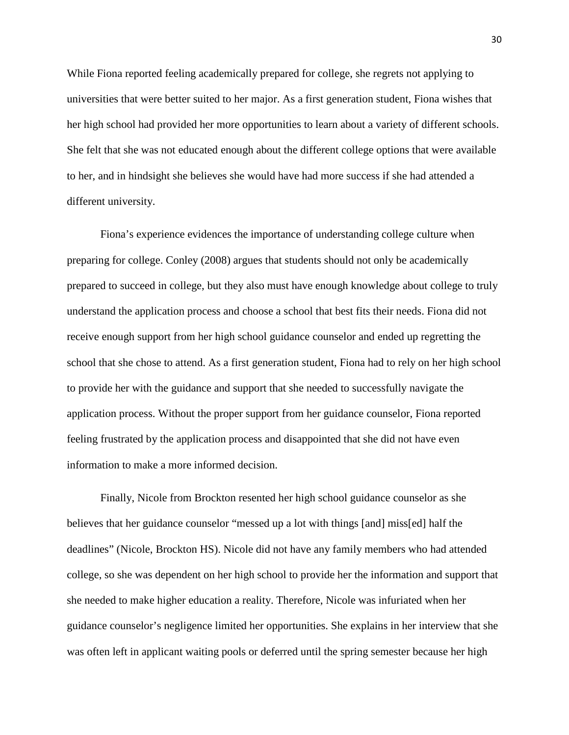While Fiona reported feeling academically prepared for college, she regrets not applying to universities that were better suited to her major. As a first generation student, Fiona wishes that her high school had provided her more opportunities to learn about a variety of different schools. She felt that she was not educated enough about the different college options that were available to her, and in hindsight she believes she would have had more success if she had attended a different university.

Fiona's experience evidences the importance of understanding college culture when preparing for college. Conley (2008) argues that students should not only be academically prepared to succeed in college, but they also must have enough knowledge about college to truly understand the application process and choose a school that best fits their needs. Fiona did not receive enough support from her high school guidance counselor and ended up regretting the school that she chose to attend. As a first generation student, Fiona had to rely on her high school to provide her with the guidance and support that she needed to successfully navigate the application process. Without the proper support from her guidance counselor, Fiona reported feeling frustrated by the application process and disappointed that she did not have even information to make a more informed decision.

Finally, Nicole from Brockton resented her high school guidance counselor as she believes that her guidance counselor "messed up a lot with things [and] miss[ed] half the deadlines" (Nicole, Brockton HS). Nicole did not have any family members who had attended college, so she was dependent on her high school to provide her the information and support that she needed to make higher education a reality. Therefore, Nicole was infuriated when her guidance counselor's negligence limited her opportunities. She explains in her interview that she was often left in applicant waiting pools or deferred until the spring semester because her high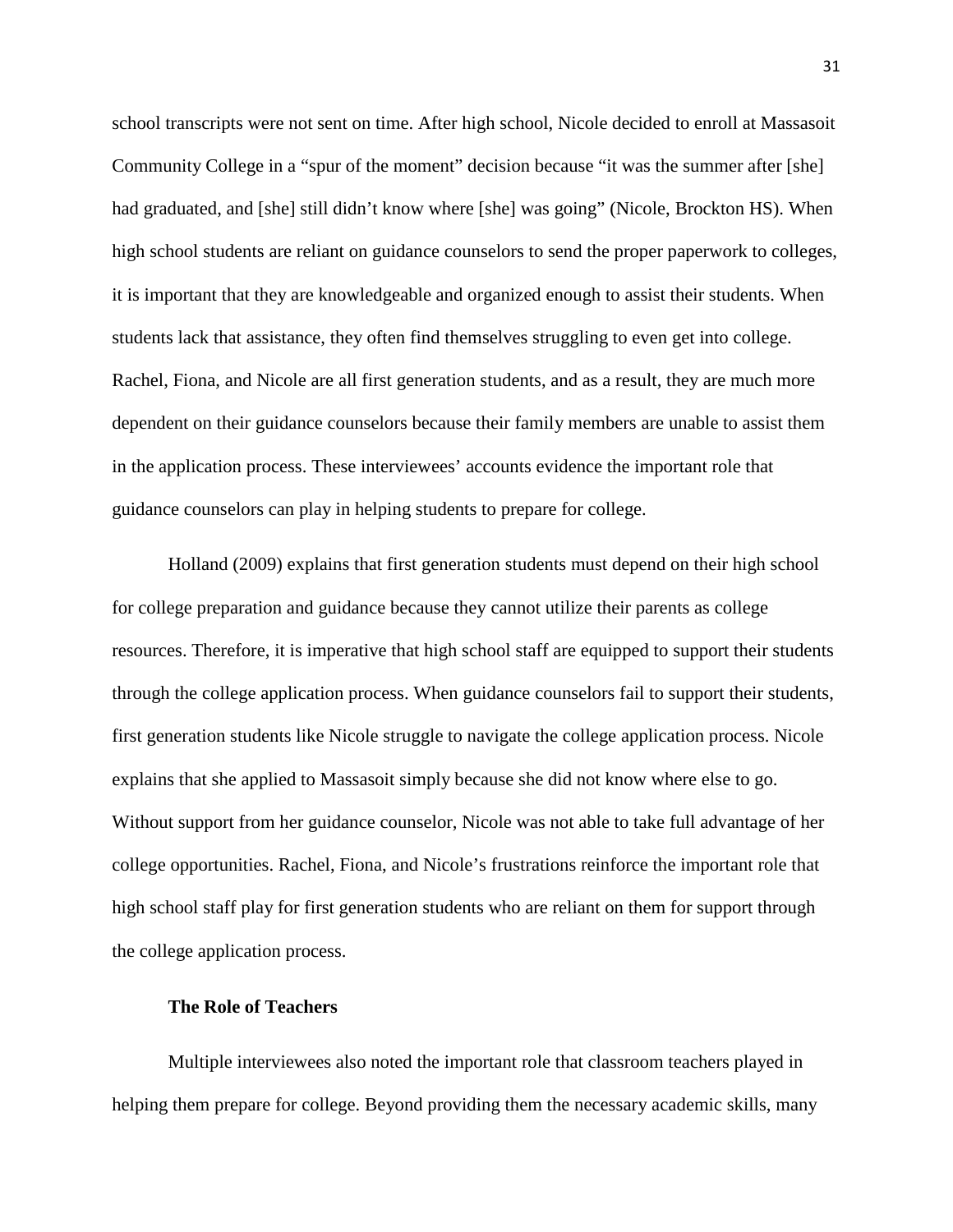school transcripts were not sent on time. After high school, Nicole decided to enroll at Massasoit Community College in a “spur of the moment” decision because “it was the summer after [she] had graduated, and [she] still didn’t know where [she] was going” (Nicole, Brockton HS). When high school students are reliant on guidance counselors to send the proper paperwork to colleges, it is important that they are knowledgeable and organized enough to assist their students. When students lack that assistance, they often find themselves struggling to even get into college. Rachel, Fiona, and Nicole are all first generation students, and as a result, they are much more dependent on their guidance counselors because their family members are unable to assist them in the application process. These interviewees’ accounts evidence the important role that guidance counselors can play in helping students to prepare for college.

Holland (2009) explains that first generation students must depend on their high school for college preparation and guidance because they cannot utilize their parents as college resources. Therefore, it is imperative that high school staff are equipped to support their students through the college application process. When guidance counselors fail to support their students, first generation students like Nicole struggle to navigate the college application process. Nicole explains that she applied to Massasoit simply because she did not know where else to go. Without support from her guidance counselor, Nicole was not able to take full advantage of her college opportunities. Rachel, Fiona, and Nicole’s frustrations reinforce the important role that high school staff play for first generation students who are reliant on them for support through the college application process.

**The Role of Teachers**

Multiple interviewees also noted the important role that classroom teachers played in helping them prepare for college. Beyond providing them the necessary academic skills, many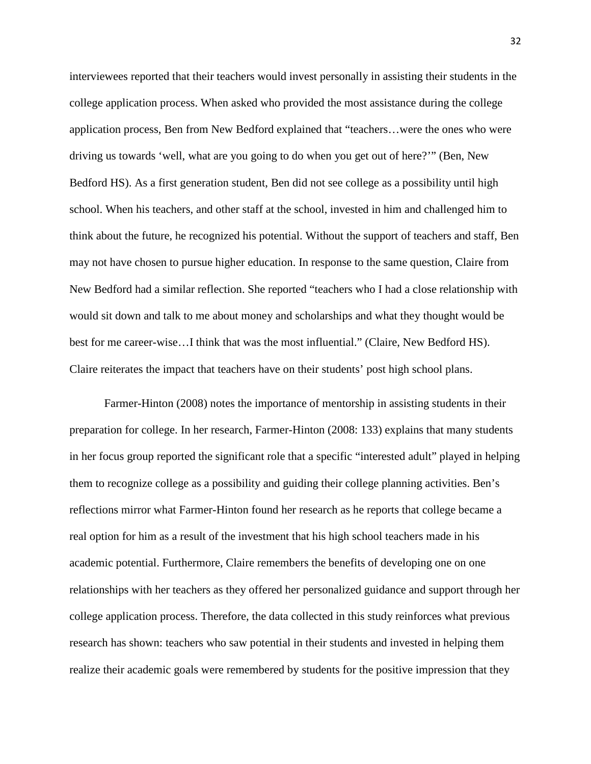interviewees reported that their teachers would invest personally in assisting their students in the college application process. When asked who provided the most assistance during the college application process, Ben from New Bedford explained that "teachers…were the ones who were driving us towards 'well, what are you going to do when you get out of here?'" (Ben, New Bedford HS). As a first generation student, Ben did not see college as a possibility until high school. When his teachers, and other staff at the school, invested in him and challenged him to think about the future, he recognized his potential. Without the support of teachers and staff, Ben may not have chosen to pursue higher education. In response to the same question, Claire from New Bedford had a similar reflection. She reported "teachers who I had a close relationship with would sit down and talk to me about money and scholarships and what they thought would be best for me career-wise…I think that was the most influential." (Claire, New Bedford HS). Claire reiterates the impact that teachers have on their students' post high school plans.

Farmer-Hinton (2008) notes the importance of mentorship in assisting students in their preparation for college. In her research, Farmer-Hinton (2008: 133) explains that many students in her focus group reported the significant role that a specific "interested adult" played in helping them to recognize college as a possibility and guiding their college planning activities. Ben's reflections mirror what Farmer-Hinton found her research as he reports that college became a real option for him as a result of the investment that his high school teachers made in his academic potential. Furthermore, Claire remembers the benefits of developing one on one relationships with her teachers as they offered her personalized guidance and support through her college application process. Therefore, the data collected in this study reinforces what previous research has shown: teachers who saw potential in their students and invested in helping them realize their academic goals were remembered by students for the positive impression that they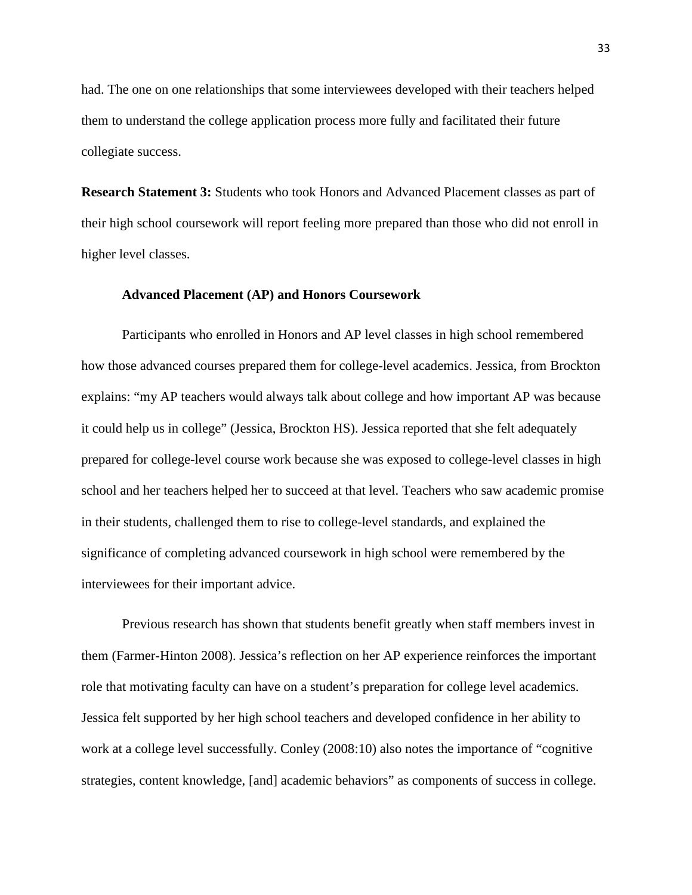had. The one on one relationships that some interviewees developed with their teachers helped them to understand the college application process more fully and facilitated their future collegiate success.

**Research Statement 3:** Students who took Honors and Advanced Placement classes as part of their high school coursework will report feeling more prepared than those who did not enroll in higher level classes.

### Advanced Placement (AP) and Honors Coursework

Participants who enrolled in Honors and AP level classes in high school remembered how those advanced courses prepared them for college-level academics. Jessica, from Brockton explains: "my AP teachers would always talk about college and how important AP was because it could help us in college" (Jessica, Brockton HS). Jessica reported that she felt adequately prepared for college-level course work because she was exposed to college-level classes in high school and her teachers helped her to succeed at that level. Teachers who saw academic promise in their students, challenged them to rise to college-level standards, and explained the significance of completing advanced coursework in high school were remembered by the interviewees for their important advice.

Previous research has shown that students benefit greatly when staff members invest in them (Farmer-Hinton 2008). Jessica's reflection on her AP experience reinforces the important role that motivating faculty can have on a student's preparation for college level academics. Jessica felt supported by her high school teachers and developed confidence in her ability to work at a college level successfully. Conley (2008:10) also notes the importance of "cognitive strategies, content knowledge, [and] academic behaviors" as components of success in college.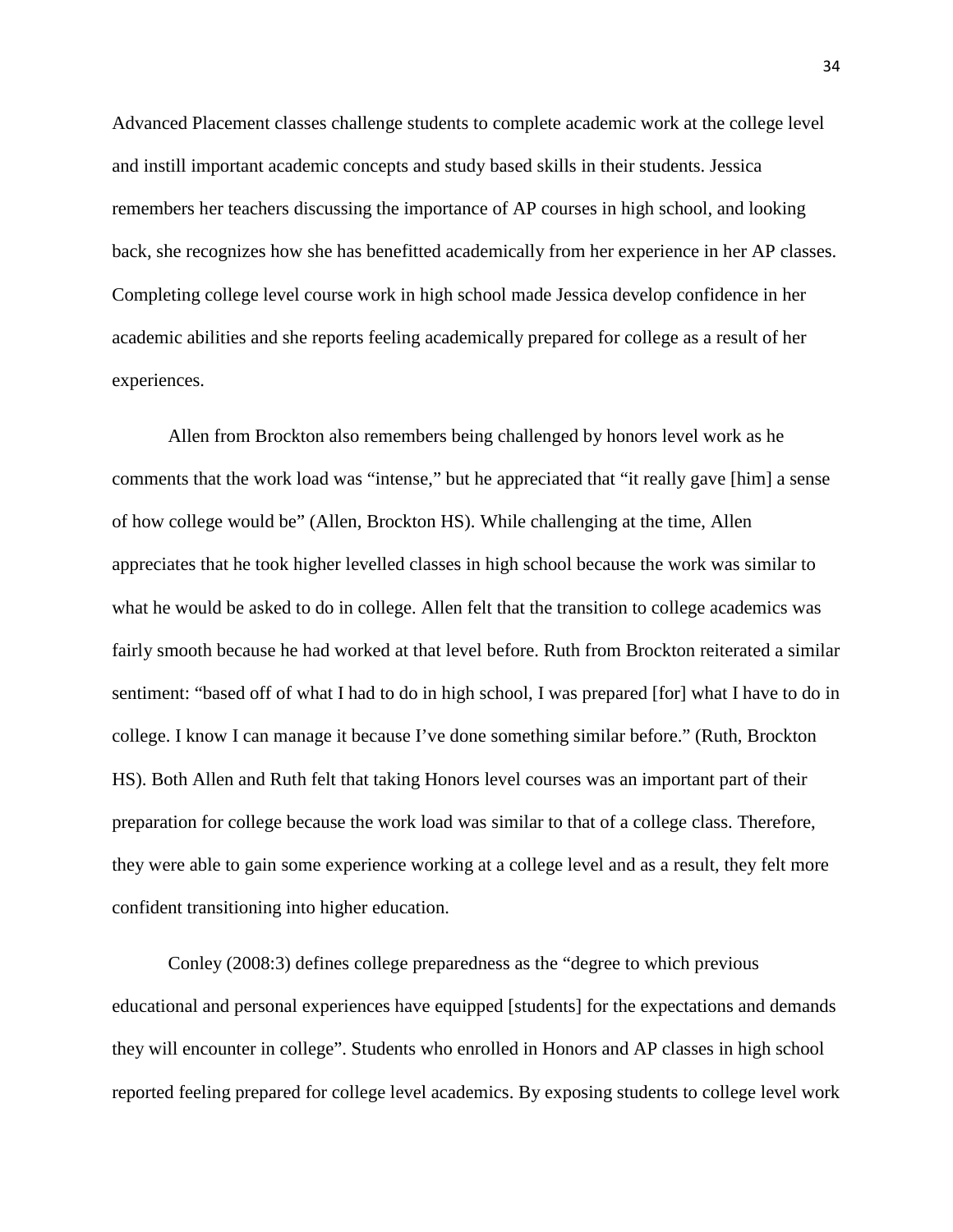Advanced Placement classes challenge students to complete academic work at the college level and instill important academic concepts and study based skills in their students. Jessica remembers her teachers discussing the importance of AP courses in high school, and looking back, she recognizes how she has benefitted academically from her experience in her AP classes. Completing college level course work in high school made Jessica develop confidence in her academic abilities and she reports feeling academically prepared for college as a result of her experiences.

Allen from Brockton also remembers being challenged by honors level work as he comments that the work load was "intense," but he appreciated that "it really gave [him] a sense of how college would be" (Allen, Brockton HS). While challenging at the time, Allen appreciates that he took higher levelled classes in high school because the work was similar to what he would be asked to do in college. Allen felt that the transition to college academics was fairly smooth because he had worked at that level before. Ruth from Brockton reiterated a similar sentiment: "based off of what I had to do in high school, I was prepared [for] what I have to do in college. I know I can manage it because I've done something similar before." (Ruth, Brockton HS). Both Allen and Ruth felt that taking Honors level courses was an important part of their preparation for college because the work load was similar to that of a college class. Therefore, they were able to gain some experience working at a college level and as a result, they felt more confident transitioning into higher education.

Conley (2008:3) defines college preparedness as the "degree to which previous educational and personal experiences have equipped [students] for the expectations and demands they will encounter in college". Students who enrolled in Honors and AP classes in high school reported feeling prepared for college level academics. By exposing students to college level work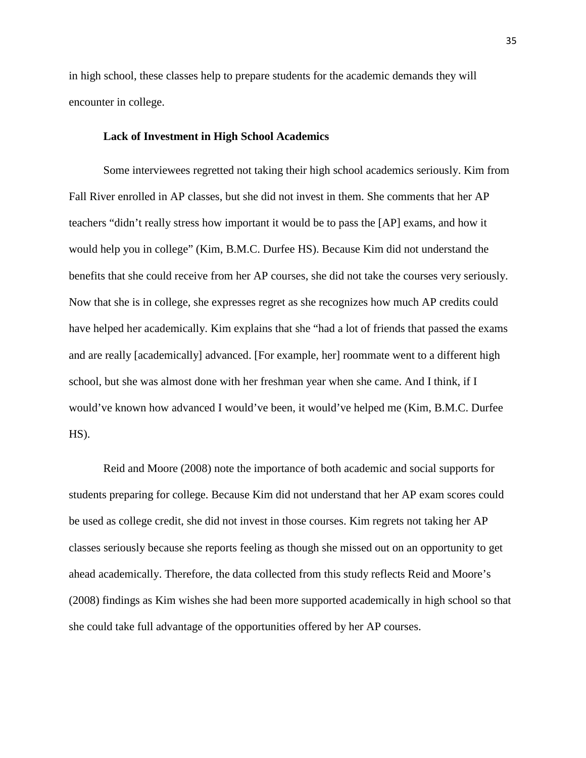in high school, these classes help to prepare students for the academic demands they will encounter in college.

### Lack of Investment in High School Academics

Some interviewees regretted not taking their high school academics seriously. Kim from Fall River enrolled in AP classes, but she did not invest in them. She comments that her AP teachers "didn't really stress how important it would be to pass the [AP] exams, and how it would help you in college" (Kim, B.M.C. Durfee HS). Because Kim did not understand the benefits that she could receive from her AP courses, she did not take the courses very seriously. Now that she is in college, she expresses regret as she recognizes how much AP credits could have helped her academically. Kim explains that she "had a lot of friends that passed the exams and are really [academically] advanced. [For example, her] roommate went to a different high school, but she was almost done with her freshman year when she came. And I think, if I would've known how advanced I would've been, it would've helped me (Kim, B.M.C. Durfee HS).

Reid and Moore (2008) note the importance of both academic and social supports for students preparing for college. Because Kim did not understand that her AP exam scores could be used as college credit, she did not invest in those courses. Kim regrets not taking her AP classes seriously because she reports feeling as though she missed out on an opportunity to get ahead academically. Therefore, the data collected from this study reflects Reid and Moore's (2008) findings as Kim wishes she had been more supported academically in high school so that she could take full advantage of the opportunities offered by her AP courses.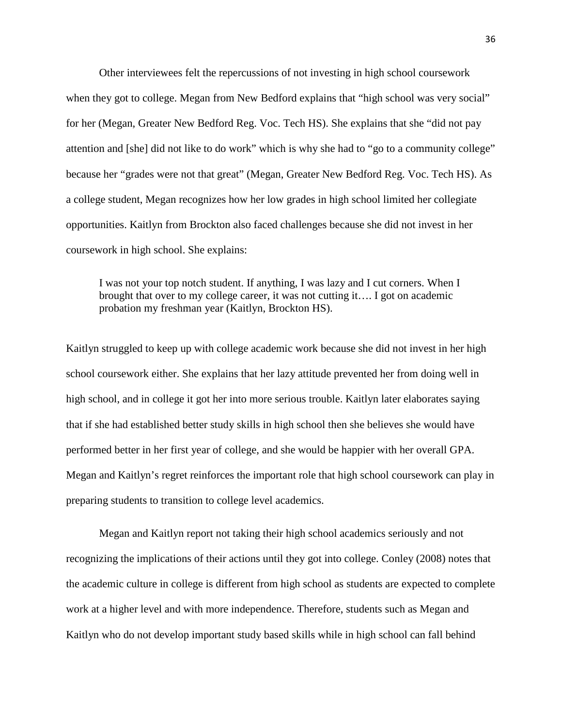Other interviewees felt the repercussions of not investing in high school coursework when they got to college. Megan from New Bedford explains that "high school was very social" for her (Megan, Greater New Bedford Reg. Voc. Tech HS). She explains that she "did not pay attention and [she] did not like to do work" which is why she had to "go to a community college" because her "grades were not that great" (Megan, Greater New Bedford Reg. Voc. Tech HS). As a college student, Megan recognizes how her low grades in high school limited her collegiate opportunities. Kaitlyn from Brockton also faced challenges because she did not invest in her coursework in high school. She explains:

> I was not your top notch student. If anything, I was lazy and I cut corners. When I brought that over to my college career, it was not cutting it…. I got on academic probation my freshman year (Kaitlyn, Brockton HS).

Kaitlyn struggled to keep up with college academic work because she did not invest in her high school coursework either. She explains that her lazy attitude prevented her from doing well in high school, and in college it got her into more serious trouble. Kaitlyn later elaborates saying that if she had established better study skills in high school then she believes she would have performed better in her first year of college, and she would be happier with her overall GPA. Megan and Kaitlyn's regret reinforces the important role that high school coursework can play in preparing students to transition to college level academics.

Megan and Kaitlyn report not taking their high school academics seriously and not recognizing the implications of their actions until they got into college. Conley (2008) notes that the academic culture in college is different from high school as students are expected to complete work at a higher level and with more independence. Therefore, students such as Megan and Kaitlyn who do not develop important study based skills while in high school can fall behind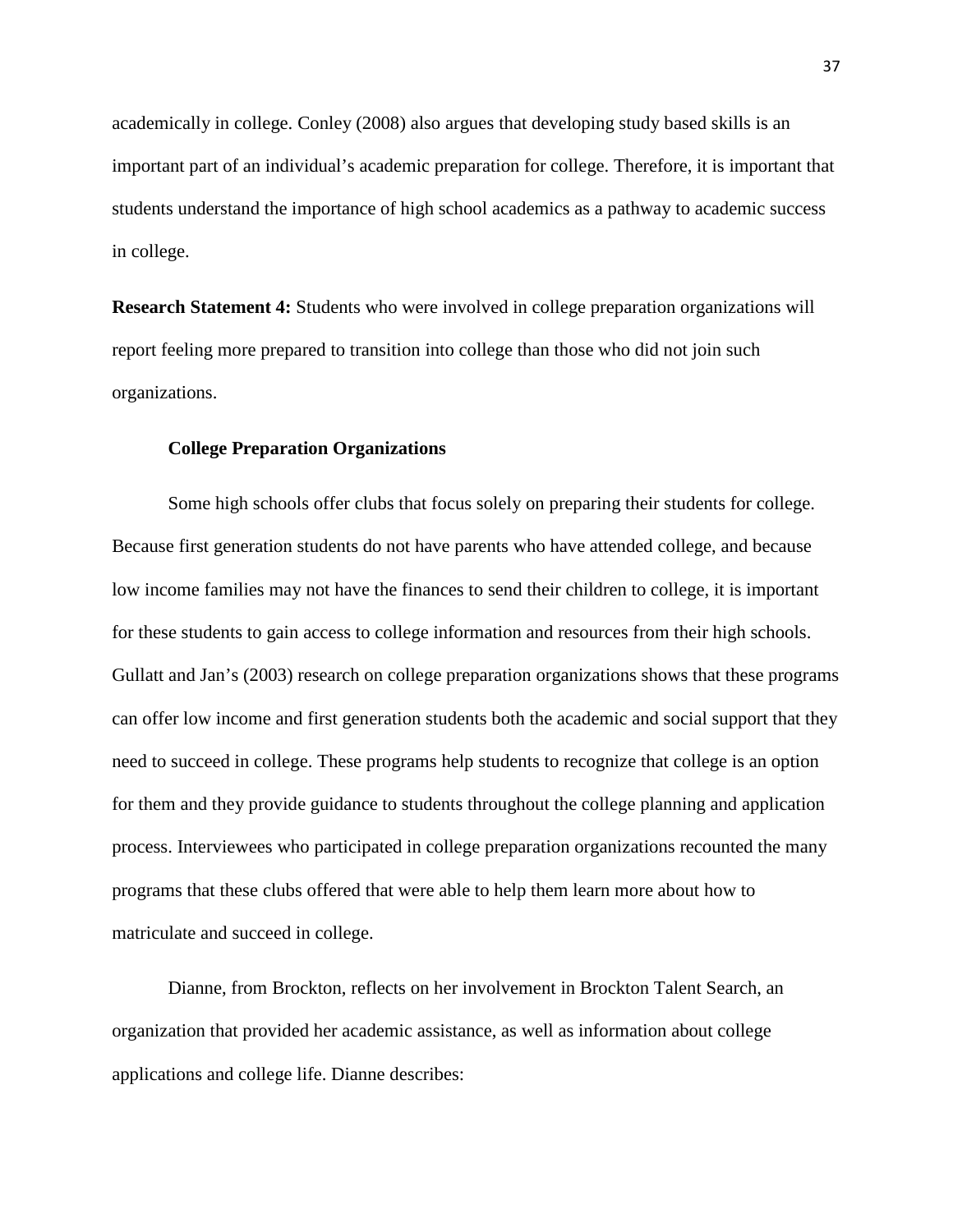academically in college. Conley (2008) also argues that developing study based skills is an important part of an individual's academic preparation for college. Therefore, it is important that students understand the importance of high school academics as a pathway to academic success in college.

**Research Statement 4:** Students who were involved in college preparation organizations will report feeling more prepared to transition into college than those who did not join such organizations.

### College Preparation Organizations

Some high schools offer clubs that focus solely on preparing their students for college. Because first generation students do not have parents who have attended college, and because low income families may not have the finances to send their children to college, it is important for these students to gain access to college information and resources from their high schools. Gullatt and Jan's (2003) research on college preparation organizations shows that these programs can offer low income and first generation students both the academic and social support that they need to succeed in college. These programs help students to recognize that college is an option for them and they provide guidance to students throughout the college planning and application process. Interviewees who participated in college preparation organizations recounted the many programs that these clubs offered that were able to help them learn more about how to matriculate and succeed in college.

Dianne, from Brockton, reflects on her involvement in Brockton Talent Search, an organization that provided her academic assistance, as well as information about college applications and college life. Dianne describes: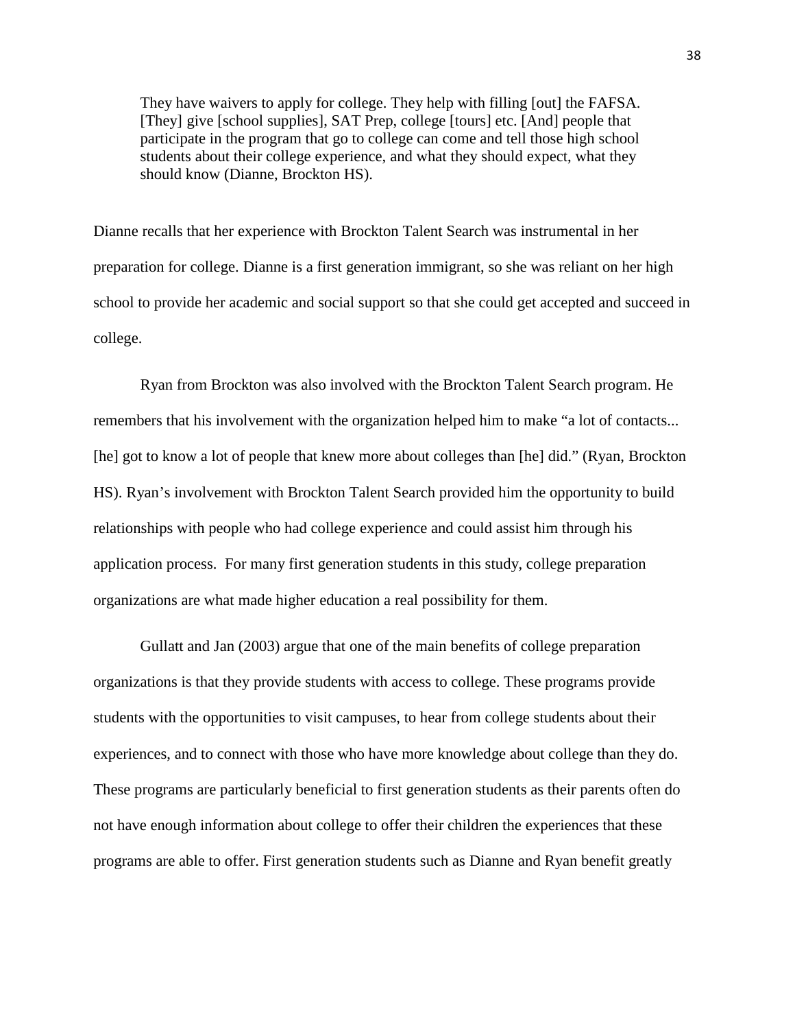> They have waivers to apply for college. They help with filling [out] the FAFSA. [They] give [school supplies], SAT Prep, college [tours] etc. [And] people that participate in the program that go to college can come and tell those high school students about their college experience, and what they should expect, what they should know (Dianne, Brockton HS).

Dianne recalls that her experience with Brockton Talent Search was instrumental in her preparation for college. Dianne is a first generation immigrant, so she was reliant on her high school to provide her academic and social support so that she could get accepted and succeed in college.

Ryan from Brockton was also involved with the Brockton Talent Search program. He remembers that his involvement with the organization helped him to make "a lot of contacts... [he] got to know a lot of people that knew more about colleges than [he] did." (Ryan, Brockton HS). Ryan's involvement with Brockton Talent Search provided him the opportunity to build relationships with people who had college experience and could assist him through his application process. For many first generation students in this study, college preparation organizations are what made higher education a real possibility for them.

Gullatt and Jan (2003) argue that one of the main benefits of college preparation organizations is that they provide students with access to college. These programs provide students with the opportunities to visit campuses, to hear from college students about their experiences, and to connect with those who have more knowledge about college than they do. These programs are particularly beneficial to first generation students as their parents often do not have enough information about college to offer their children the experiences that these programs are able to offer. First generation students such as Dianne and Ryan benefit greatly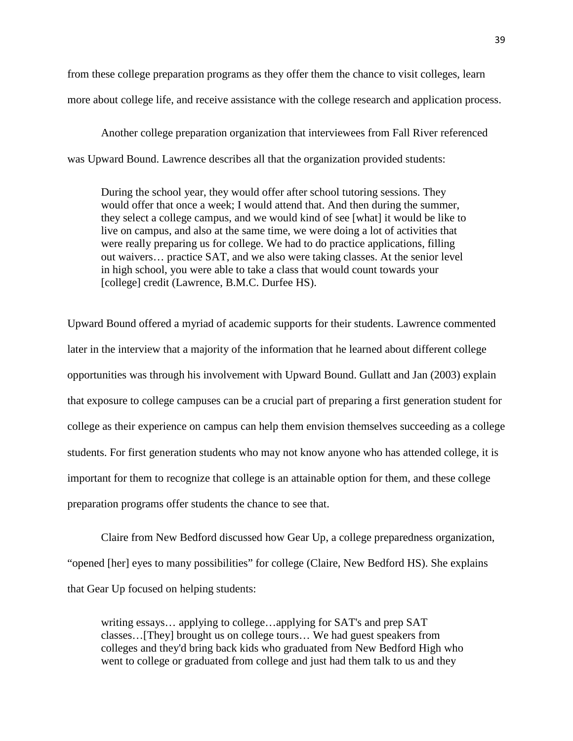from these college preparation programs as they offer them the chance to visit colleges, learn more about college life, and receive assistance with the college research and application process.

Another college preparation organization that interviewees from Fall River referenced was Upward Bound. Lawrence describes all that the organization provided students:

> During the school year, they would offer after school tutoring sessions. They would offer that once a week; I would attend that. And then during the summer, they select a college campus, and we would kind of see [what] it would be like to live on campus, and also at the same time, we were doing a lot of activities that were really preparing us for college. We had to do practice applications, filling out waivers… practice SAT, and we also were taking classes. At the senior level in high school, you were able to take a class that would count towards your [college] credit (Lawrence, B.M.C. Durfee HS).

Upward Bound offered a myriad of academic supports for their students. Lawrence commented later in the interview that a majority of the information that he learned about different college opportunities was through his involvement with Upward Bound. Gullatt and Jan (2003) explain that exposure to college campuses can be a crucial part of preparing a first generation student for college as their experience on campus can help them envision themselves succeeding as a college students. For first generation students who may not know anyone who has attended college, it is important for them to recognize that college is an attainable option for them, and these college preparation programs offer students the chance to see that.

Claire from New Bedford discussed how Gear Up, a college preparedness organization, "opened [her] eyes to many possibilities" for college (Claire, New Bedford HS). She explains that Gear Up focused on helping students:

> writing essays… applying to college…applying for SAT's and prep SAT classes…[They] brought us on college tours… We had guest speakers from colleges and they'd bring back kids who graduated from New Bedford High who went to college or graduated from college and just had them talk to us and they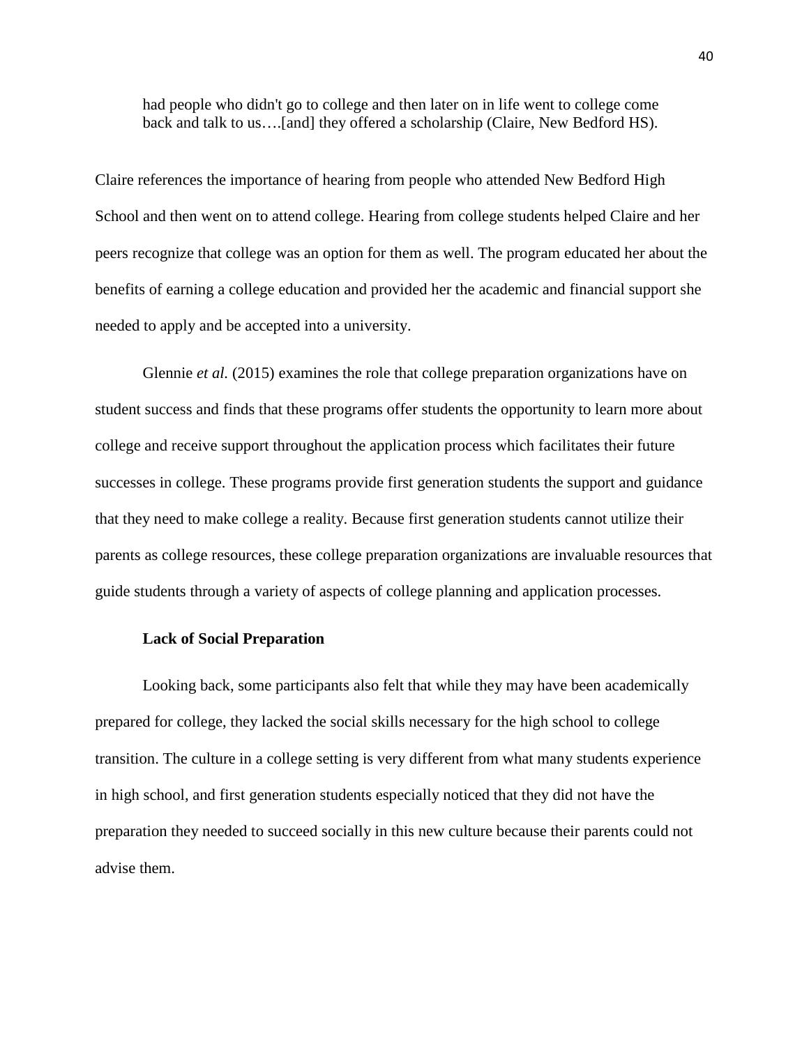> had people who didn't go to college and then later on in life went to college come back and talk to us….[and] they offered a scholarship (Claire, New Bedford HS).

Claire references the importance of hearing from people who attended New Bedford High School and then went on to attend college. Hearing from college students helped Claire and her peers recognize that college was an option for them as well. The program educated her about the benefits of earning a college education and provided her the academic and financial support she needed to apply and be accepted into a university.

Glennie *et al.* (2015) examines the role that college preparation organizations have on student success and finds that these programs offer students the opportunity to learn more about college and receive support throughout the application process which facilitates their future successes in college. These programs provide first generation students the support and guidance that they need to make college a reality. Because first generation students cannot utilize their parents as college resources, these college preparation organizations are invaluable resources that guide students through a variety of aspects of college planning and application processes.

### Lack of Social Preparation

Looking back, some participants also felt that while they may have been academically prepared for college, they lacked the social skills necessary for the high school to college transition. The culture in a college setting is very different from what many students experience in high school, and first generation students especially noticed that they did not have the preparation they needed to succeed socially in this new culture because their parents could not advise them.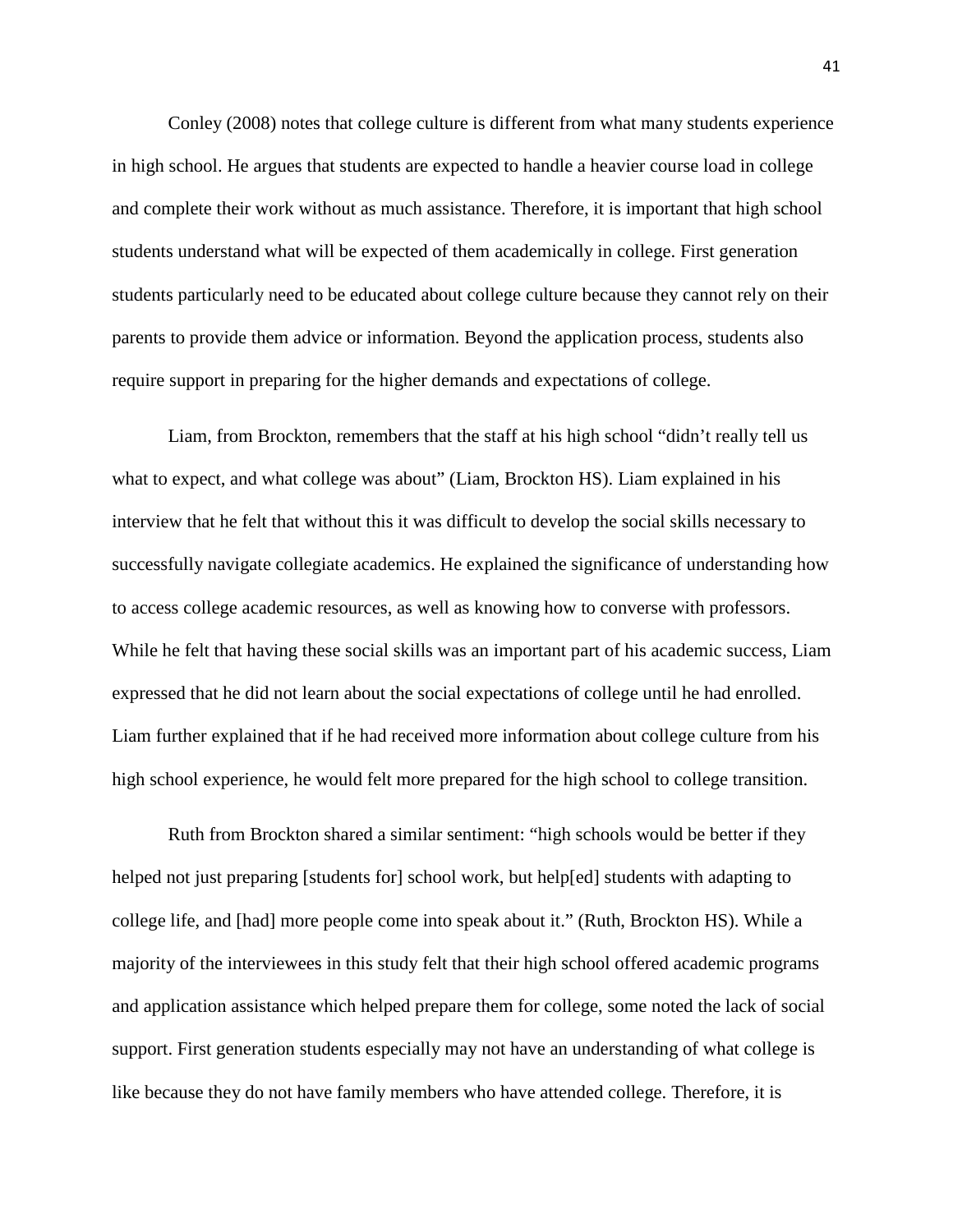Conley (2008) notes that college culture is different from what many students experience in high school. He argues that students are expected to handle a heavier course load in college and complete their work without as much assistance. Therefore, it is important that high school students understand what will be expected of them academically in college. First generation students particularly need to be educated about college culture because they cannot rely on their parents to provide them advice or information. Beyond the application process, students also require support in preparing for the higher demands and expectations of college.

Liam, from Brockton, remembers that the staff at his high school "didn't really tell us what to expect, and what college was about" (Liam, Brockton HS). Liam explained in his interview that he felt that without this it was difficult to develop the social skills necessary to successfully navigate collegiate academics. He explained the significance of understanding how to access college academic resources, as well as knowing how to converse with professors. While he felt that having these social skills was an important part of his academic success, Liam expressed that he did not learn about the social expectations of college until he had enrolled. Liam further explained that if he had received more information about college culture from his high school experience, he would felt more prepared for the high school to college transition.

Ruth from Brockton shared a similar sentiment: "high schools would be better if they helped not just preparing [students for] school work, but help[ed] students with adapting to college life, and [had] more people come into speak about it." (Ruth, Brockton HS). While a majority of the interviewees in this study felt that their high school offered academic programs and application assistance which helped prepare them for college, some noted the lack of social support. First generation students especially may not have an understanding of what college is like because they do not have family members who have attended college. Therefore, it is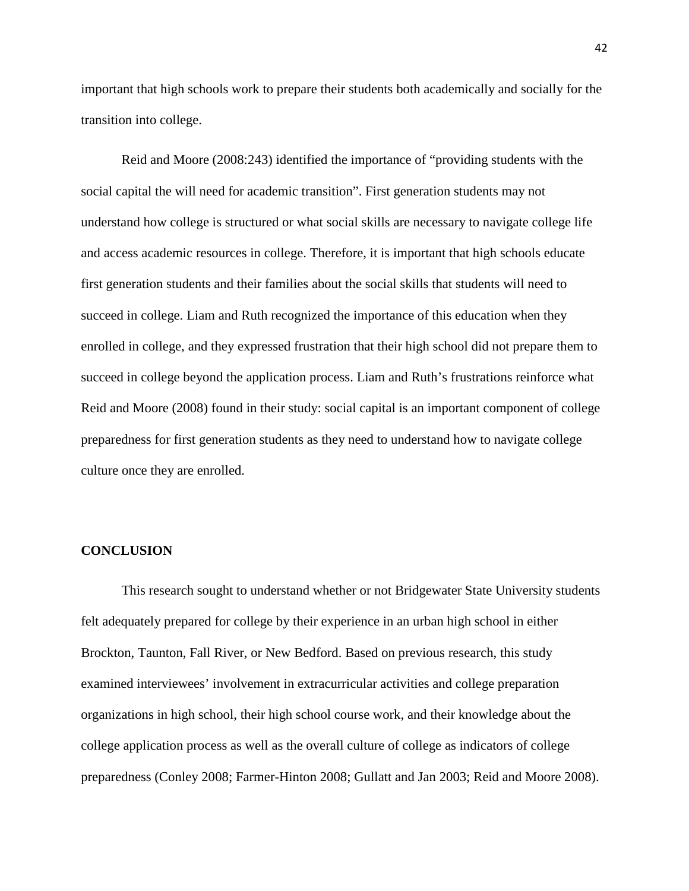important that high schools work to prepare their students both academically and socially for the transition into college.

Reid and Moore (2008:243) identified the importance of "providing students with the social capital the will need for academic transition". First generation students may not understand how college is structured or what social skills are necessary to navigate college life and access academic resources in college. Therefore, it is important that high schools educate first generation students and their families about the social skills that students will need to succeed in college. Liam and Ruth recognized the importance of this education when they enrolled in college, and they expressed frustration that their high school did not prepare them to succeed in college beyond the application process. Liam and Ruth's frustrations reinforce what Reid and Moore (2008) found in their study: social capital is an important component of college preparedness for first generation students as they need to understand how to navigate college culture once they are enrolled.

## CONCLUSION

This research sought to understand whether or not Bridgewater State University students felt adequately prepared for college by their experience in an urban high school in either Brockton, Taunton, Fall River, or New Bedford. Based on previous research, this study examined interviewees' involvement in extracurricular activities and college preparation organizations in high school, their high school course work, and their knowledge about the college application process as well as the overall culture of college as indicators of college preparedness (Conley 2008; Farmer-Hinton 2008; Gullatt and Jan 2003; Reid and Moore 2008).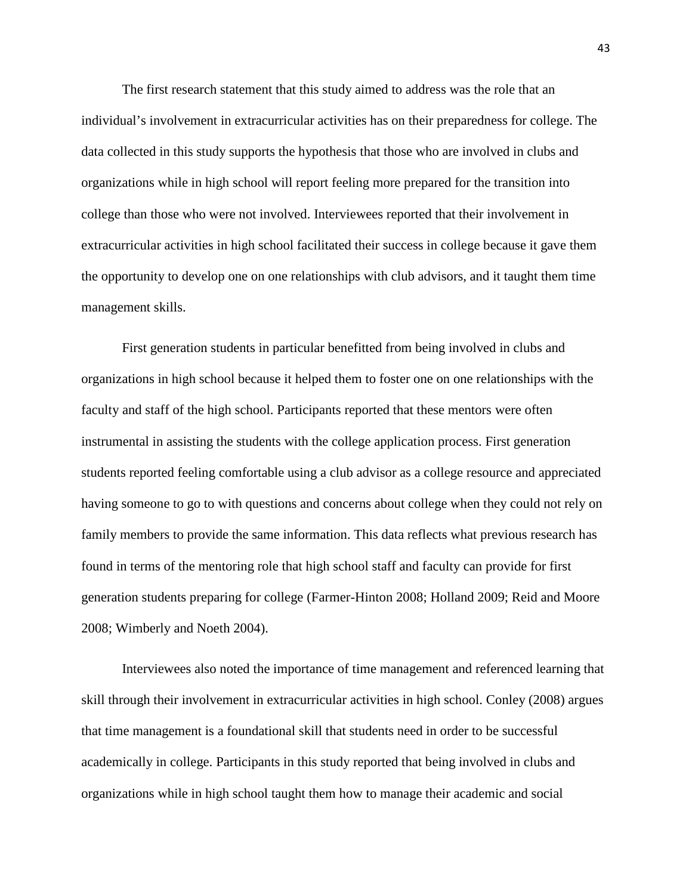The first research statement that this study aimed to address was the role that an individual's involvement in extracurricular activities has on their preparedness for college. The data collected in this study supports the hypothesis that those who are involved in clubs and organizations while in high school will report feeling more prepared for the transition into college than those who were not involved. Interviewees reported that their involvement in extracurricular activities in high school facilitated their success in college because it gave them the opportunity to develop one on one relationships with club advisors, and it taught them time management skills.

First generation students in particular benefitted from being involved in clubs and organizations in high school because it helped them to foster one on one relationships with the faculty and staff of the high school. Participants reported that these mentors were often instrumental in assisting the students with the college application process. First generation students reported feeling comfortable using a club advisor as a college resource and appreciated having someone to go to with questions and concerns about college when they could not rely on family members to provide the same information. This data reflects what previous research has found in terms of the mentoring role that high school staff and faculty can provide for first generation students preparing for college (Farmer-Hinton 2008; Holland 2009; Reid and Moore 2008; Wimberly and Noeth 2004).

Interviewees also noted the importance of time management and referenced learning that skill through their involvement in extracurricular activities in high school. Conley (2008) argues that time management is a foundational skill that students need in order to be successful academically in college. Participants in this study reported that being involved in clubs and organizations while in high school taught them how to manage their academic and social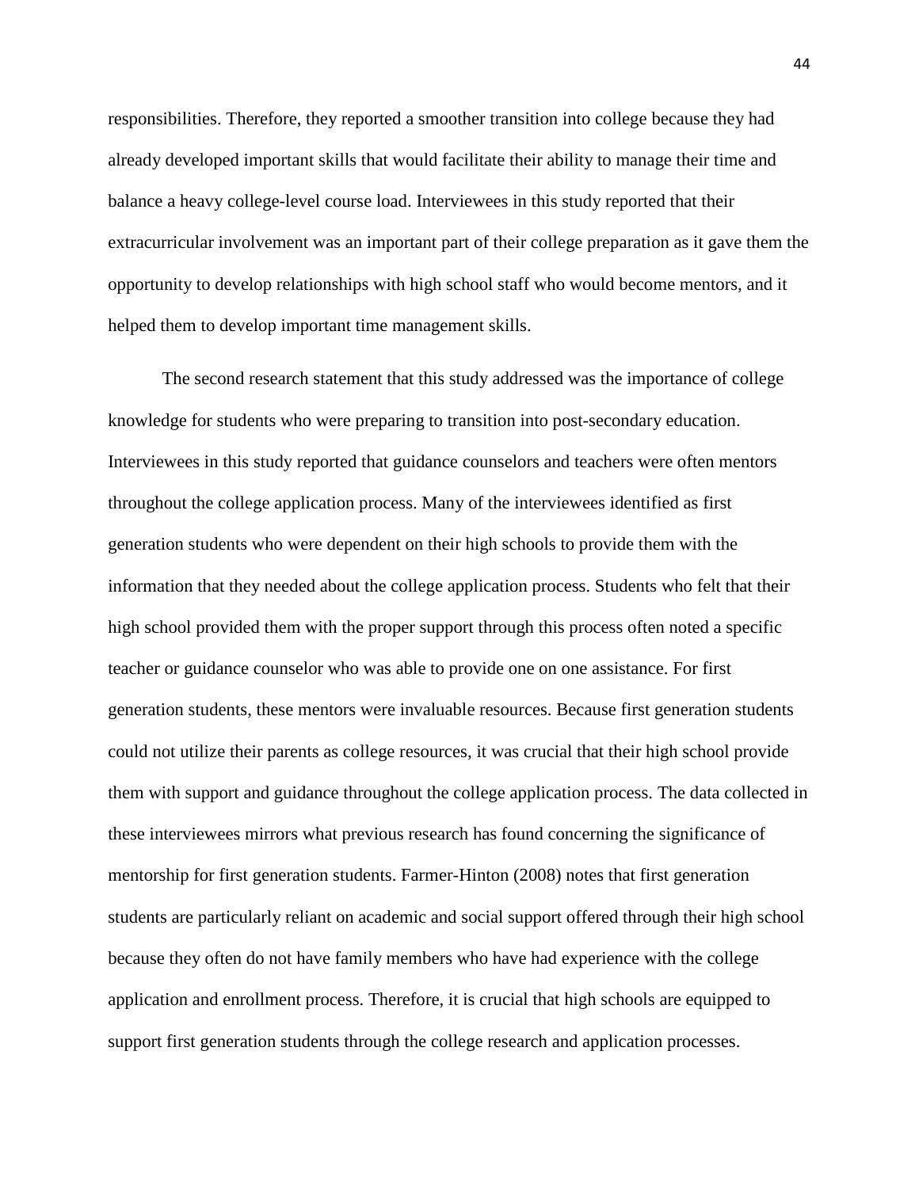responsibilities. Therefore, they reported a smoother transition into college because they had already developed important skills that would facilitate their ability to manage their time and balance a heavy college-level course load. Interviewees in this study reported that their extracurricular involvement was an important part of their college preparation as it gave them the opportunity to develop relationships with high school staff who would become mentors, and it helped them to develop important time management skills.

The second research statement that this study addressed was the importance of college knowledge for students who were preparing to transition into post-secondary education. Interviewees in this study reported that guidance counselors and teachers were often mentors throughout the college application process. Many of the interviewees identified as first generation students who were dependent on their high schools to provide them with the information that they needed about the college application process. Students who felt that their high school provided them with the proper support through this process often noted a specific teacher or guidance counselor who was able to provide one on one assistance. For first generation students, these mentors were invaluable resources. Because first generation students could not utilize their parents as college resources, it was crucial that their high school provide them with support and guidance throughout the college application process. The data collected in these interviewees mirrors what previous research has found concerning the significance of mentorship for first generation students. Farmer-Hinton (2008) notes that first generation students are particularly reliant on academic and social support offered through their high school because they often do not have family members who have had experience with the college application and enrollment process. Therefore, it is crucial that high schools are equipped to support first generation students through the college research and application processes.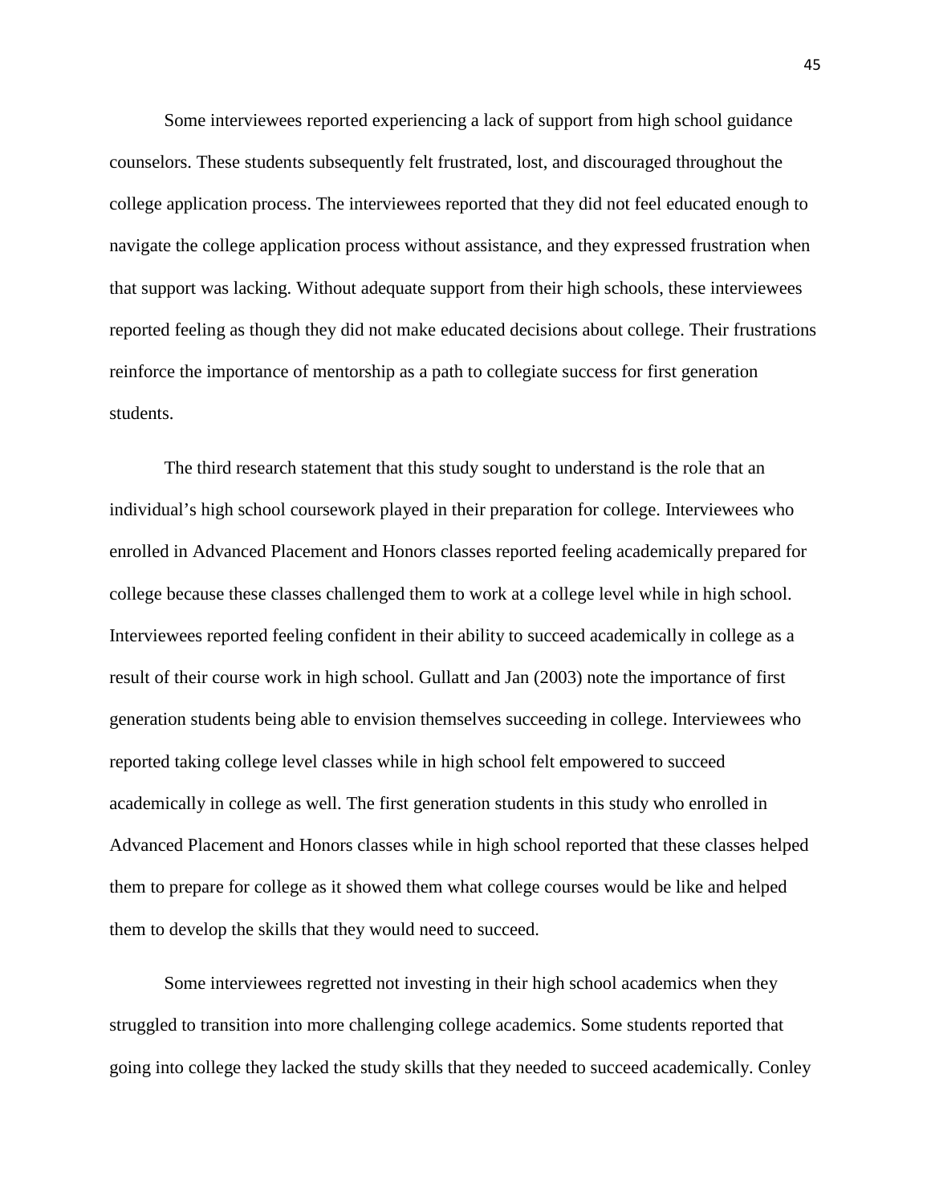Some interviewees reported experiencing a lack of support from high school guidance counselors. These students subsequently felt frustrated, lost, and discouraged throughout the college application process. The interviewees reported that they did not feel educated enough to navigate the college application process without assistance, and they expressed frustration when that support was lacking. Without adequate support from their high schools, these interviewees reported feeling as though they did not make educated decisions about college. Their frustrations reinforce the importance of mentorship as a path to collegiate success for first generation students.

The third research statement that this study sought to understand is the role that an individual's high school coursework played in their preparation for college. Interviewees who enrolled in Advanced Placement and Honors classes reported feeling academically prepared for college because these classes challenged them to work at a college level while in high school. Interviewees reported feeling confident in their ability to succeed academically in college as a result of their course work in high school. Gullatt and Jan (2003) note the importance of first generation students being able to envision themselves succeeding in college. Interviewees who reported taking college level classes while in high school felt empowered to succeed academically in college as well. The first generation students in this study who enrolled in Advanced Placement and Honors classes while in high school reported that these classes helped them to prepare for college as it showed them what college courses would be like and helped them to develop the skills that they would need to succeed.

Some interviewees regretted not investing in their high school academics when they struggled to transition into more challenging college academics. Some students reported that going into college they lacked the study skills that they needed to succeed academically. Conley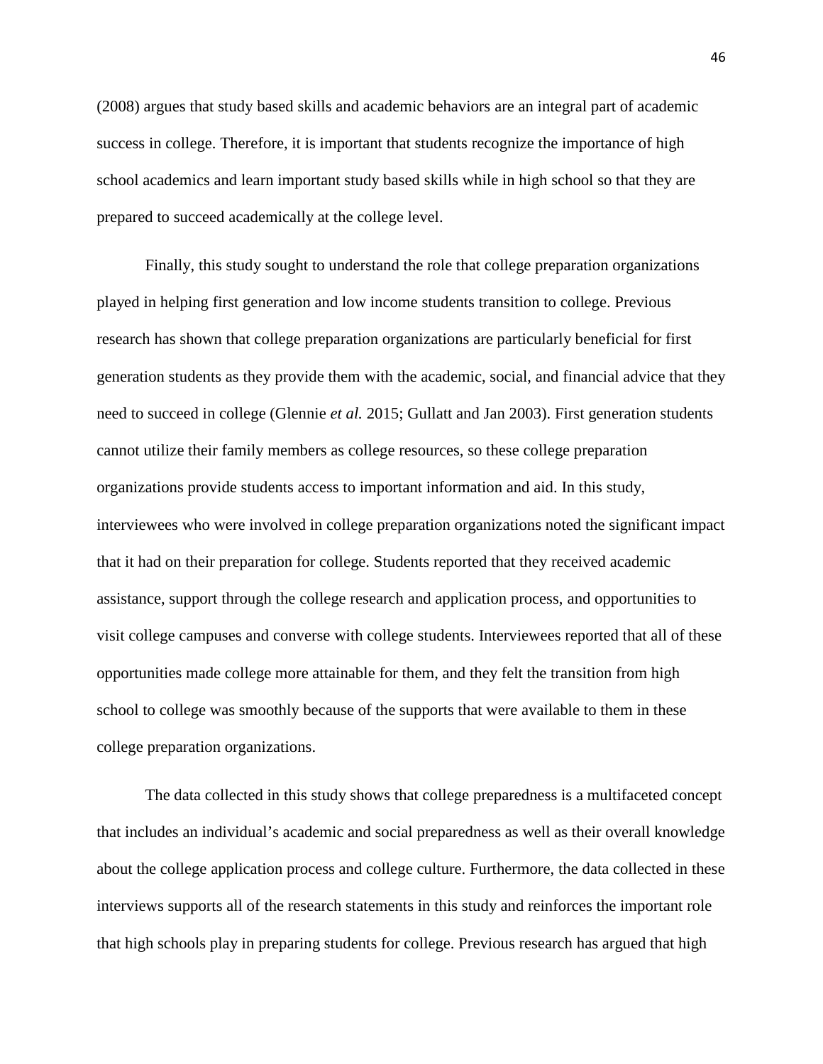(2008) argues that study based skills and academic behaviors are an integral part of academic success in college. Therefore, it is important that students recognize the importance of high school academics and learn important study based skills while in high school so that they are prepared to succeed academically at the college level.

Finally, this study sought to understand the role that college preparation organizations played in helping first generation and low income students transition to college. Previous research has shown that college preparation organizations are particularly beneficial for first generation students as they provide them with the academic, social, and financial advice that they need to succeed in college (Glennie *et al.* 2015; Gullatt and Jan 2003). First generation students cannot utilize their family members as college resources, so these college preparation organizations provide students access to important information and aid. In this study, interviewees who were involved in college preparation organizations noted the significant impact that it had on their preparation for college. Students reported that they received academic assistance, support through the college research and application process, and opportunities to visit college campuses and converse with college students. Interviewees reported that all of these opportunities made college more attainable for them, and they felt the transition from high school to college was smoothly because of the supports that were available to them in these college preparation organizations.

The data collected in this study shows that college preparedness is a multifaceted concept that includes an individual's academic and social preparedness as well as their overall knowledge about the college application process and college culture. Furthermore, the data collected in these interviews supports all of the research statements in this study and reinforces the important role that high schools play in preparing students for college. Previous research has argued that high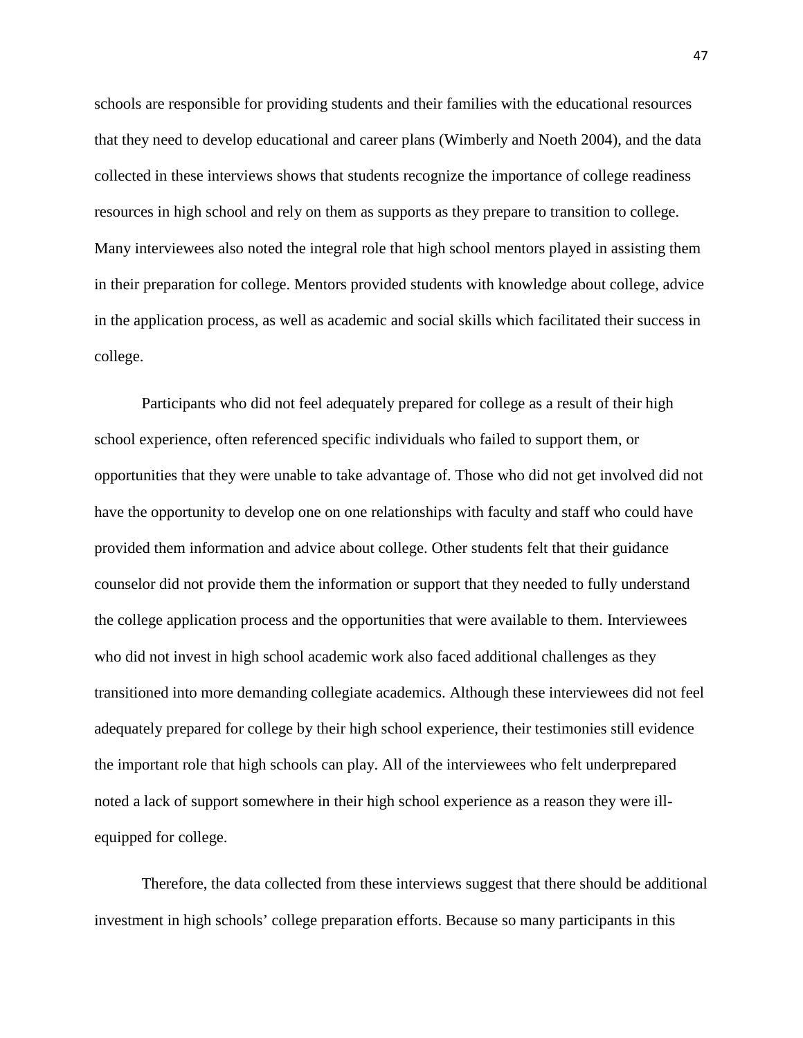schools are responsible for providing students and their families with the educational resources that they need to develop educational and career plans (Wimberly and Noeth 2004), and the data collected in these interviews shows that students recognize the importance of college readiness resources in high school and rely on them as supports as they prepare to transition to college. Many interviewees also noted the integral role that high school mentors played in assisting them in their preparation for college. Mentors provided students with knowledge about college, advice in the application process, as well as academic and social skills which facilitated their success in college.

Participants who did not feel adequately prepared for college as a result of their high school experience, often referenced specific individuals who failed to support them, or opportunities that they were unable to take advantage of. Those who did not get involved did not have the opportunity to develop one on one relationships with faculty and staff who could have provided them information and advice about college. Other students felt that their guidance counselor did not provide them the information or support that they needed to fully understand the college application process and the opportunities that were available to them. Interviewees who did not invest in high school academic work also faced additional challenges as they transitioned into more demanding collegiate academics. Although these interviewees did not feel adequately prepared for college by their high school experience, their testimonies still evidence the important role that high schools can play. All of the interviewees who felt underprepared noted a lack of support somewhere in their high school experience as a reason they were ill-equipped for college.

Therefore, the data collected from these interviews suggest that there should be additional investment in high schools' college preparation efforts. Because so many participants in this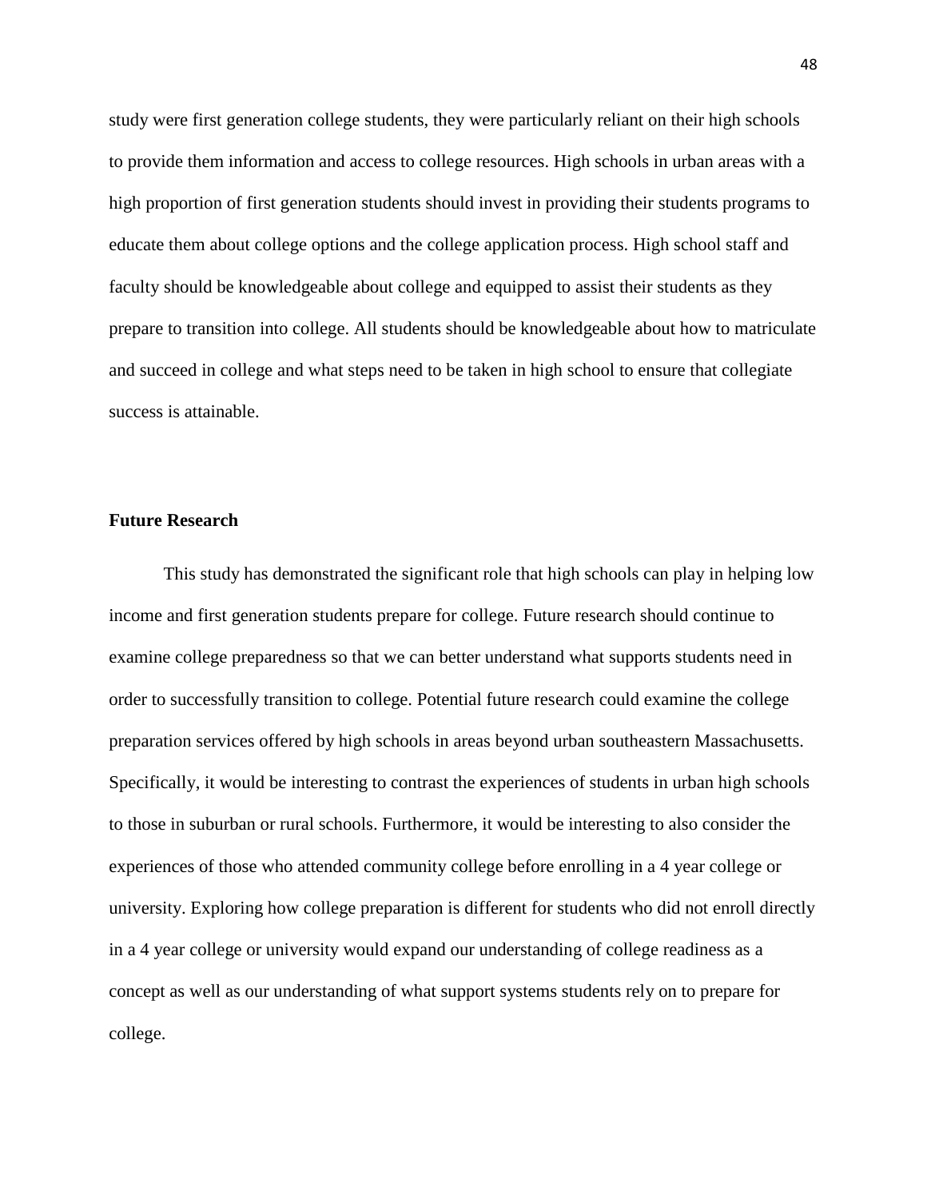study were first generation college students, they were particularly reliant on their high schools to provide them information and access to college resources. High schools in urban areas with a high proportion of first generation students should invest in providing their students programs to educate them about college options and the college application process. High school staff and faculty should be knowledgeable about college and equipped to assist their students as they prepare to transition into college. All students should be knowledgeable about how to matriculate and succeed in college and what steps need to be taken in high school to ensure that collegiate success is attainable.

## Future Research

This study has demonstrated the significant role that high schools can play in helping low income and first generation students prepare for college. Future research should continue to examine college preparedness so that we can better understand what supports students need in order to successfully transition to college. Potential future research could examine the college preparation services offered by high schools in areas beyond urban southeastern Massachusetts. Specifically, it would be interesting to contrast the experiences of students in urban high schools to those in suburban or rural schools. Furthermore, it would be interesting to also consider the experiences of those who attended community college before enrolling in a 4 year college or university. Exploring how college preparation is different for students who did not enroll directly in a 4 year college or university would expand our understanding of college readiness as a concept as well as our understanding of what support systems students rely on to prepare for college.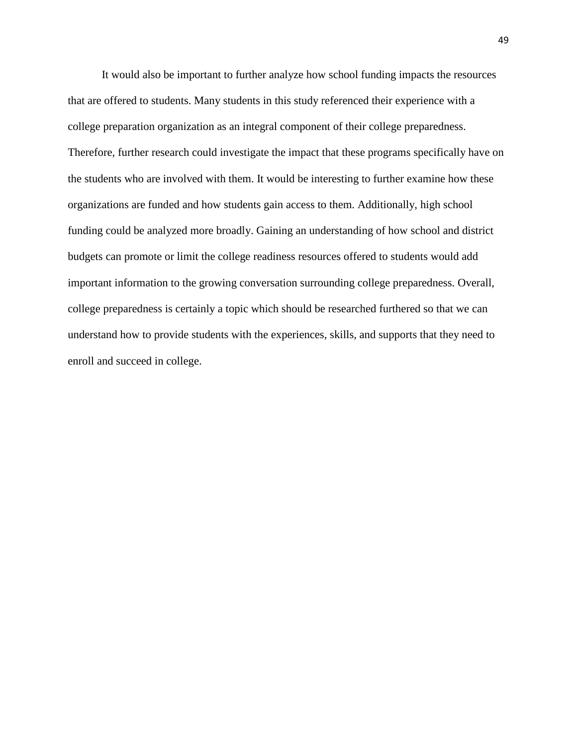It would also be important to further analyze how school funding impacts the resources that are offered to students. Many students in this study referenced their experience with a college preparation organization as an integral component of their college preparedness. Therefore, further research could investigate the impact that these programs specifically have on the students who are involved with them. It would be interesting to further examine how these organizations are funded and how students gain access to them. Additionally, high school funding could be analyzed more broadly. Gaining an understanding of how school and district budgets can promote or limit the college readiness resources offered to students would add important information to the growing conversation surrounding college preparedness. Overall, college preparedness is certainly a topic which should be researched furthered so that we can understand how to provide students with the experiences, skills, and supports that they need to enroll and succeed in college.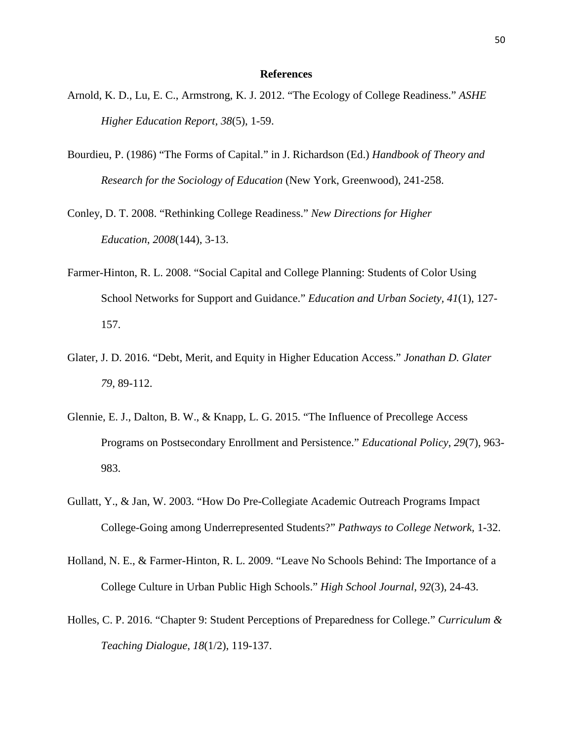# References

Arnold, K. D., Lu, E. C., Armstrong, K. J. 2012. "The Ecology of College Readiness." *ASHE Higher Education Report, 38*(5), 1-59.

Bourdieu, P. (1986) "The Forms of Capital." in J. Richardson (Ed.) *Handbook of Theory and Research for the Sociology of Education* (New York, Greenwood), 241-258.

Conley, D. T. 2008. "Rethinking College Readiness." *New Directions for Higher Education*, *2008*(144), 3-13.

Farmer-Hinton, R. L. 2008. "Social Capital and College Planning: Students of Color Using School Networks for Support and Guidance." *Education and Urban Society, 41*(1), 127-157.

Glater, J. D. 2016. "Debt, Merit, and Equity in Higher Education Access." *Jonathan D. Glater 79*, 89-112.

Glennie, E. J., Dalton, B. W., & Knapp, L. G. 2015. "The Influence of Precollege Access Programs on Postsecondary Enrollment and Persistence." *Educational Policy*, *29*(7), 963-983.

Gullatt, Y., & Jan, W. 2003. "How Do Pre-Collegiate Academic Outreach Programs Impact College-Going among Underrepresented Students?" *Pathways to College Network,* 1-32.

Holland, N. E., & Farmer-Hinton, R. L. 2009. "Leave No Schools Behind: The Importance of a College Culture in Urban Public High Schools." *High School Journal*, *92*(3), 24-43.

Holles, C. P. 2016. "Chapter 9: Student Perceptions of Preparedness for College." *Curriculum & Teaching Dialogue*, *18*(1/2), 119-137.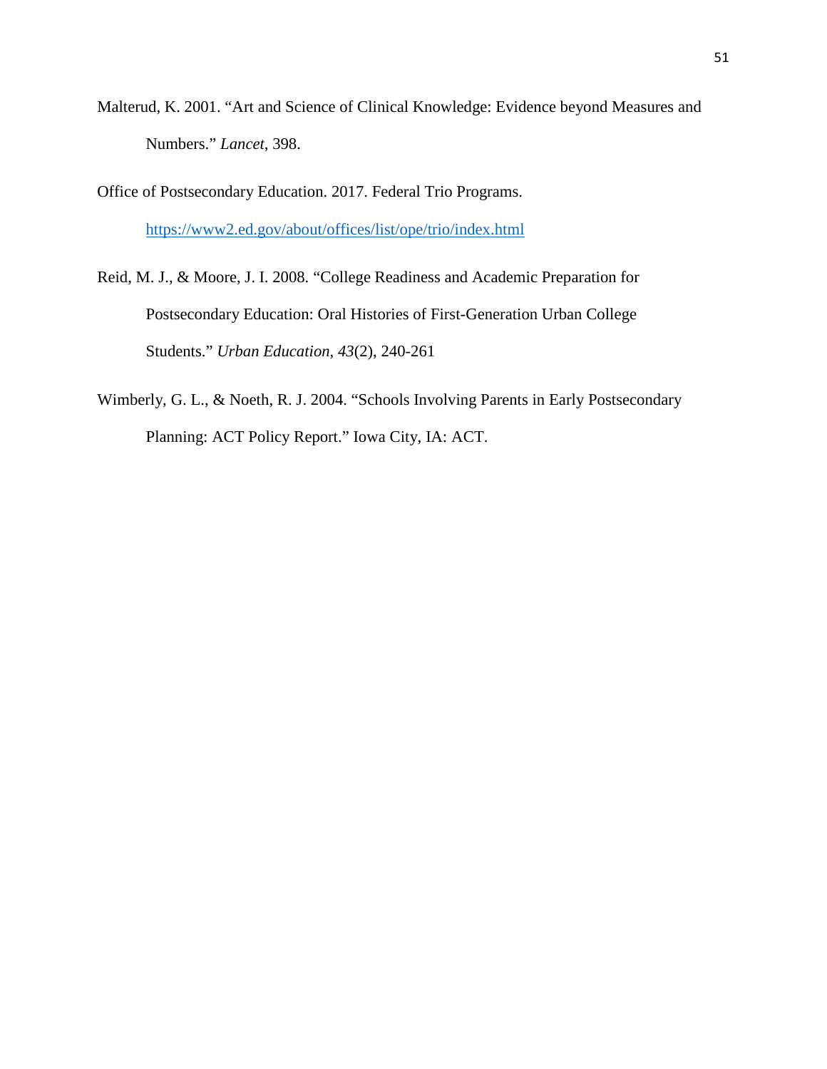Malterud, K. 2001. “Art and Science of Clinical Knowledge: Evidence beyond Measures and Numbers.” *Lancet*, 398.

Office of Postsecondary Education. 2017. Federal Trio Programs. https://www2.ed.gov/about/offices/list/ope/trio/index.html

Reid, M. J., & Moore, J. I. 2008. “College Readiness and Academic Preparation for Postsecondary Education: Oral Histories of First-Generation Urban College Students.” *Urban Education*, *43*(2), 240-261

Wimberly, G. L., & Noeth, R. J. 2004. “Schools Involving Parents in Early Postsecondary Planning: ACT Policy Report.” Iowa City, IA: ACT.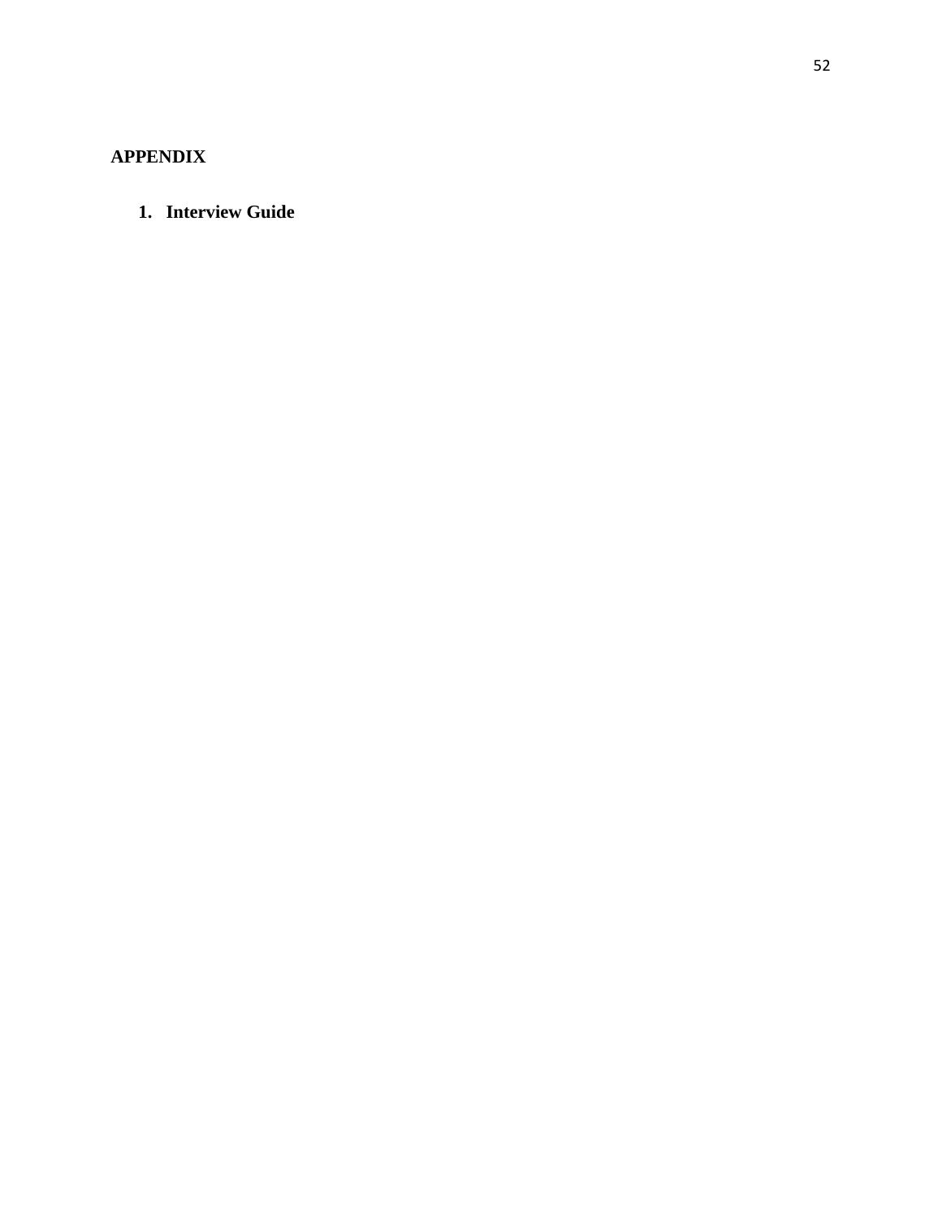# APPENDIX

1. **Interview Guide**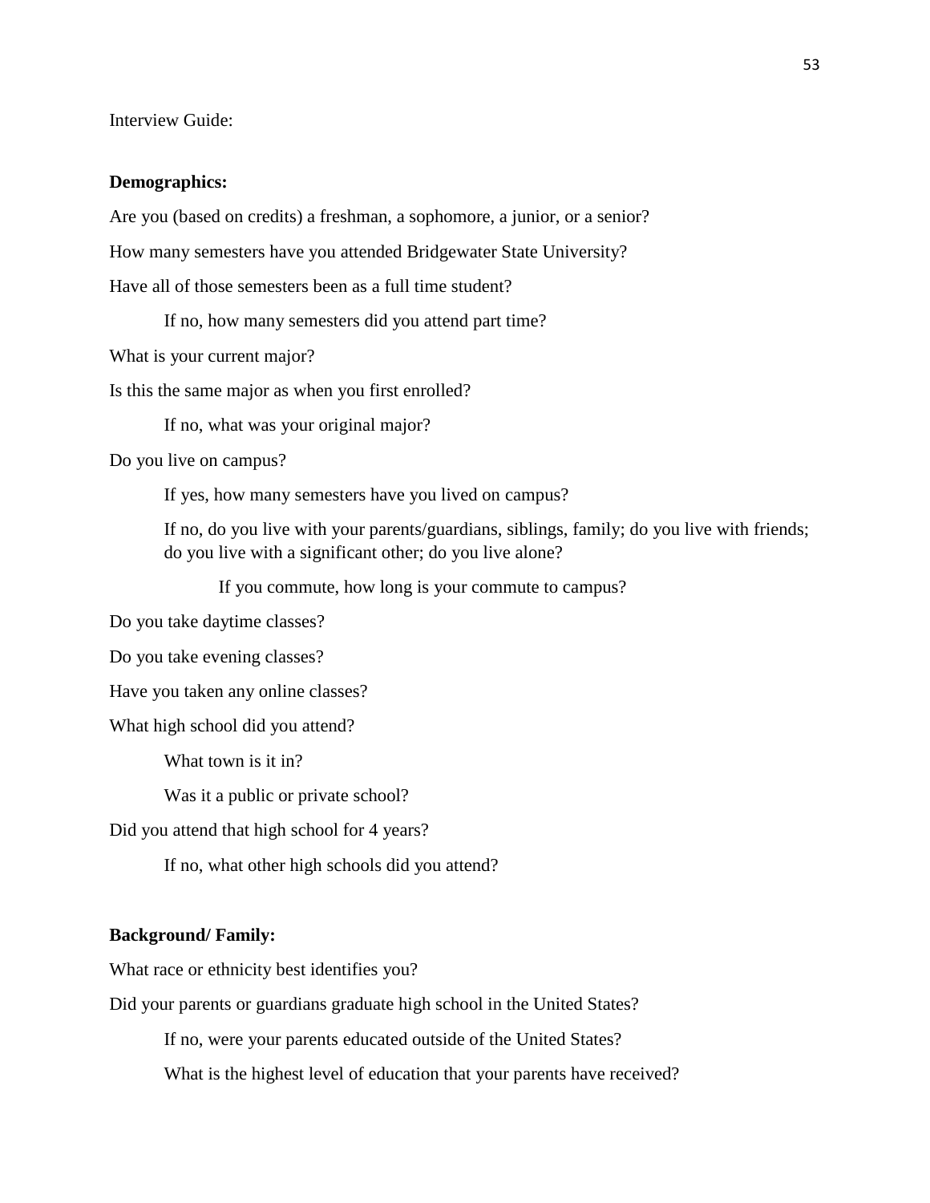Interview Guide:

**Demographics:**

Are you (based on credits) a freshman, a sophomore, a junior, or a senior?

How many semesters have you attended Bridgewater State University?

Have all of those semesters been as a full time student?

> If no, how many semesters did you attend part time?

What is your current major?

Is this the same major as when you first enrolled?

> If no, what was your original major?

Do you live on campus?

> If yes, how many semesters have you lived on campus?
>
> If no, do you live with your parents/guardians, siblings, family; do you live with friends; do you live with a significant other; do you live alone?
>
> > If you commute, how long is your commute to campus?

Do you take daytime classes?

Do you take evening classes?

Have you taken any online classes?

What high school did you attend?

> What town is it in?
>
> Was it a public or private school?

Did you attend that high school for 4 years?

> If no, what other high schools did you attend?

**Background/ Family:**

What race or ethnicity best identifies you?

Did your parents or guardians graduate high school in the United States?

> If no, were your parents educated outside of the United States?
>
> What is the highest level of education that your parents have received?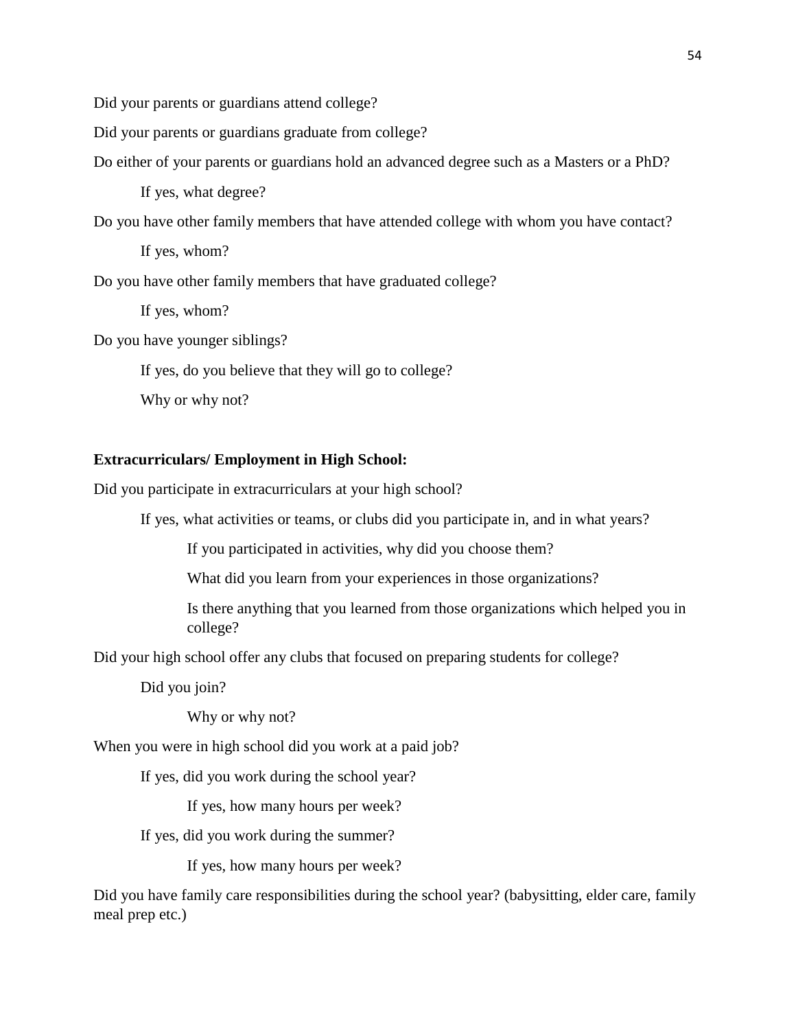Did your parents or guardians attend college?

Did your parents or guardians graduate from college?

Do either of your parents or guardians hold an advanced degree such as a Masters or a PhD?

> If yes, what degree?

Do you have other family members that have attended college with whom you have contact?

> If yes, whom?

Do you have other family members that have graduated college?

> If yes, whom?

Do you have younger siblings?

> If yes, do you believe that they will go to college?
>
> Why or why not?

**Extracurriculars/ Employment in High School:**

Did you participate in extracurriculars at your high school?

> If yes, what activities or teams, or clubs did you participate in, and in what years?
>
> > If you participated in activities, why did you choose them?
> >
> > What did you learn from your experiences in those organizations?
> >
> > Is there anything that you learned from those organizations which helped you in college?

Did your high school offer any clubs that focused on preparing students for college?

> Did you join?
>
> > Why or why not?

When you were in high school did you work at a paid job?

> If yes, did you work during the school year?
>
> > If yes, how many hours per week?
>
> If yes, did you work during the summer?
>
> > If yes, how many hours per week?

Did you have family care responsibilities during the school year? (babysitting, elder care, family meal prep etc.)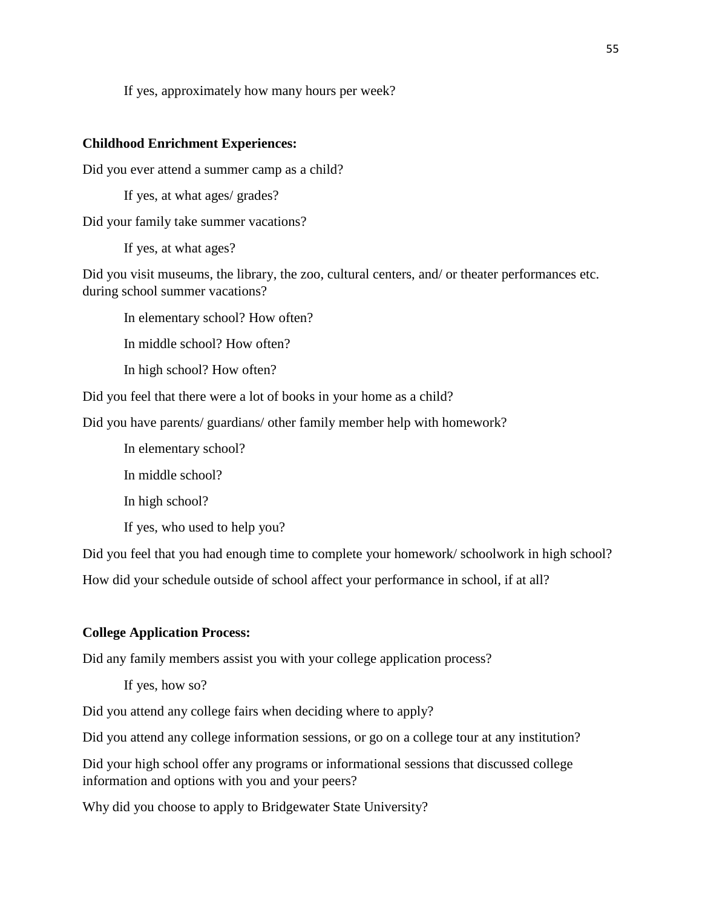If yes, approximately how many hours per week?

**Childhood Enrichment Experiences:**

Did you ever attend a summer camp as a child?

If yes, at what ages/ grades?

Did your family take summer vacations?

If yes, at what ages?

Did you visit museums, the library, the zoo, cultural centers, and/ or theater performances etc. during school summer vacations?

In elementary school? How often?

In middle school? How often?

In high school? How often?

Did you feel that there were a lot of books in your home as a child?

Did you have parents/ guardians/ other family member help with homework?

In elementary school?

In middle school?

In high school?

If yes, who used to help you?

Did you feel that you had enough time to complete your homework/ schoolwork in high school?

How did your schedule outside of school affect your performance in school, if at all?

**College Application Process:**

Did any family members assist you with your college application process?

If yes, how so?

Did you attend any college fairs when deciding where to apply?

Did you attend any college information sessions, or go on a college tour at any institution?

Did your high school offer any programs or informational sessions that discussed college information and options with you and your peers?

Why did you choose to apply to Bridgewater State University?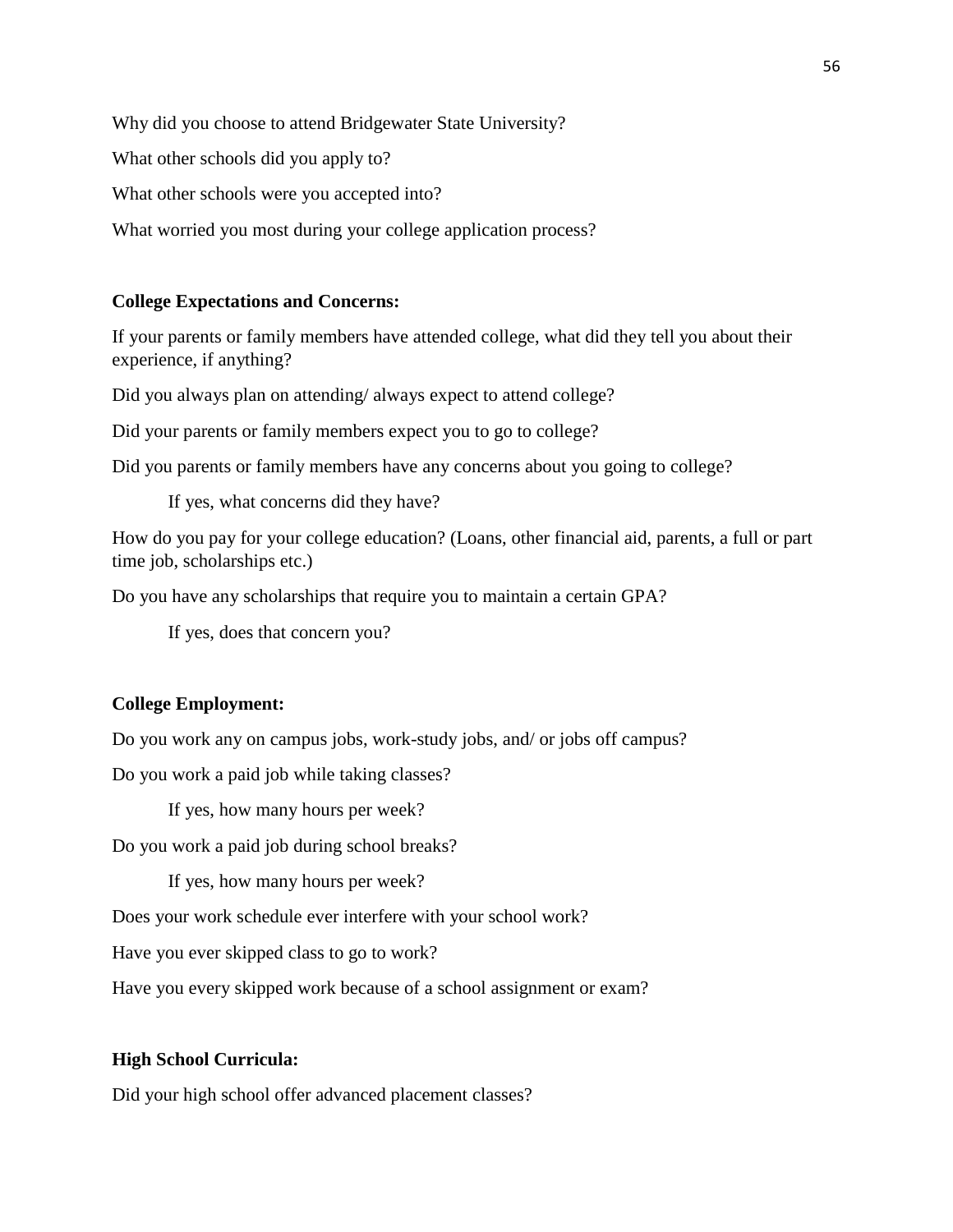Why did you choose to attend Bridgewater State University?

What other schools did you apply to?

What other schools were you accepted into?

What worried you most during your college application process?

**College Expectations and Concerns:**

If your parents or family members have attended college, what did they tell you about their experience, if anything?

Did you always plan on attending/ always expect to attend college?

Did your parents or family members expect you to go to college?

Did you parents or family members have any concerns about you going to college?

  If yes, what concerns did they have?

How do you pay for your college education? (Loans, other financial aid, parents, a full or part time job, scholarships etc.)

Do you have any scholarships that require you to maintain a certain GPA?

  If yes, does that concern you?

**College Employment:**

Do you work any on campus jobs, work-study jobs, and/ or jobs off campus?

Do you work a paid job while taking classes?

  If yes, how many hours per week?

Do you work a paid job during school breaks?

  If yes, how many hours per week?

Does your work schedule ever interfere with your school work?

Have you ever skipped class to go to work?

Have you every skipped work because of a school assignment or exam?

**High School Curricula:**

Did your high school offer advanced placement classes?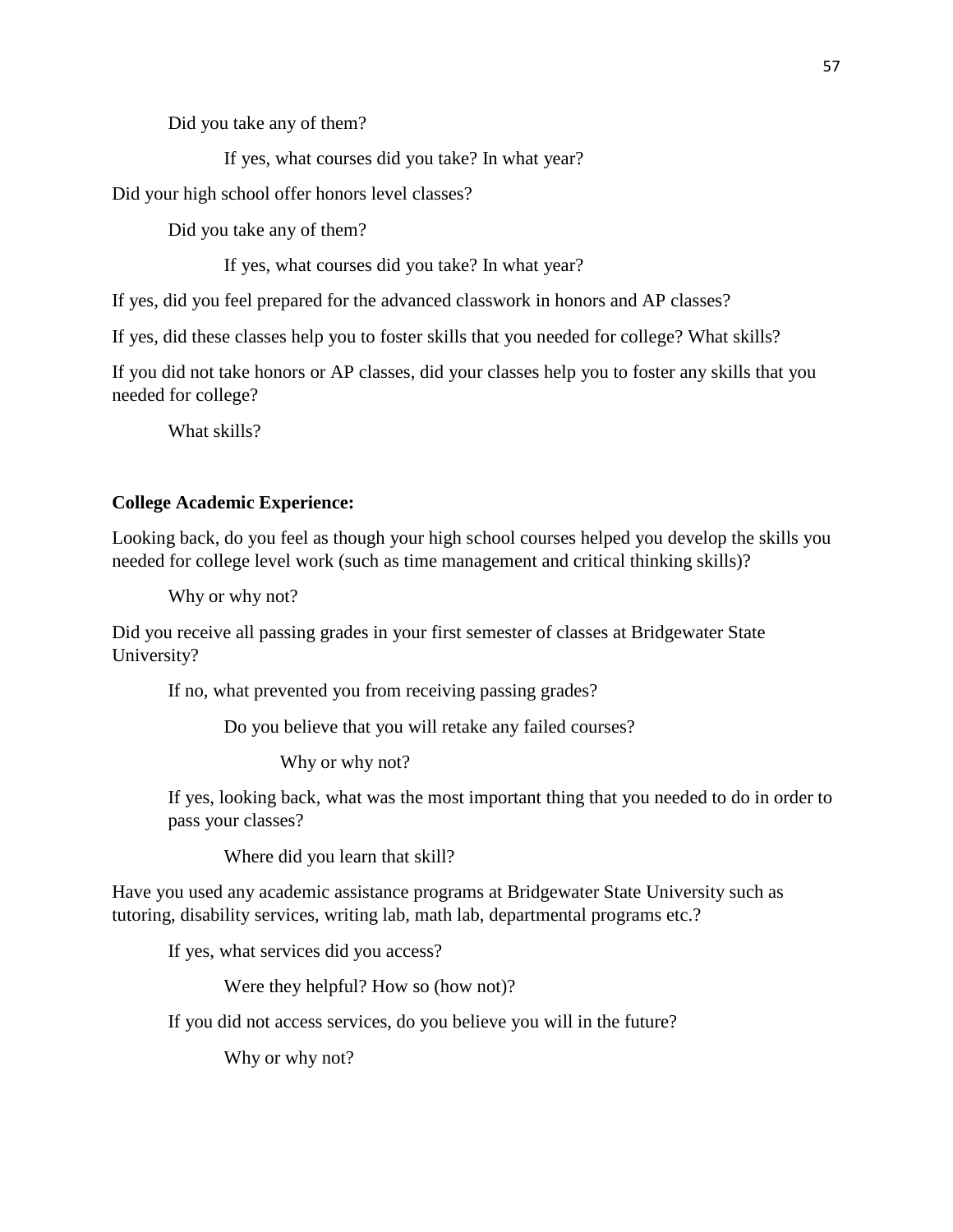Did you take any of them?

If yes, what courses did you take? In what year?

Did your high school offer honors level classes?

Did you take any of them?

If yes, what courses did you take? In what year?

If yes, did you feel prepared for the advanced classwork in honors and AP classes?

If yes, did these classes help you to foster skills that you needed for college? What skills?

If you did not take honors or AP classes, did your classes help you to foster any skills that you needed for college?

What skills?

**College Academic Experience:**

Looking back, do you feel as though your high school courses helped you develop the skills you needed for college level work (such as time management and critical thinking skills)?

Why or why not?

Did you receive all passing grades in your first semester of classes at Bridgewater State University?

If no, what prevented you from receiving passing grades?

Do you believe that you will retake any failed courses?

Why or why not?

If yes, looking back, what was the most important thing that you needed to do in order to pass your classes?

Where did you learn that skill?

Have you used any academic assistance programs at Bridgewater State University such as tutoring, disability services, writing lab, math lab, departmental programs etc.?

If yes, what services did you access?

Were they helpful? How so (how not)?

If you did not access services, do you believe you will in the future?

Why or why not?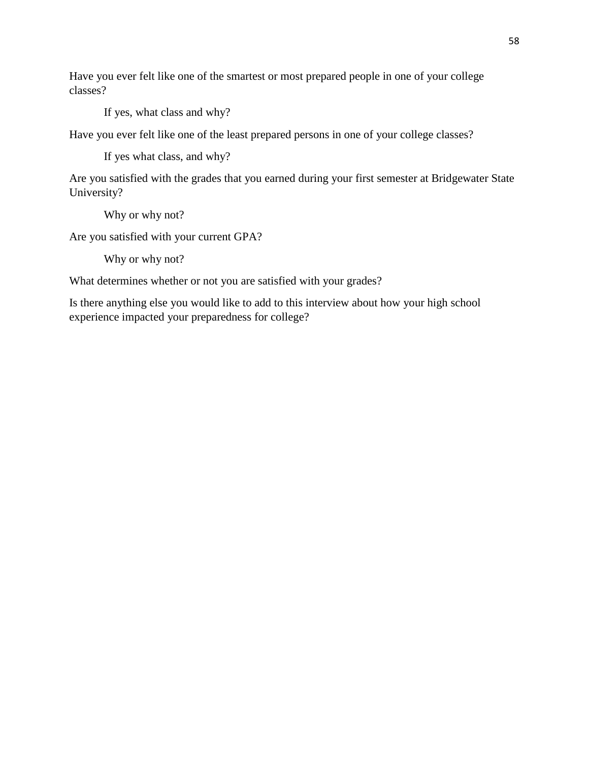Have you ever felt like one of the smartest or most prepared people in one of your college classes?

If yes, what class and why?

Have you ever felt like one of the least prepared persons in one of your college classes?

If yes what class, and why?

Are you satisfied with the grades that you earned during your first semester at Bridgewater State University?

Why or why not?

Are you satisfied with your current GPA?

Why or why not?

What determines whether or not you are satisfied with your grades?

Is there anything else you would like to add to this interview about how your high school experience impacted your preparedness for college?